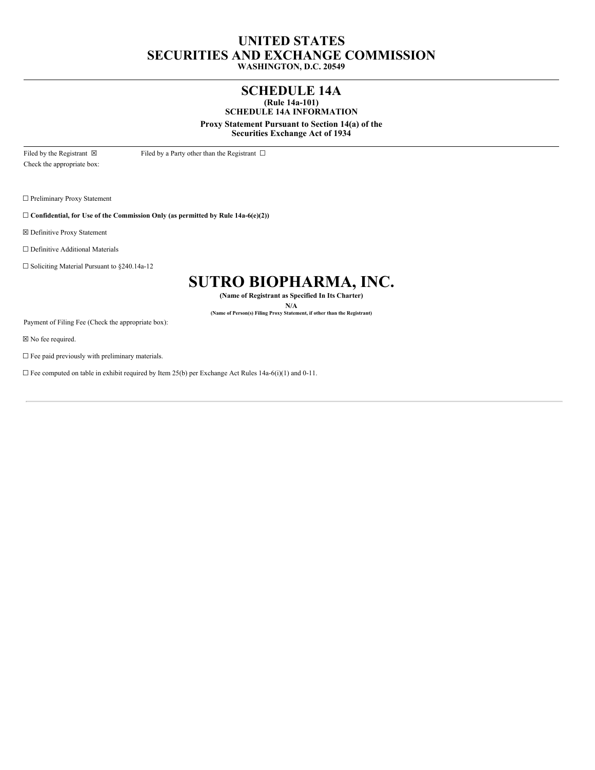# UNITED STATES
# SECURITIES AND EXCHANGE COMMISSION
**WASHINGTON, D.C. 20549**

---

## SCHEDULE 14A
**(Rule 14a-101)**
**SCHEDULE 14A INFORMATION**

**Proxy Statement Pursuant to Section 14(a) of the Securities Exchange Act of 1934**

---

Filed by the Registrant ☒ Filed by a Party other than the Registrant ☐

Check the appropriate box:

☐ Preliminary Proxy Statement

☐ **Confidential, for Use of the Commission Only (as permitted by Rule 14a-6(e)(2))**

☒ Definitive Proxy Statement

☐ Definitive Additional Materials

☐ Soliciting Material Pursuant to §240.14a-12

# SUTRO BIOPHARMA, INC.
**(Name of Registrant as Specified In Its Charter)**

**N/A**
**(Name of Person(s) Filing Proxy Statement, if other than the Registrant)**

Payment of Filing Fee (Check the appropriate box):

☒ No fee required.

☐ Fee paid previously with preliminary materials.

☐ Fee computed on table in exhibit required by Item 25(b) per Exchange Act Rules 14a-6(i)(1) and 0-11.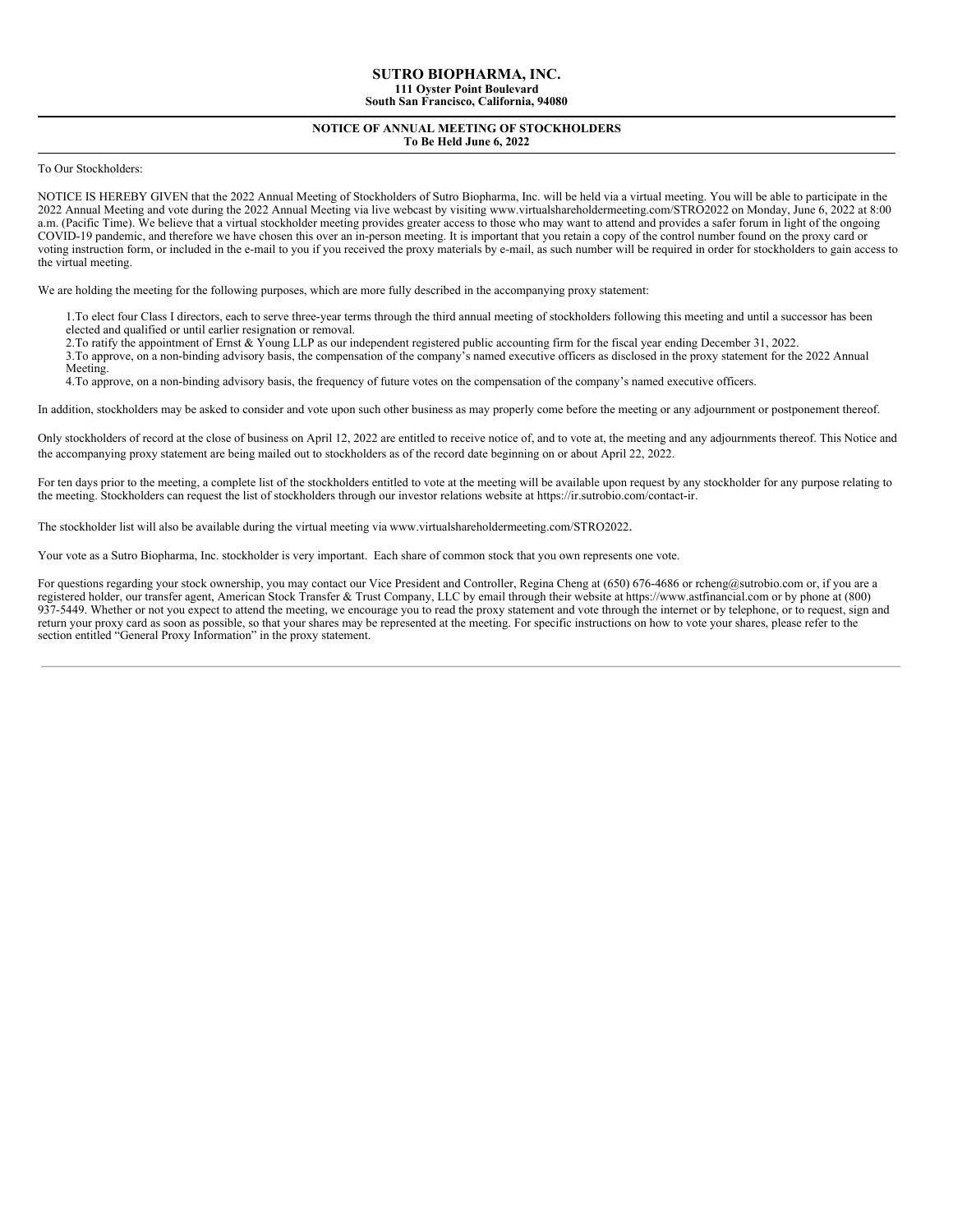# SUTRO BIOPHARMA, INC.

**111 Oyster Point Boulevard**
**South San Francisco, California, 94080**

---

## NOTICE OF ANNUAL MEETING OF STOCKHOLDERS
**To Be Held June 6, 2022**

---

To Our Stockholders:

NOTICE IS HEREBY GIVEN that the 2022 Annual Meeting of Stockholders of Sutro Biopharma, Inc. will be held via a virtual meeting. You will be able to participate in the 2022 Annual Meeting and vote during the 2022 Annual Meeting via live webcast by visiting www.virtualshareholdermeeting.com/STRO2022 on Monday, June 6, 2022 at 8:00 a.m. (Pacific Time). We believe that a virtual stockholder meeting provides greater access to those who may want to attend and provides a safer forum in light of the ongoing COVID-19 pandemic, and therefore we have chosen this over an in-person meeting. It is important that you retain a copy of the control number found on the proxy card or voting instruction form, or included in the e-mail to you if you received the proxy materials by e-mail, as such number will be required in order for stockholders to gain access to the virtual meeting.

We are holding the meeting for the following purposes, which are more fully described in the accompanying proxy statement:

1. To elect four Class I directors, each to serve three-year terms through the third annual meeting of stockholders following this meeting and until a successor has been elected and qualified or until earlier resignation or removal.
2. To ratify the appointment of Ernst & Young LLP as our independent registered public accounting firm for the fiscal year ending December 31, 2022.
3. To approve, on a non-binding advisory basis, the compensation of the company's named executive officers as disclosed in the proxy statement for the 2022 Annual Meeting.
4. To approve, on a non-binding advisory basis, the frequency of future votes on the compensation of the company's named executive officers.

In addition, stockholders may be asked to consider and vote upon such other business as may properly come before the meeting or any adjournment or postponement thereof.

Only stockholders of record at the close of business on April 12, 2022 are entitled to receive notice of, and to vote at, the meeting and any adjournments thereof. This Notice and the accompanying proxy statement are being mailed out to stockholders as of the record date beginning on or about April 22, 2022.

For ten days prior to the meeting, a complete list of the stockholders entitled to vote at the meeting will be available upon request by any stockholder for any purpose relating to the meeting. Stockholders can request the list of stockholders through our investor relations website at https://ir.sutrobio.com/contact-ir.

The stockholder list will also be available during the virtual meeting via www.virtualshareholdermeeting.com/STRO2022.

Your vote as a Sutro Biopharma, Inc. stockholder is very important. Each share of common stock that you own represents one vote.

For questions regarding your stock ownership, you may contact our Vice President and Controller, Regina Cheng at (650) 676-4686 or rcheng@sutrobio.com or, if you are a registered holder, our transfer agent, American Stock Transfer & Trust Company, LLC by email through their website at https://www.astfinancial.com or by phone at (800) 937-5449. Whether or not you expect to attend the meeting, we encourage you to read the proxy statement and vote through the internet or by telephone, or to request, sign and return your proxy card as soon as possible, so that your shares may be represented at the meeting. For specific instructions on how to vote your shares, please refer to the section entitled "General Proxy Information" in the proxy statement.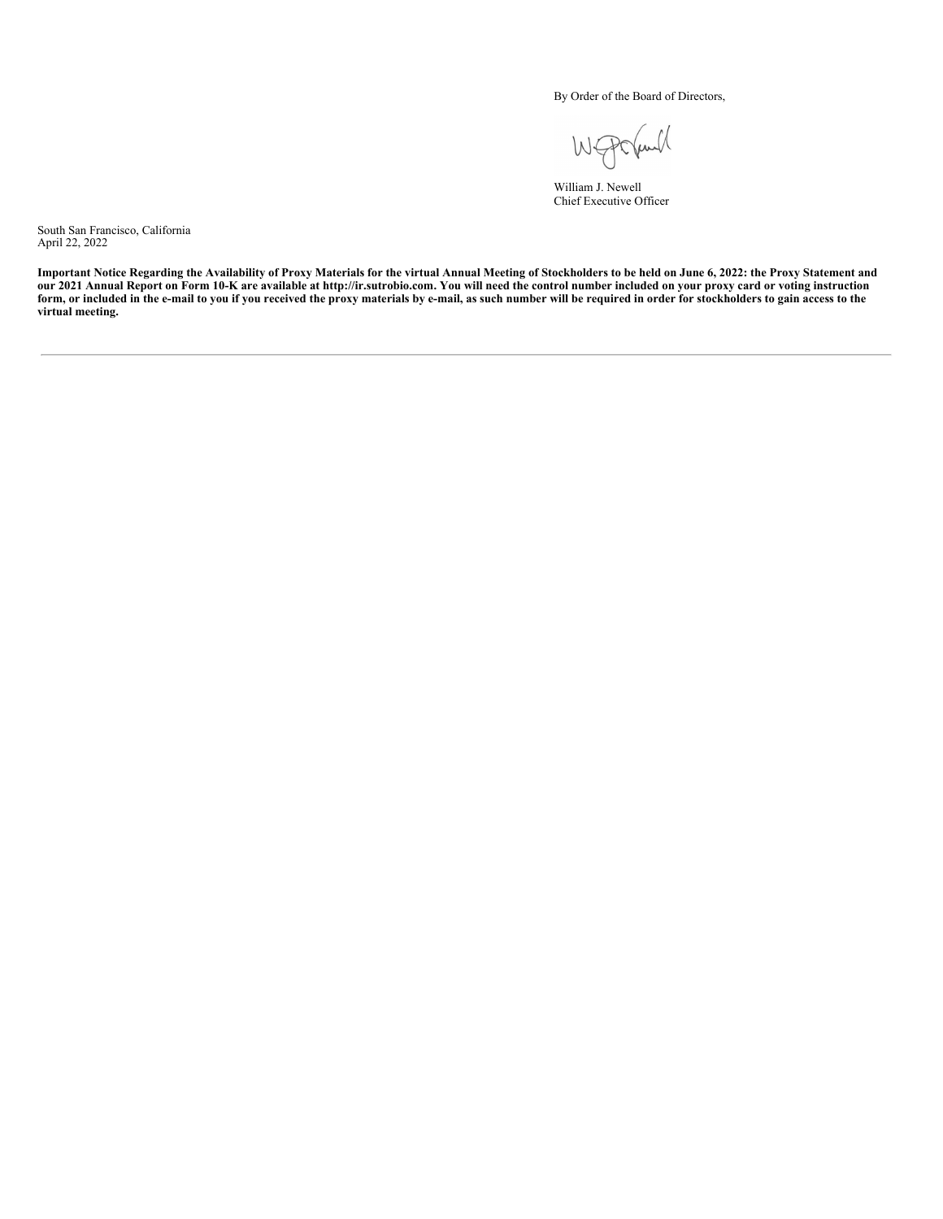By Order of the Board of Directors,

William J. Newell
Chief Executive Officer

South San Francisco, California
April 22, 2022

**Important Notice Regarding the Availability of Proxy Materials for the virtual Annual Meeting of Stockholders to be held on June 6, 2022: the Proxy Statement and our 2021 Annual Report on Form 10-K are available at http://ir.sutrobio.com. You will need the control number included on your proxy card or voting instruction form, or included in the e-mail to you if you received the proxy materials by e-mail, as such number will be required in order for stockholders to gain access to the virtual meeting.**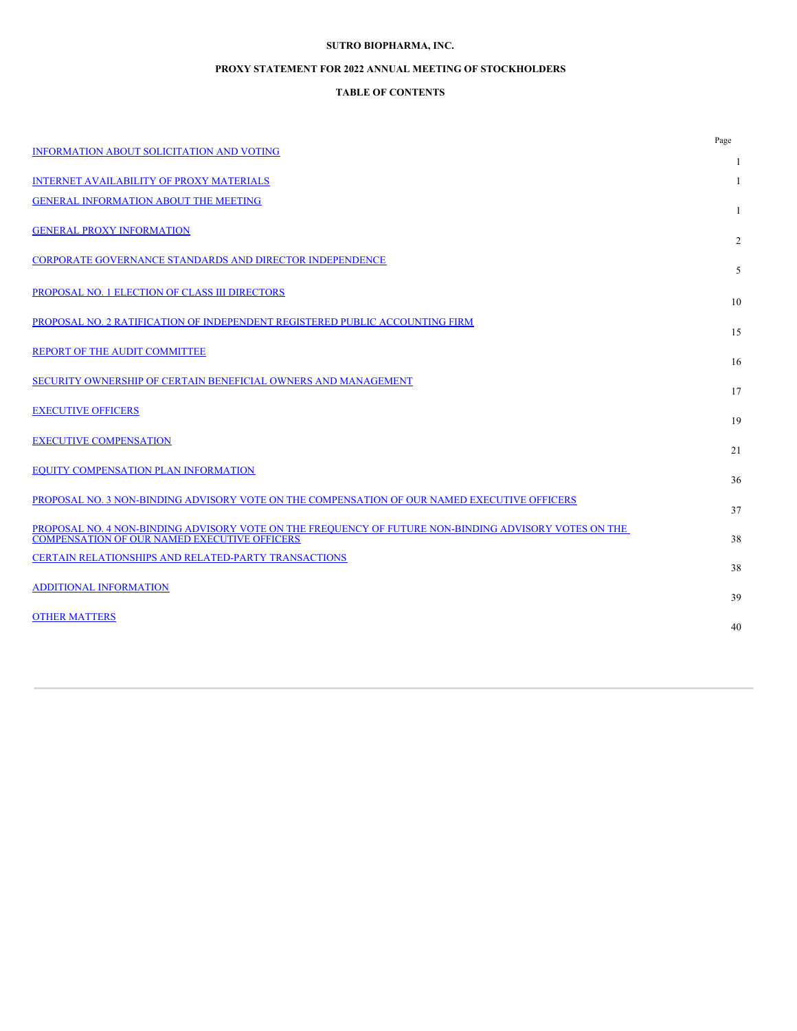**SUTRO BIOPHARMA, INC.**

**PROXY STATEMENT FOR 2022 ANNUAL MEETING OF STOCKHOLDERS**

**TABLE OF CONTENTS**

| | Page |
|---|---|
| INFORMATION ABOUT SOLICITATION AND VOTING | 1 |
| INTERNET AVAILABILITY OF PROXY MATERIALS | 1 |
| GENERAL INFORMATION ABOUT THE MEETING | 1 |
| GENERAL PROXY INFORMATION | 2 |
| CORPORATE GOVERNANCE STANDARDS AND DIRECTOR INDEPENDENCE | 5 |
| PROPOSAL NO. 1 ELECTION OF CLASS III DIRECTORS | 10 |
| PROPOSAL NO. 2 RATIFICATION OF INDEPENDENT REGISTERED PUBLIC ACCOUNTING FIRM | 15 |
| REPORT OF THE AUDIT COMMITTEE | 16 |
| SECURITY OWNERSHIP OF CERTAIN BENEFICIAL OWNERS AND MANAGEMENT | 17 |
| EXECUTIVE OFFICERS | 19 |
| EXECUTIVE COMPENSATION | 21 |
| EQUITY COMPENSATION PLAN INFORMATION | 36 |
| PROPOSAL NO. 3 NON-BINDING ADVISORY VOTE ON THE COMPENSATION OF OUR NAMED EXECUTIVE OFFICERS | 37 |
| PROPOSAL NO. 4 NON-BINDING ADVISORY VOTE ON THE FREQUENCY OF FUTURE NON-BINDING ADVISORY VOTES ON THE COMPENSATION OF OUR NAMED EXECUTIVE OFFICERS | 38 |
| CERTAIN RELATIONSHIPS AND RELATED-PARTY TRANSACTIONS | 38 |
| ADDITIONAL INFORMATION | 39 |
| OTHER MATTERS | 40 |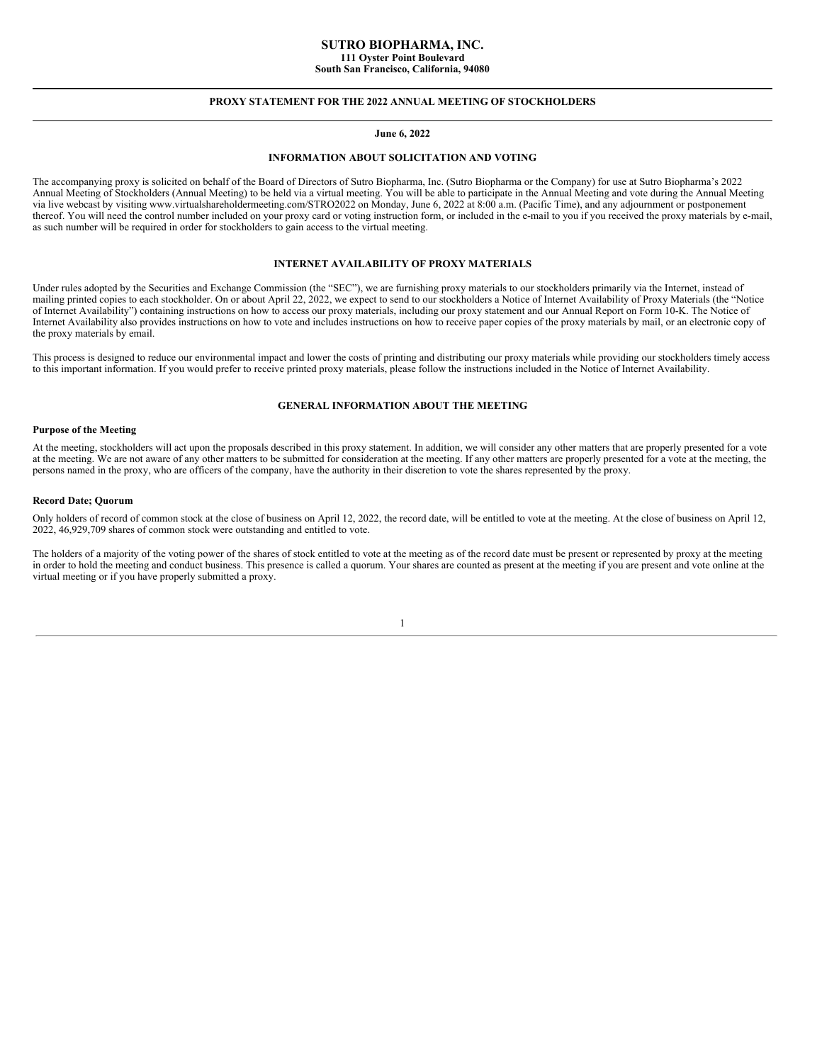# SUTRO BIOPHARMA, INC.

**111 Oyster Point Boulevard**
**South San Francisco, California, 94080**

## PROXY STATEMENT FOR THE 2022 ANNUAL MEETING OF STOCKHOLDERS

**June 6, 2022**

## INFORMATION ABOUT SOLICITATION AND VOTING

The accompanying proxy is solicited on behalf of the Board of Directors of Sutro Biopharma, Inc. (Sutro Biopharma or the Company) for use at Sutro Biopharma's 2022 Annual Meeting of Stockholders (Annual Meeting) to be held via a virtual meeting. You will be able to participate in the Annual Meeting and vote during the Annual Meeting via live webcast by visiting www.virtualshareholdermeeting.com/STRO2022 on Monday, June 6, 2022 at 8:00 a.m. (Pacific Time), and any adjournment or postponement thereof. You will need the control number included on your proxy card or voting instruction form, or included in the e-mail to you if you received the proxy materials by e-mail, as such number will be required in order for stockholders to gain access to the virtual meeting.

## INTERNET AVAILABILITY OF PROXY MATERIALS

Under rules adopted by the Securities and Exchange Commission (the "SEC"), we are furnishing proxy materials to our stockholders primarily via the Internet, instead of mailing printed copies to each stockholder. On or about April 22, 2022, we expect to send to our stockholders a Notice of Internet Availability of Proxy Materials (the "Notice of Internet Availability") containing instructions on how to access our proxy materials, including our proxy statement and our Annual Report on Form 10-K. The Notice of Internet Availability also provides instructions on how to vote and includes instructions on how to receive paper copies of the proxy materials by mail, or an electronic copy of the proxy materials by email.

This process is designed to reduce our environmental impact and lower the costs of printing and distributing our proxy materials while providing our stockholders timely access to this important information. If you would prefer to receive printed proxy materials, please follow the instructions included in the Notice of Internet Availability.

## GENERAL INFORMATION ABOUT THE MEETING

### Purpose of the Meeting

At the meeting, stockholders will act upon the proposals described in this proxy statement. In addition, we will consider any other matters that are properly presented for a vote at the meeting. We are not aware of any other matters to be submitted for consideration at the meeting. If any other matters are properly presented for a vote at the meeting, the persons named in the proxy, who are officers of the company, have the authority in their discretion to vote the shares represented by the proxy.

### Record Date; Quorum

Only holders of record of common stock at the close of business on April 12, 2022, the record date, will be entitled to vote at the meeting. At the close of business on April 12, 2022, 46,929,709 shares of common stock were outstanding and entitled to vote.

The holders of a majority of the voting power of the shares of stock entitled to vote at the meeting as of the record date must be present or represented by proxy at the meeting in order to hold the meeting and conduct business. This presence is called a quorum. Your shares are counted as present at the meeting if you are present and vote online at the virtual meeting or if you have properly submitted a proxy.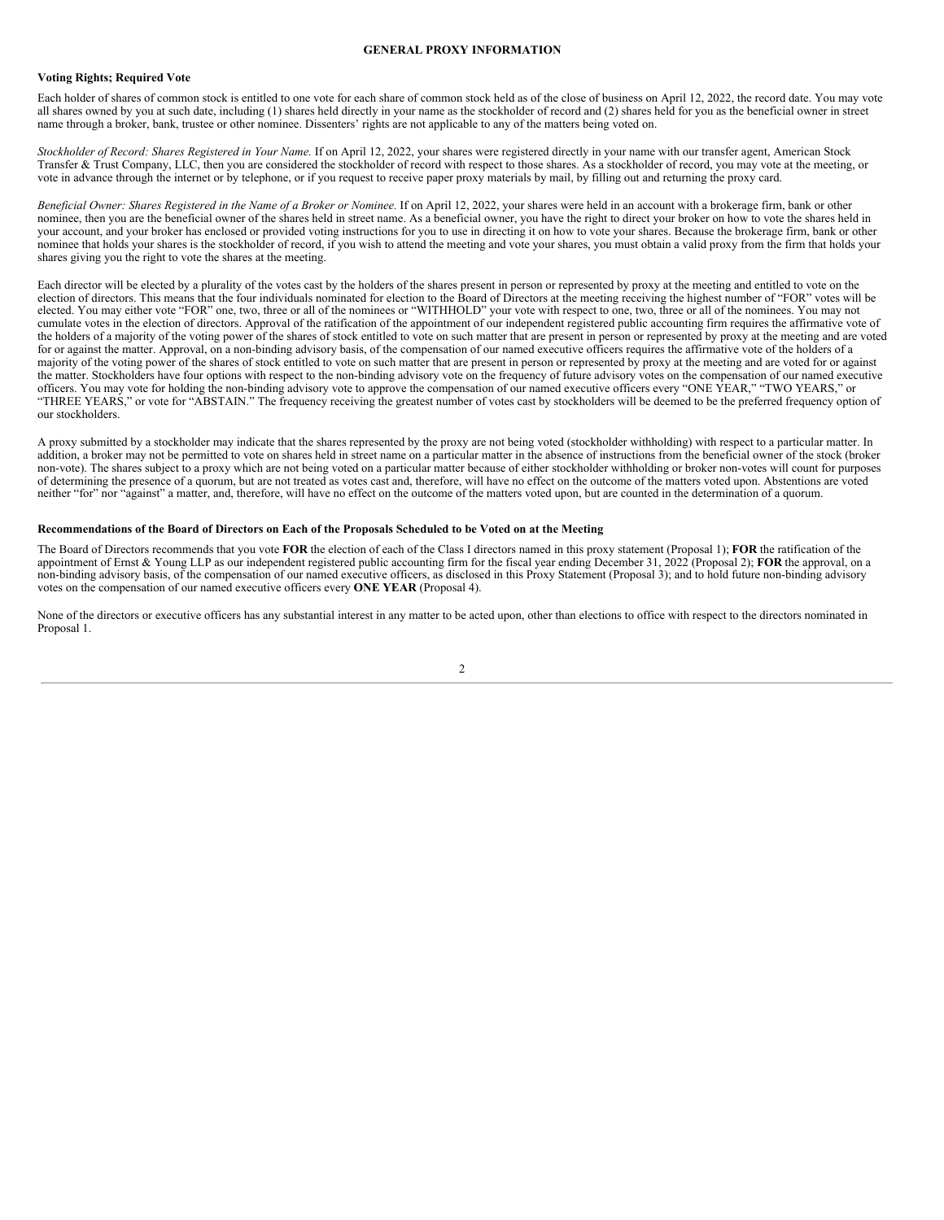## GENERAL PROXY INFORMATION

### Voting Rights; Required Vote

Each holder of shares of common stock is entitled to one vote for each share of common stock held as of the close of business on April 12, 2022, the record date. You may vote all shares owned by you at such date, including (1) shares held directly in your name as the stockholder of record and (2) shares held for you as the beneficial owner in street name through a broker, bank, trustee or other nominee. Dissenters' rights are not applicable to any of the matters being voted on.

*Stockholder of Record: Shares Registered in Your Name.* If on April 12, 2022, your shares were registered directly in your name with our transfer agent, American Stock Transfer & Trust Company, LLC, then you are considered the stockholder of record with respect to those shares. As a stockholder of record, you may vote at the meeting, or vote in advance through the internet or by telephone, or if you request to receive paper proxy materials by mail, by filling out and returning the proxy card.

*Beneficial Owner: Shares Registered in the Name of a Broker or Nominee.* If on April 12, 2022, your shares were held in an account with a brokerage firm, bank or other nominee, then you are the beneficial owner of the shares held in street name. As a beneficial owner, you have the right to direct your broker on how to vote the shares held in your account, and your broker has enclosed or provided voting instructions for you to use in directing it on how to vote your shares. Because the brokerage firm, bank or other nominee that holds your shares is the stockholder of record, if you wish to attend the meeting and vote your shares, you must obtain a valid proxy from the firm that holds your shares giving you the right to vote the shares at the meeting.

Each director will be elected by a plurality of the votes cast by the holders of the shares present in person or represented by proxy at the meeting and entitled to vote on the election of directors. This means that the four individuals nominated for election to the Board of Directors at the meeting receiving the highest number of "FOR" votes will be elected. You may either vote "FOR" one, two, three or all of the nominees or "WITHHOLD" your vote with respect to one, two, three or all of the nominees. You may not cumulate votes in the election of directors. Approval of the ratification of the appointment of our independent registered public accounting firm requires the affirmative vote of the holders of a majority of the voting power of the shares of stock entitled to vote on such matter that are present in person or represented by proxy at the meeting and are voted for or against the matter. Approval, on a non-binding advisory basis, of the compensation of our named executive officers requires the affirmative vote of the holders of a majority of the voting power of the shares of stock entitled to vote on such matter that are present in person or represented by proxy at the meeting and are voted for or against the matter. Stockholders have four options with respect to the non-binding advisory vote on the frequency of future advisory votes on the compensation of our named executive officers. You may vote for holding the non-binding advisory vote to approve the compensation of our named executive officers every "ONE YEAR," "TWO YEARS," or "THREE YEARS," or vote for "ABSTAIN." The frequency receiving the greatest number of votes cast by stockholders will be deemed to be the preferred frequency option of our stockholders.

A proxy submitted by a stockholder may indicate that the shares represented by the proxy are not being voted (stockholder withholding) with respect to a particular matter. In addition, a broker may not be permitted to vote on shares held in street name on a particular matter in the absence of instructions from the beneficial owner of the stock (broker non-vote). The shares subject to a proxy which are not being voted on a particular matter because of either stockholder withholding or broker non-votes will count for purposes of determining the presence of a quorum, but are not treated as votes cast and, therefore, will have no effect on the outcome of the matters voted upon. Abstentions are voted neither "for" nor "against" a matter, and, therefore, will have no effect on the outcome of the matters voted upon, but are counted in the determination of a quorum.

### Recommendations of the Board of Directors on Each of the Proposals Scheduled to be Voted on at the Meeting

The Board of Directors recommends that you vote **FOR** the election of each of the Class I directors named in this proxy statement (Proposal 1); **FOR** the ratification of the appointment of Ernst & Young LLP as our independent registered public accounting firm for the fiscal year ending December 31, 2022 (Proposal 2); **FOR** the approval, on a non-binding advisory basis, of the compensation of our named executive officers, as disclosed in this Proxy Statement (Proposal 3); and to hold future non-binding advisory votes on the compensation of our named executive officers every **ONE YEAR** (Proposal 4).

None of the directors or executive officers has any substantial interest in any matter to be acted upon, other than elections to office with respect to the directors nominated in Proposal 1.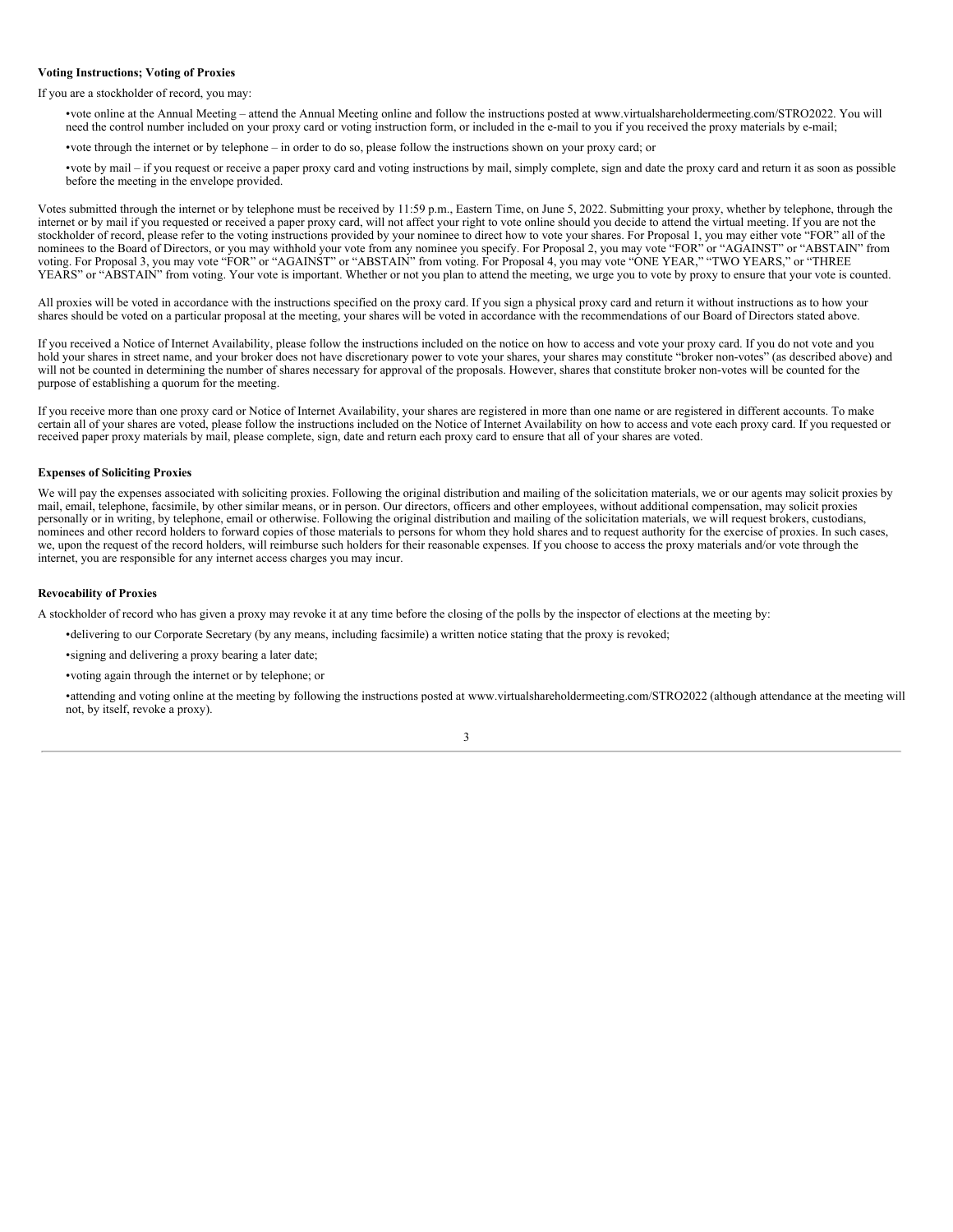**Voting Instructions; Voting of Proxies**

If you are a stockholder of record, you may:

- vote online at the Annual Meeting – attend the Annual Meeting online and follow the instructions posted at www.virtualshareholdermeeting.com/STRO2022. You will need the control number included on your proxy card or voting instruction form, or included in the e-mail to you if you received the proxy materials by e-mail;
- vote through the internet or by telephone – in order to do so, please follow the instructions shown on your proxy card; or
- vote by mail – if you request or receive a paper proxy card and voting instructions by mail, simply complete, sign and date the proxy card and return it as soon as possible before the meeting in the envelope provided.

Votes submitted through the internet or by telephone must be received by 11:59 p.m., Eastern Time, on June 5, 2022. Submitting your proxy, whether by telephone, through the internet or by mail if you requested or received a paper proxy card, will not affect your right to vote online should you decide to attend the virtual meeting. If you are not the stockholder of record, please refer to the voting instructions provided by your nominee to direct how to vote your shares. For Proposal 1, you may either vote "FOR" all of the nominees to the Board of Directors, or you may withhold your vote from any nominee you specify. For Proposal 2, you may vote "FOR" or "AGAINST" or "ABSTAIN" from voting. For Proposal 3, you may vote "FOR" or "AGAINST" or "ABSTAIN" from voting. For Proposal 4, you may vote "ONE YEAR," "TWO YEARS," or "THREE YEARS" or "ABSTAIN" from voting. Your vote is important. Whether or not you plan to attend the meeting, we urge you to vote by proxy to ensure that your vote is counted.

All proxies will be voted in accordance with the instructions specified on the proxy card. If you sign a physical proxy card and return it without instructions as to how your shares should be voted on a particular proposal at the meeting, your shares will be voted in accordance with the recommendations of our Board of Directors stated above.

If you received a Notice of Internet Availability, please follow the instructions included on the notice on how to access and vote your proxy card. If you do not vote and you hold your shares in street name, and your broker does not have discretionary power to vote your shares, your shares may constitute "broker non-votes" (as described above) and will not be counted in determining the number of shares necessary for approval of the proposals. However, shares that constitute broker non-votes will be counted for the purpose of establishing a quorum for the meeting.

If you receive more than one proxy card or Notice of Internet Availability, your shares are registered in more than one name or are registered in different accounts. To make certain all of your shares are voted, please follow the instructions included on the Notice of Internet Availability on how to access and vote each proxy card. If you requested or received paper proxy materials by mail, please complete, sign, date and return each proxy card to ensure that all of your shares are voted.

**Expenses of Soliciting Proxies**

We will pay the expenses associated with soliciting proxies. Following the original distribution and mailing of the solicitation materials, we or our agents may solicit proxies by mail, email, telephone, facsimile, by other similar means, or in person. Our directors, officers and other employees, without additional compensation, may solicit proxies personally or in writing, by telephone, email or otherwise. Following the original distribution and mailing of the solicitation materials, we will request brokers, custodians, nominees and other record holders to forward copies of those materials to persons for whom they hold shares and to request authority for the exercise of proxies. In such cases, we, upon the request of the record holders, will reimburse such holders for their reasonable expenses. If you choose to access the proxy materials and/or vote through the internet, you are responsible for any internet access charges you may incur.

**Revocability of Proxies**

A stockholder of record who has given a proxy may revoke it at any time before the closing of the polls by the inspector of elections at the meeting by:

- delivering to our Corporate Secretary (by any means, including facsimile) a written notice stating that the proxy is revoked;
- signing and delivering a proxy bearing a later date;
- voting again through the internet or by telephone; or
- attending and voting online at the meeting by following the instructions posted at www.virtualshareholdermeeting.com/STRO2022 (although attendance at the meeting will not, by itself, revoke a proxy).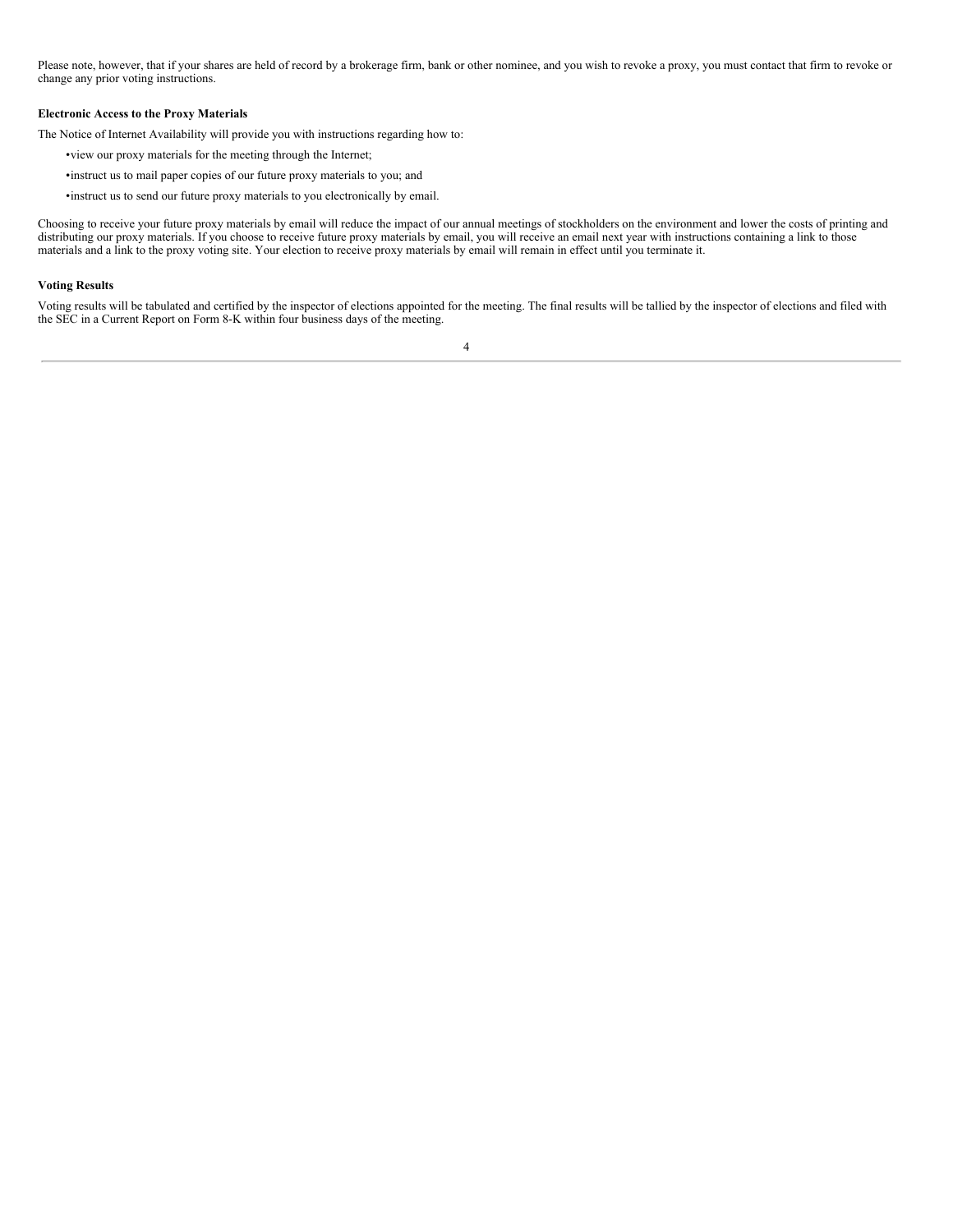Please note, however, that if your shares are held of record by a brokerage firm, bank or other nominee, and you wish to revoke a proxy, you must contact that firm to revoke or change any prior voting instructions.

**Electronic Access to the Proxy Materials**

The Notice of Internet Availability will provide you with instructions regarding how to:

- view our proxy materials for the meeting through the Internet;
- instruct us to mail paper copies of our future proxy materials to you; and
- instruct us to send our future proxy materials to you electronically by email.

Choosing to receive your future proxy materials by email will reduce the impact of our annual meetings of stockholders on the environment and lower the costs of printing and distributing our proxy materials. If you choose to receive future proxy materials by email, you will receive an email next year with instructions containing a link to those materials and a link to the proxy voting site. Your election to receive proxy materials by email will remain in effect until you terminate it.

**Voting Results**

Voting results will be tabulated and certified by the inspector of elections appointed for the meeting. The final results will be tallied by the inspector of elections and filed with the SEC in a Current Report on Form 8-K within four business days of the meeting.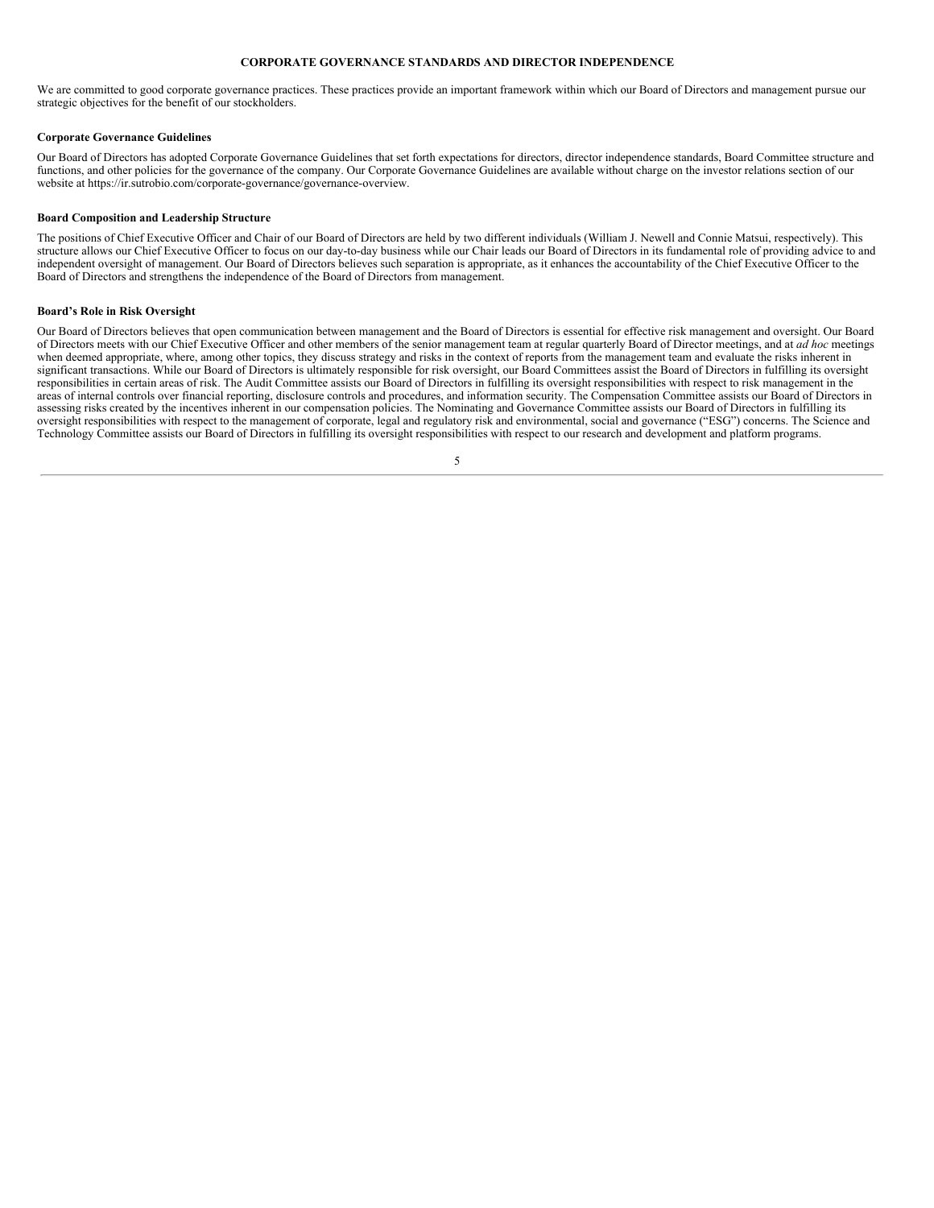## CORPORATE GOVERNANCE STANDARDS AND DIRECTOR INDEPENDENCE

We are committed to good corporate governance practices. These practices provide an important framework within which our Board of Directors and management pursue our strategic objectives for the benefit of our stockholders.

### Corporate Governance Guidelines

Our Board of Directors has adopted Corporate Governance Guidelines that set forth expectations for directors, director independence standards, Board Committee structure and functions, and other policies for the governance of the company. Our Corporate Governance Guidelines are available without charge on the investor relations section of our website at https://ir.sutrobio.com/corporate-governance/governance-overview.

### Board Composition and Leadership Structure

The positions of Chief Executive Officer and Chair of our Board of Directors are held by two different individuals (William J. Newell and Connie Matsui, respectively). This structure allows our Chief Executive Officer to focus on our day-to-day business while our Chair leads our Board of Directors in its fundamental role of providing advice to and independent oversight of management. Our Board of Directors believes such separation is appropriate, as it enhances the accountability of the Chief Executive Officer to the Board of Directors and strengthens the independence of the Board of Directors from management.

### Board's Role in Risk Oversight

Our Board of Directors believes that open communication between management and the Board of Directors is essential for effective risk management and oversight. Our Board of Directors meets with our Chief Executive Officer and other members of the senior management team at regular quarterly Board of Director meetings, and at *ad hoc* meetings when deemed appropriate, where, among other topics, they discuss strategy and risks in the context of reports from the management team and evaluate the risks inherent in significant transactions. While our Board of Directors is ultimately responsible for risk oversight, our Board Committees assist the Board of Directors in fulfilling its oversight responsibilities in certain areas of risk. The Audit Committee assists our Board of Directors in fulfilling its oversight responsibilities with respect to risk management in the areas of internal controls over financial reporting, disclosure controls and procedures, and information security. The Compensation Committee assists our Board of Directors in assessing risks created by the incentives inherent in our compensation policies. The Nominating and Governance Committee assists our Board of Directors in fulfilling its oversight responsibilities with respect to the management of corporate, legal and regulatory risk and environmental, social and governance ("ESG") concerns. The Science and Technology Committee assists our Board of Directors in fulfilling its oversight responsibilities with respect to our research and development and platform programs.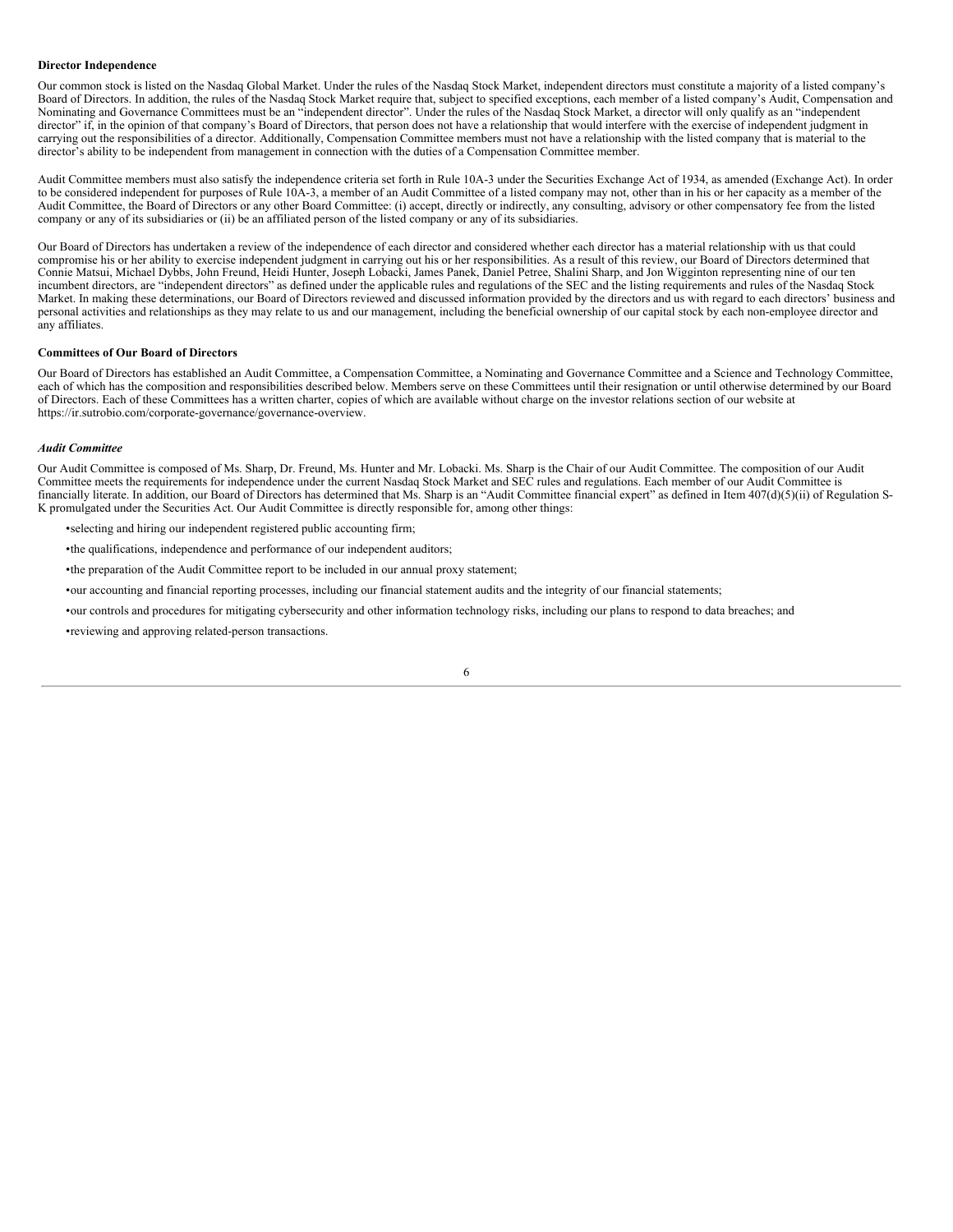**Director Independence**

Our common stock is listed on the Nasdaq Global Market. Under the rules of the Nasdaq Stock Market, independent directors must constitute a majority of a listed company's Board of Directors. In addition, the rules of the Nasdaq Stock Market require that, subject to specified exceptions, each member of a listed company's Audit, Compensation and Nominating and Governance Committees must be an "independent director". Under the rules of the Nasdaq Stock Market, a director will only qualify as an "independent director" if, in the opinion of that company's Board of Directors, that person does not have a relationship that would interfere with the exercise of independent judgment in carrying out the responsibilities of a director. Additionally, Compensation Committee members must not have a relationship with the listed company that is material to the director's ability to be independent from management in connection with the duties of a Compensation Committee member.

Audit Committee members must also satisfy the independence criteria set forth in Rule 10A-3 under the Securities Exchange Act of 1934, as amended (Exchange Act). In order to be considered independent for purposes of Rule 10A-3, a member of an Audit Committee of a listed company may not, other than in his or her capacity as a member of the Audit Committee, the Board of Directors or any other Board Committee: (i) accept, directly or indirectly, any consulting, advisory or other compensatory fee from the listed company or any of its subsidiaries or (ii) be an affiliated person of the listed company or any of its subsidiaries.

Our Board of Directors has undertaken a review of the independence of each director and considered whether each director has a material relationship with us that could compromise his or her ability to exercise independent judgment in carrying out his or her responsibilities. As a result of this review, our Board of Directors determined that Connie Matsui, Michael Dybbs, John Freund, Heidi Hunter, Joseph Lobacki, James Panek, Daniel Petree, Shalini Sharp, and Jon Wigginton representing nine of our ten incumbent directors, are "independent directors" as defined under the applicable rules and regulations of the SEC and the listing requirements and rules of the Nasdaq Stock Market. In making these determinations, our Board of Directors reviewed and discussed information provided by the directors and us with regard to each directors' business and personal activities and relationships as they may relate to us and our management, including the beneficial ownership of our capital stock by each non-employee director and any affiliates.

**Committees of Our Board of Directors**

Our Board of Directors has established an Audit Committee, a Compensation Committee, a Nominating and Governance Committee and a Science and Technology Committee, each of which has the composition and responsibilities described below. Members serve on these Committees until their resignation or until otherwise determined by our Board of Directors. Each of these Committees has a written charter, copies of which are available without charge on the investor relations section of our website at https://ir.sutrobio.com/corporate-governance/governance-overview.

***Audit Committee***

Our Audit Committee is composed of Ms. Sharp, Dr. Freund, Ms. Hunter and Mr. Lobacki. Ms. Sharp is the Chair of our Audit Committee. The composition of our Audit Committee meets the requirements for independence under the current Nasdaq Stock Market and SEC rules and regulations. Each member of our Audit Committee is financially literate. In addition, our Board of Directors has determined that Ms. Sharp is an "Audit Committee financial expert" as defined in Item 407(d)(5)(ii) of Regulation S-K promulgated under the Securities Act. Our Audit Committee is directly responsible for, among other things:

- selecting and hiring our independent registered public accounting firm;
- the qualifications, independence and performance of our independent auditors;
- the preparation of the Audit Committee report to be included in our annual proxy statement;
- our accounting and financial reporting processes, including our financial statement audits and the integrity of our financial statements;
- our controls and procedures for mitigating cybersecurity and other information technology risks, including our plans to respond to data breaches; and
- reviewing and approving related-person transactions.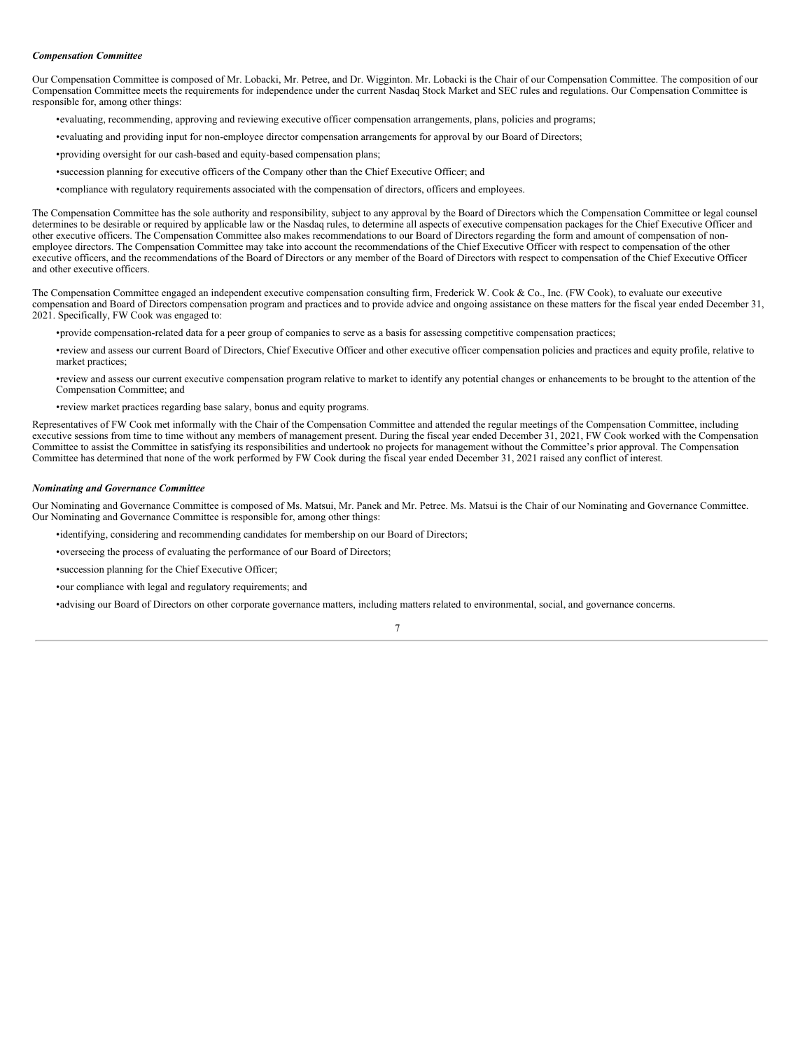### *Compensation Committee*

Our Compensation Committee is composed of Mr. Lobacki, Mr. Petree, and Dr. Wigginton. Mr. Lobacki is the Chair of our Compensation Committee. The composition of our Compensation Committee meets the requirements for independence under the current Nasdaq Stock Market and SEC rules and regulations. Our Compensation Committee is responsible for, among other things:

- evaluating, recommending, approving and reviewing executive officer compensation arrangements, plans, policies and programs;
- evaluating and providing input for non-employee director compensation arrangements for approval by our Board of Directors;
- providing oversight for our cash-based and equity-based compensation plans;
- succession planning for executive officers of the Company other than the Chief Executive Officer; and
- compliance with regulatory requirements associated with the compensation of directors, officers and employees.

The Compensation Committee has the sole authority and responsibility, subject to any approval by the Board of Directors which the Compensation Committee or legal counsel determines to be desirable or required by applicable law or the Nasdaq rules, to determine all aspects of executive compensation packages for the Chief Executive Officer and other executive officers. The Compensation Committee also makes recommendations to our Board of Directors regarding the form and amount of compensation of non-employee directors. The Compensation Committee may take into account the recommendations of the Chief Executive Officer with respect to compensation of the other executive officers, and the recommendations of the Board of Directors or any member of the Board of Directors with respect to compensation of the Chief Executive Officer and other executive officers.

The Compensation Committee engaged an independent executive compensation consulting firm, Frederick W. Cook & Co., Inc. (FW Cook), to evaluate our executive compensation and Board of Directors compensation program and practices and to provide advice and ongoing assistance on these matters for the fiscal year ended December 31, 2021. Specifically, FW Cook was engaged to:

- provide compensation-related data for a peer group of companies to serve as a basis for assessing competitive compensation practices;
- review and assess our current Board of Directors, Chief Executive Officer and other executive officer compensation policies and practices and equity profile, relative to market practices;
- review and assess our current executive compensation program relative to market to identify any potential changes or enhancements to be brought to the attention of the Compensation Committee; and
- review market practices regarding base salary, bonus and equity programs.

Representatives of FW Cook met informally with the Chair of the Compensation Committee and attended the regular meetings of the Compensation Committee, including executive sessions from time to time without any members of management present. During the fiscal year ended December 31, 2021, FW Cook worked with the Compensation Committee to assist the Committee in satisfying its responsibilities and undertook no projects for management without the Committee's prior approval. The Compensation Committee has determined that none of the work performed by FW Cook during the fiscal year ended December 31, 2021 raised any conflict of interest.

### *Nominating and Governance Committee*

Our Nominating and Governance Committee is composed of Ms. Matsui, Mr. Panek and Mr. Petree. Ms. Matsui is the Chair of our Nominating and Governance Committee. Our Nominating and Governance Committee is responsible for, among other things:

- identifying, considering and recommending candidates for membership on our Board of Directors;
- overseeing the process of evaluating the performance of our Board of Directors;
- succession planning for the Chief Executive Officer;
- our compliance with legal and regulatory requirements; and
- advising our Board of Directors on other corporate governance matters, including matters related to environmental, social, and governance concerns.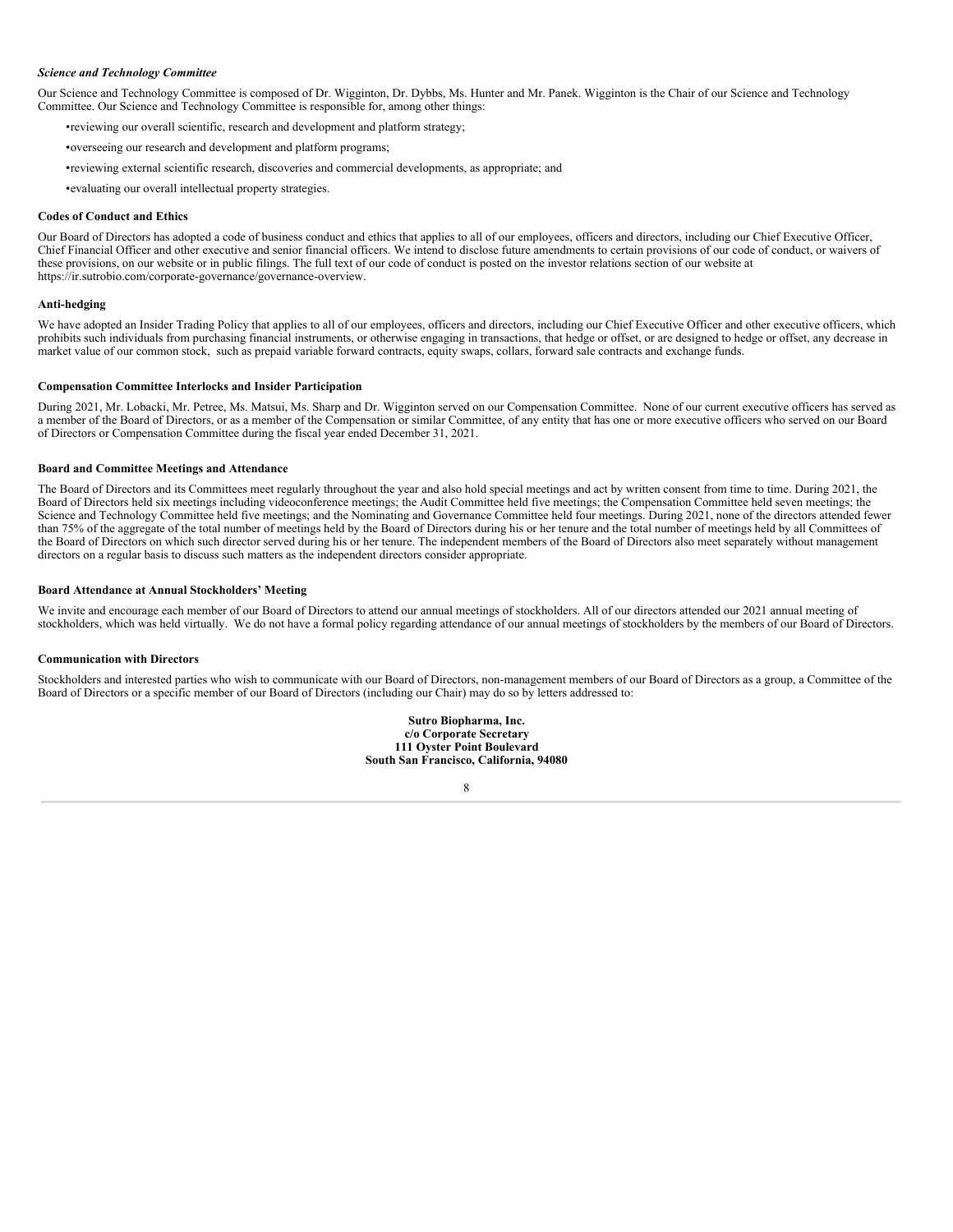### *Science and Technology Committee*

Our Science and Technology Committee is composed of Dr. Wigginton, Dr. Dybbs, Ms. Hunter and Mr. Panek. Wigginton is the Chair of our Science and Technology Committee. Our Science and Technology Committee is responsible for, among other things:

- reviewing our overall scientific, research and development and platform strategy;
- overseeing our research and development and platform programs;
- reviewing external scientific research, discoveries and commercial developments, as appropriate; and
- evaluating our overall intellectual property strategies.

### Codes of Conduct and Ethics

Our Board of Directors has adopted a code of business conduct and ethics that applies to all of our employees, officers and directors, including our Chief Executive Officer, Chief Financial Officer and other executive and senior financial officers. We intend to disclose future amendments to certain provisions of our code of conduct, or waivers of these provisions, on our website or in public filings. The full text of our code of conduct is posted on the investor relations section of our website at https://ir.sutrobio.com/corporate-governance/governance-overview.

### Anti-hedging

We have adopted an Insider Trading Policy that applies to all of our employees, officers and directors, including our Chief Executive Officer and other executive officers, which prohibits such individuals from purchasing financial instruments, or otherwise engaging in transactions, that hedge or offset, or are designed to hedge or offset, any decrease in market value of our common stock, such as prepaid variable forward contracts, equity swaps, collars, forward sale contracts and exchange funds.

### Compensation Committee Interlocks and Insider Participation

During 2021, Mr. Lobacki, Mr. Petree, Ms. Matsui, Ms. Sharp and Dr. Wigginton served on our Compensation Committee. None of our current executive officers has served as a member of the Board of Directors, or as a member of the Compensation or similar Committee, of any entity that has one or more executive officers who served on our Board of Directors or Compensation Committee during the fiscal year ended December 31, 2021.

### Board and Committee Meetings and Attendance

The Board of Directors and its Committees meet regularly throughout the year and also hold special meetings and act by written consent from time to time. During 2021, the Board of Directors held six meetings including videoconference meetings; the Audit Committee held five meetings; the Compensation Committee held seven meetings; the Science and Technology Committee held five meetings; and the Nominating and Governance Committee held four meetings. During 2021, none of the directors attended fewer than 75% of the aggregate of the total number of meetings held by the Board of Directors during his or her tenure and the total number of meetings held by all Committees of the Board of Directors on which such director served during his or her tenure. The independent members of the Board of Directors also meet separately without management directors on a regular basis to discuss such matters as the independent directors consider appropriate.

### Board Attendance at Annual Stockholders' Meeting

We invite and encourage each member of our Board of Directors to attend our annual meetings of stockholders. All of our directors attended our 2021 annual meeting of stockholders, which was held virtually. We do not have a formal policy regarding attendance of our annual meetings of stockholders by the members of our Board of Directors.

### Communication with Directors

Stockholders and interested parties who wish to communicate with our Board of Directors, non-management members of our Board of Directors as a group, a Committee of the Board of Directors or a specific member of our Board of Directors (including our Chair) may do so by letters addressed to:

**Sutro Biopharma, Inc.**
**c/o Corporate Secretary**
**111 Oyster Point Boulevard**
**South San Francisco, California, 94080**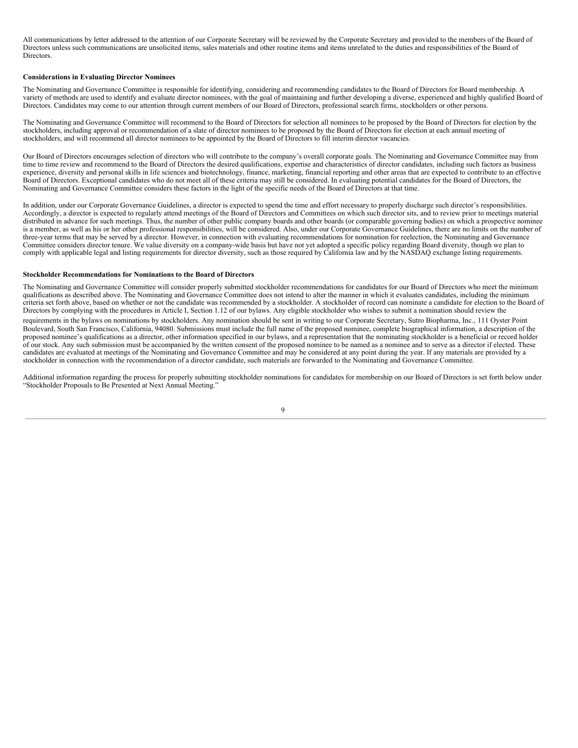All communications by letter addressed to the attention of our Corporate Secretary will be reviewed by the Corporate Secretary and provided to the members of the Board of Directors unless such communications are unsolicited items, sales materials and other routine items and items unrelated to the duties and responsibilities of the Board of Directors.

**Considerations in Evaluating Director Nominees**

The Nominating and Governance Committee is responsible for identifying, considering and recommending candidates to the Board of Directors for Board membership. A variety of methods are used to identify and evaluate director nominees, with the goal of maintaining and further developing a diverse, experienced and highly qualified Board of Directors. Candidates may come to our attention through current members of our Board of Directors, professional search firms, stockholders or other persons.

The Nominating and Governance Committee will recommend to the Board of Directors for selection all nominees to be proposed by the Board of Directors for election by the stockholders, including approval or recommendation of a slate of director nominees to be proposed by the Board of Directors for election at each annual meeting of stockholders, and will recommend all director nominees to be appointed by the Board of Directors to fill interim director vacancies.

Our Board of Directors encourages selection of directors who will contribute to the company's overall corporate goals. The Nominating and Governance Committee may from time to time review and recommend to the Board of Directors the desired qualifications, expertise and characteristics of director candidates, including such factors as business experience, diversity and personal skills in life sciences and biotechnology, finance, marketing, financial reporting and other areas that are expected to contribute to an effective Board of Directors. Exceptional candidates who do not meet all of these criteria may still be considered. In evaluating potential candidates for the Board of Directors, the Nominating and Governance Committee considers these factors in the light of the specific needs of the Board of Directors at that time.

In addition, under our Corporate Governance Guidelines, a director is expected to spend the time and effort necessary to properly discharge such director's responsibilities. Accordingly, a director is expected to regularly attend meetings of the Board of Directors and Committees on which such director sits, and to review prior to meetings material distributed in advance for such meetings. Thus, the number of other public company boards and other boards (or comparable governing bodies) on which a prospective nominee is a member, as well as his or her other professional responsibilities, will be considered. Also, under our Corporate Governance Guidelines, there are no limits on the number of three-year terms that may be served by a director. However, in connection with evaluating recommendations for nomination for reelection, the Nominating and Governance Committee considers director tenure. We value diversity on a company-wide basis but have not yet adopted a specific policy regarding Board diversity, though we plan to comply with applicable legal and listing requirements for director diversity, such as those required by California law and by the NASDAQ exchange listing requirements.

**Stockholder Recommendations for Nominations to the Board of Directors**

The Nominating and Governance Committee will consider properly submitted stockholder recommendations for candidates for our Board of Directors who meet the minimum qualifications as described above. The Nominating and Governance Committee does not intend to alter the manner in which it evaluates candidates, including the minimum criteria set forth above, based on whether or not the candidate was recommended by a stockholder. A stockholder of record can nominate a candidate for election to the Board of Directors by complying with the procedures in Article I, Section 1.12 of our bylaws. Any eligible stockholder who wishes to submit a nomination should review the requirements in the bylaws on nominations by stockholders. Any nomination should be sent in writing to our Corporate Secretary, Sutro Biopharma, Inc., 111 Oyster Point Boulevard, South San Francisco, California, 94080. Submissions must include the full name of the proposed nominee, complete biographical information, a description of the proposed nominee's qualifications as a director, other information specified in our bylaws, and a representation that the nominating stockholder is a beneficial or record holder of our stock. Any such submission must be accompanied by the written consent of the proposed nominee to be named as a nominee and to serve as a director if elected. These candidates are evaluated at meetings of the Nominating and Governance Committee and may be considered at any point during the year. If any materials are provided by a stockholder in connection with the recommendation of a director candidate, such materials are forwarded to the Nominating and Governance Committee.

Additional information regarding the process for properly submitting stockholder nominations for candidates for membership on our Board of Directors is set forth below under "Stockholder Proposals to Be Presented at Next Annual Meeting."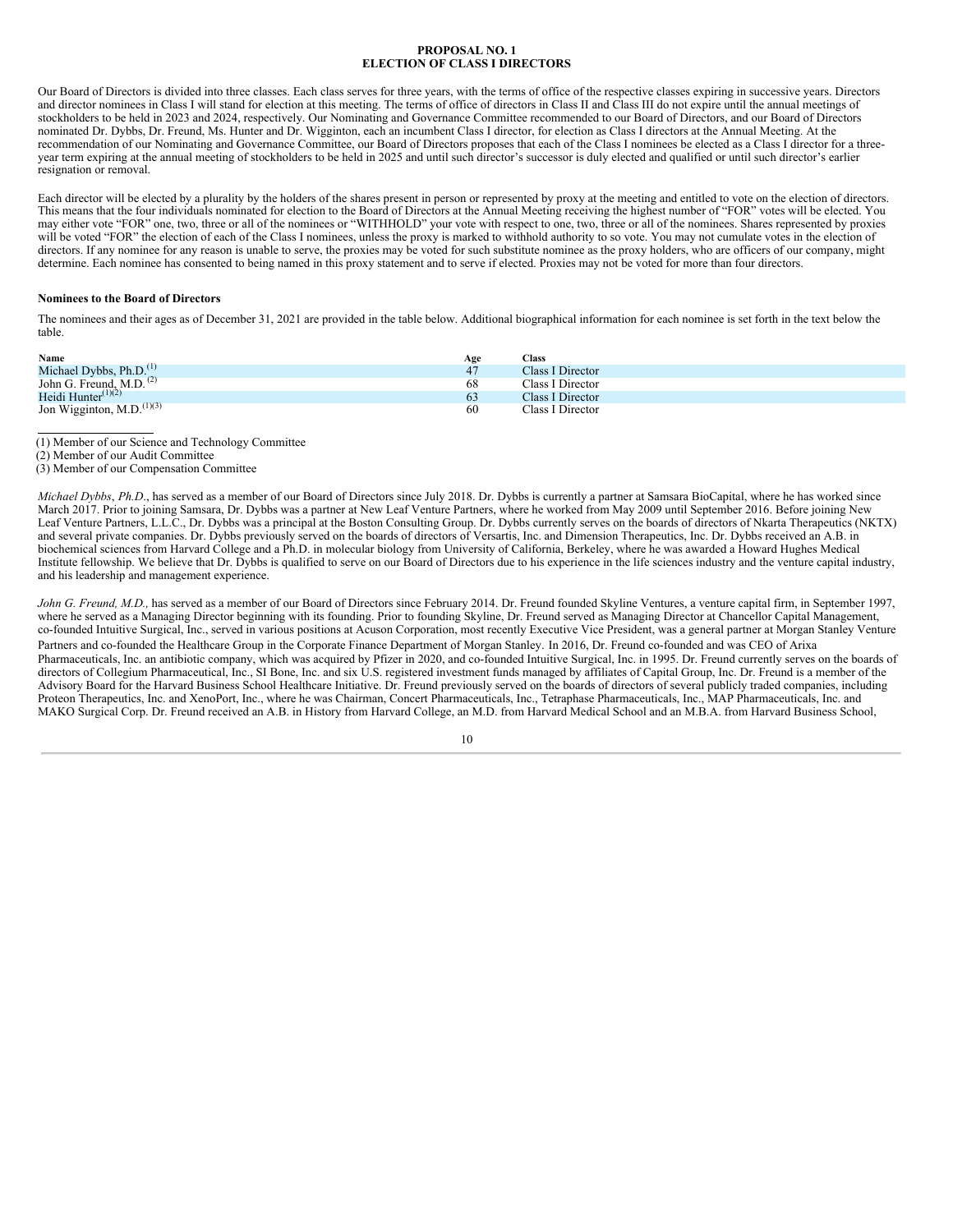# PROPOSAL NO. 1
# ELECTION OF CLASS I DIRECTORS

Our Board of Directors is divided into three classes. Each class serves for three years, with the terms of office of the respective classes expiring in successive years. Directors and director nominees in Class I will stand for election at this meeting. The terms of office of directors in Class II and Class III do not expire until the annual meetings of stockholders to be held in 2023 and 2024, respectively. Our Nominating and Governance Committee recommended to our Board of Directors, and our Board of Directors nominated Dr. Dybbs, Dr. Freund, Ms. Hunter and Dr. Wigginton, each an incumbent Class I director, for election as Class I directors at the Annual Meeting. At the recommendation of our Nominating and Governance Committee, our Board of Directors proposes that each of the Class I nominees be elected as a Class I director for a three-year term expiring at the annual meeting of stockholders to be held in 2025 and until such director's successor is duly elected and qualified or until such director's earlier resignation or removal.

Each director will be elected by a plurality by the holders of the shares present in person or represented by proxy at the meeting and entitled to vote on the election of directors. This means that the four individuals nominated for election to the Board of Directors at the Annual Meeting receiving the highest number of "FOR" votes will be elected. You may either vote "FOR" one, two, three or all of the nominees or "WITHHOLD" your vote with respect to one, two, three or all of the nominees. Shares represented by proxies will be voted "FOR" the election of each of the Class I nominees, unless the proxy is marked to withhold authority to so vote. You may not cumulate votes in the election of directors. If any nominee for any reason is unable to serve, the proxies may be voted for such substitute nominee as the proxy holders, who are officers of our company, might determine. Each nominee has consented to being named in this proxy statement and to serve if elected. Proxies may not be voted for more than four directors.

### Nominees to the Board of Directors

The nominees and their ages as of December 31, 2021 are provided in the table below. Additional biographical information for each nominee is set forth in the text below the table.

| Name | Age | Class |
|---|---|---|
| Michael Dybbs, Ph.D.(1) | 47 | Class I Director |
| John G. Freund, M.D.(2) | 68 | Class I Director |
| Heidi Hunter(1)(2) | 63 | Class I Director |
| Jon Wigginton, M.D.(1)(3) | 60 | Class I Director |

(1) Member of our Science and Technology Committee
(2) Member of our Audit Committee
(3) Member of our Compensation Committee

*Michael Dybbs*, *Ph.D*., has served as a member of our Board of Directors since July 2018. Dr. Dybbs is currently a partner at Samsara BioCapital, where he has worked since March 2017. Prior to joining Samsara, Dr. Dybbs was a partner at New Leaf Venture Partners, where he worked from May 2009 until September 2016. Before joining New Leaf Venture Partners, L.L.C., Dr. Dybbs was a principal at the Boston Consulting Group. Dr. Dybbs currently serves on the boards of directors of Nkarta Therapeutics (NKTX) and several private companies. Dr. Dybbs previously served on the boards of directors of Versartis, Inc. and Dimension Therapeutics, Inc. Dr. Dybbs received an A.B. in biochemical sciences from Harvard College and a Ph.D. in molecular biology from University of California, Berkeley, where he was awarded a Howard Hughes Medical Institute fellowship. We believe that Dr. Dybbs is qualified to serve on our Board of Directors due to his experience in the life sciences industry and the venture capital industry, and his leadership and management experience.

*John G. Freund, M.D.,* has served as a member of our Board of Directors since February 2014. Dr. Freund founded Skyline Ventures, a venture capital firm, in September 1997, where he served as a Managing Director beginning with its founding. Prior to founding Skyline, Dr. Freund served as Managing Director at Chancellor Capital Management, co-founded Intuitive Surgical, Inc., served in various positions at Acuson Corporation, most recently Executive Vice President, was a general partner at Morgan Stanley Venture Partners and co-founded the Healthcare Group in the Corporate Finance Department of Morgan Stanley. In 2016, Dr. Freund co-founded and was CEO of Arixa Pharmaceuticals, Inc. an antibiotic company, which was acquired by Pfizer in 2020, and co-founded Intuitive Surgical, Inc. in 1995. Dr. Freund currently serves on the boards of directors of Collegium Pharmaceutical, Inc., SI Bone, Inc. and six U.S. registered investment funds managed by affiliates of Capital Group, Inc. Dr. Freund is a member of the Advisory Board for the Harvard Business School Healthcare Initiative. Dr. Freund previously served on the boards of directors of several publicly traded companies, including Proteon Therapeutics, Inc. and XenoPort, Inc., where he was Chairman, Concert Pharmaceuticals, Inc., Tetraphase Pharmaceuticals, Inc., MAP Pharmaceuticals, Inc. and MAKO Surgical Corp. Dr. Freund received an A.B. in History from Harvard College, an M.D. from Harvard Medical School and an M.B.A. from Harvard Business School,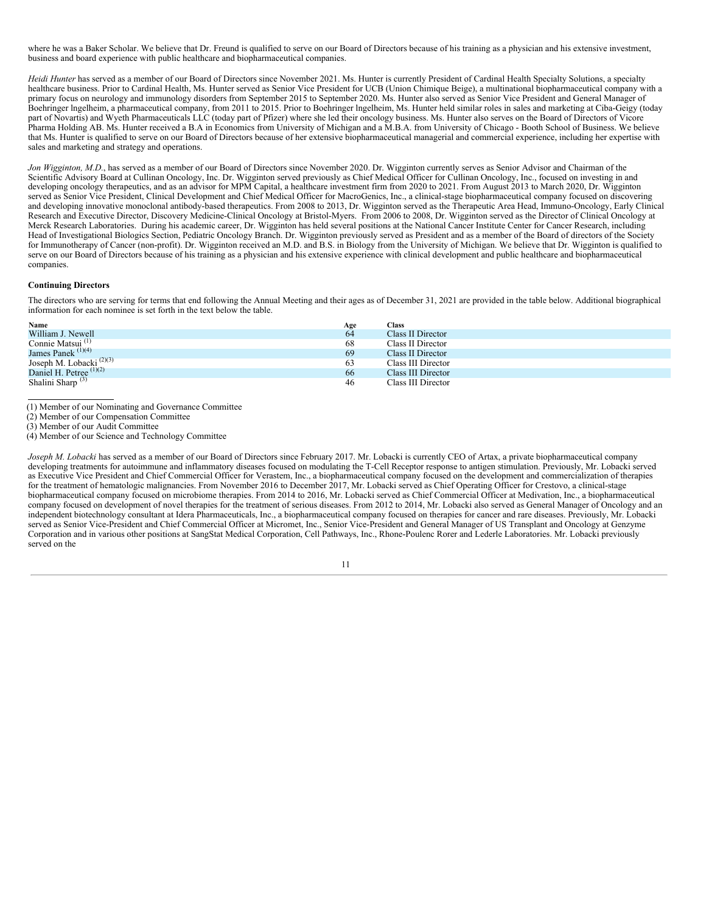where he was a Baker Scholar. We believe that Dr. Freund is qualified to serve on our Board of Directors because of his training as a physician and his extensive investment, business and board experience with public healthcare and biopharmaceutical companies.

*Heidi Hunter* has served as a member of our Board of Directors since November 2021. Ms. Hunter is currently President of Cardinal Health Specialty Solutions, a specialty healthcare business. Prior to Cardinal Health, Ms. Hunter served as Senior Vice President for UCB (Union Chimique Beige), a multinational biopharmaceutical company with a primary focus on neurology and immunology disorders from September 2015 to September 2020. Ms. Hunter also served as Senior Vice President and General Manager of Boehringer lngelheim, a pharmaceutical company, from 2011 to 2015. Prior to Boehringer lngelheim, Ms. Hunter held similar roles in sales and marketing at Ciba-Geigy (today part of Novartis) and Wyeth Pharmaceuticals LLC (today part of Pfizer) where she led their oncology business. Ms. Hunter also serves on the Board of Directors of Vicore Pharma Holding AB. Ms. Hunter received a B.A in Economics from University of Michigan and a M.B.A. from University of Chicago - Booth School of Business. We believe that Ms. Hunter is qualified to serve on our Board of Directors because of her extensive biopharmaceutical managerial and commercial experience, including her expertise with sales and marketing and strategy and operations.

*Jon Wigginton, M.D.*, has served as a member of our Board of Directors since November 2020. Dr. Wigginton currently serves as Senior Advisor and Chairman of the Scientific Advisory Board at Cullinan Oncology, Inc. Dr. Wigginton served previously as Chief Medical Officer for Cullinan Oncology, Inc., focused on investing in and developing oncology therapeutics, and as an advisor for MPM Capital, a healthcare investment firm from 2020 to 2021. From August 2013 to March 2020, Dr. Wigginton served as Senior Vice President, Clinical Development and Chief Medical Officer for MacroGenics, Inc., a clinical-stage biopharmaceutical company focused on discovering and developing innovative monoclonal antibody-based therapeutics. From 2008 to 2013, Dr. Wigginton served as the Therapeutic Area Head, Immuno-Oncology, Early Clinical Research and Executive Director, Discovery Medicine-Clinical Oncology at Bristol-Myers. From 2006 to 2008, Dr. Wigginton served as the Director of Clinical Oncology at Merck Research Laboratories. During his academic career, Dr. Wigginton has held several positions at the National Cancer Institute Center for Cancer Research, including Head of Investigational Biologics Section, Pediatric Oncology Branch. Dr. Wigginton previously served as President and as a member of the Board of directors of the Society for Immunotherapy of Cancer (non-profit). Dr. Wigginton received an M.D. and B.S. in Biology from the University of Michigan. We believe that Dr. Wigginton is qualified to serve on our Board of Directors because of his training as a physician and his extensive experience with clinical development and public healthcare and biopharmaceutical companies.

**Continuing Directors**

The directors who are serving for terms that end following the Annual Meeting and their ages as of December 31, 2021 are provided in the table below. Additional biographical information for each nominee is set forth in the text below the table.

| Name | Age | Class |
|---|---|---|
| William J. Newell | 64 | Class II Director |
| Connie Matsui [(1)] | 68 | Class II Director |
| James Panek [(1)(4)] | 69 | Class II Director |
| Joseph M. Lobacki [(2)(3)] | 63 | Class III Director |
| Daniel H. Petree [(1)(2)] | 66 | Class III Director |
| Shalini Sharp [(3)] | 46 | Class III Director |

(1) Member of our Nominating and Governance Committee
(2) Member of our Compensation Committee
(3) Member of our Audit Committee
(4) Member of our Science and Technology Committee

*Joseph M. Lobacki* has served as a member of our Board of Directors since February 2017. Mr. Lobacki is currently CEO of Artax, a private biopharmaceutical company developing treatments for autoimmune and inflammatory diseases focused on modulating the T-Cell Receptor response to antigen stimulation. Previously, Mr. Lobacki served as Executive Vice President and Chief Commercial Officer for Verastem, Inc., a biopharmaceutical company focused on the development and commercialization of therapies for the treatment of hematologic malignancies. From November 2016 to December 2017, Mr. Lobacki served as Chief Operating Officer for Crestovo, a clinical-stage biopharmaceutical company focused on microbiome therapies. From 2014 to 2016, Mr. Lobacki served as Chief Commercial Officer at Medivation, Inc., a biopharmaceutical company focused on development of novel therapies for the treatment of serious diseases. From 2012 to 2014, Mr. Lobacki also served as General Manager of Oncology and an independent biotechnology consultant at Idera Pharmaceuticals, Inc., a biopharmaceutical company focused on therapies for cancer and rare diseases. Previously, Mr. Lobacki served as Senior Vice-President and Chief Commercial Officer at Micromet, Inc., Senior Vice-President and General Manager of US Transplant and Oncology at Genzyme Corporation and in various other positions at SangStat Medical Corporation, Cell Pathways, Inc., Rhone-Poulenc Rorer and Lederle Laboratories. Mr. Lobacki previously served on the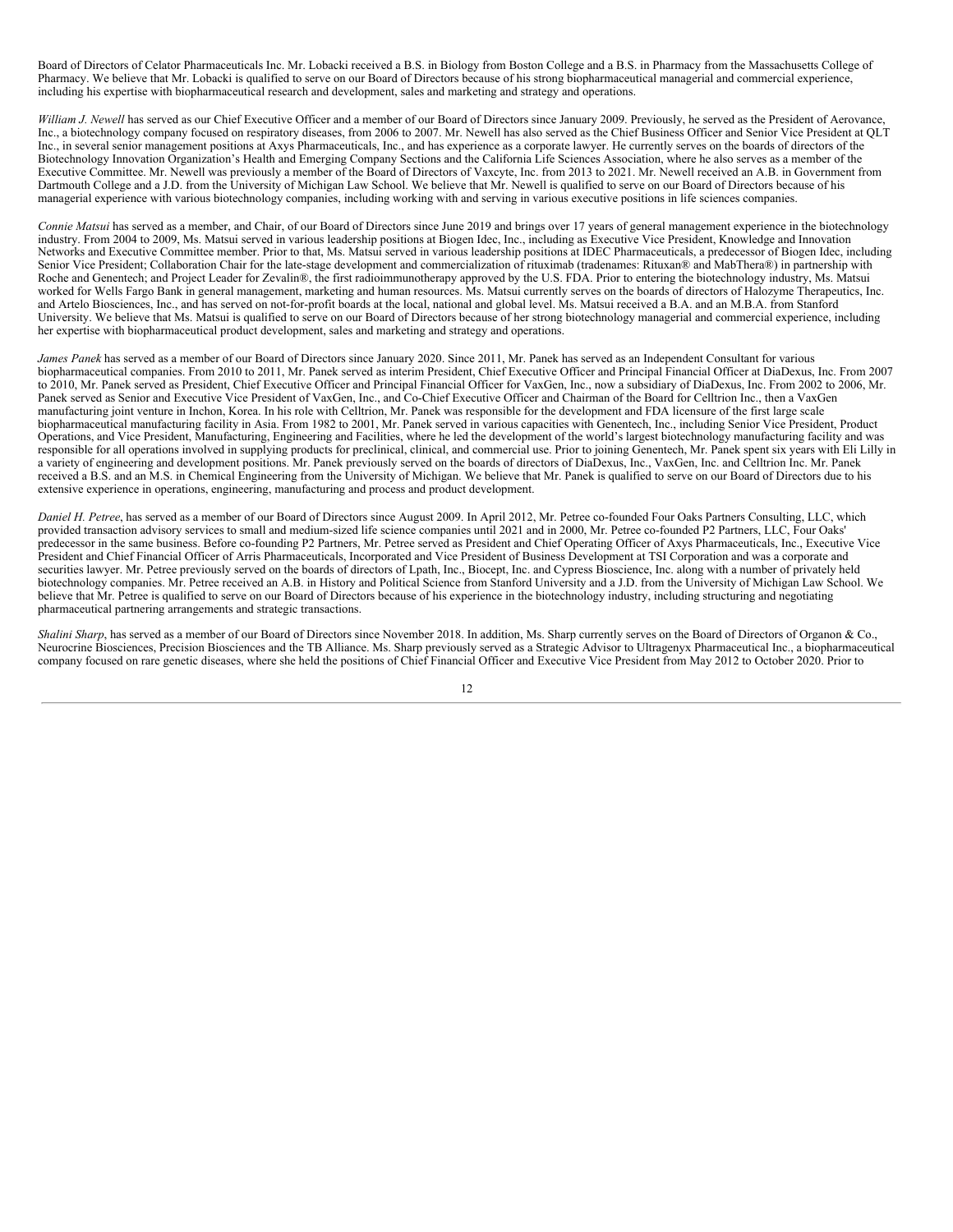Board of Directors of Celator Pharmaceuticals Inc. Mr. Lobacki received a B.S. in Biology from Boston College and a B.S. in Pharmacy from the Massachusetts College of Pharmacy. We believe that Mr. Lobacki is qualified to serve on our Board of Directors because of his strong biopharmaceutical managerial and commercial experience, including his expertise with biopharmaceutical research and development, sales and marketing and strategy and operations.

*William J. Newell* has served as our Chief Executive Officer and a member of our Board of Directors since January 2009. Previously, he served as the President of Aerovance, Inc., a biotechnology company focused on respiratory diseases, from 2006 to 2007. Mr. Newell has also served as the Chief Business Officer and Senior Vice President at QLT Inc., in several senior management positions at Axys Pharmaceuticals, Inc., and has experience as a corporate lawyer. He currently serves on the boards of directors of the Biotechnology Innovation Organization's Health and Emerging Company Sections and the California Life Sciences Association, where he also serves as a member of the Executive Committee. Mr. Newell was previously a member of the Board of Directors of Vaxcyte, Inc. from 2013 to 2021. Mr. Newell received an A.B. in Government from Dartmouth College and a J.D. from the University of Michigan Law School. We believe that Mr. Newell is qualified to serve on our Board of Directors because of his managerial experience with various biotechnology companies, including working with and serving in various executive positions in life sciences companies.

*Connie Matsui* has served as a member, and Chair, of our Board of Directors since June 2019 and brings over 17 years of general management experience in the biotechnology industry. From 2004 to 2009, Ms. Matsui served in various leadership positions at Biogen Idec, Inc., including as Executive Vice President, Knowledge and Innovation Networks and Executive Committee member. Prior to that, Ms. Matsui served in various leadership positions at IDEC Pharmaceuticals, a predecessor of Biogen Idec, including Senior Vice President; Collaboration Chair for the late-stage development and commercialization of rituximab (tradenames: Rituxan® and MabThera®) in partnership with Roche and Genentech; and Project Leader for Zevalin®, the first radioimmunotherapy approved by the U.S. FDA. Prior to entering the biotechnology industry, Ms. Matsui worked for Wells Fargo Bank in general management, marketing and human resources. Ms. Matsui currently serves on the boards of directors of Halozyme Therapeutics, Inc. and Artelo Biosciences, Inc., and has served on not-for-profit boards at the local, national and global level. Ms. Matsui received a B.A. and an M.B.A. from Stanford University. We believe that Ms. Matsui is qualified to serve on our Board of Directors because of her strong biotechnology managerial and commercial experience, including her expertise with biopharmaceutical product development, sales and marketing and strategy and operations.

*James Panek* has served as a member of our Board of Directors since January 2020. Since 2011, Mr. Panek has served as an Independent Consultant for various biopharmaceutical companies. From 2010 to 2011, Mr. Panek served as interim President, Chief Executive Officer and Principal Financial Officer at DiaDexus, Inc. From 2007 to 2010, Mr. Panek served as President, Chief Executive Officer and Principal Financial Officer for VaxGen, Inc., now a subsidiary of DiaDexus, Inc. From 2002 to 2006, Mr. Panek served as Senior and Executive Vice President of VaxGen, Inc., and Co-Chief Executive Officer and Chairman of the Board for Celltrion Inc., then a VaxGen manufacturing joint venture in Inchon, Korea. In his role with Celltrion, Mr. Panek was responsible for the development and FDA licensure of the first large scale biopharmaceutical manufacturing facility in Asia. From 1982 to 2001, Mr. Panek served in various capacities with Genentech, Inc., including Senior Vice President, Product Operations, and Vice President, Manufacturing, Engineering and Facilities, where he led the development of the world's largest biotechnology manufacturing facility and was responsible for all operations involved in supplying products for preclinical, clinical, and commercial use. Prior to joining Genentech, Mr. Panek spent six years with Eli Lilly in a variety of engineering and development positions. Mr. Panek previously served on the boards of directors of DiaDexus, Inc., VaxGen, Inc. and Celltrion Inc. Mr. Panek received a B.S. and an M.S. in Chemical Engineering from the University of Michigan. We believe that Mr. Panek is qualified to serve on our Board of Directors due to his extensive experience in operations, engineering, manufacturing and process and product development.

*Daniel H. Petree*, has served as a member of our Board of Directors since August 2009. In April 2012, Mr. Petree co-founded Four Oaks Partners Consulting, LLC, which provided transaction advisory services to small and medium-sized life science companies until 2021 and in 2000, Mr. Petree co-founded P2 Partners, LLC, Four Oaks' predecessor in the same business. Before co-founding P2 Partners, Mr. Petree served as President and Chief Operating Officer of Axys Pharmaceuticals, Inc., Executive Vice President and Chief Financial Officer of Arris Pharmaceuticals, Incorporated and Vice President of Business Development at TSI Corporation and was a corporate and securities lawyer. Mr. Petree previously served on the boards of directors of Lpath, Inc., Biocept, Inc. and Cypress Bioscience, Inc. along with a number of privately held biotechnology companies. Mr. Petree received an A.B. in History and Political Science from Stanford University and a J.D. from the University of Michigan Law School. We believe that Mr. Petree is qualified to serve on our Board of Directors because of his experience in the biotechnology industry, including structuring and negotiating pharmaceutical partnering arrangements and strategic transactions.

*Shalini Sharp*, has served as a member of our Board of Directors since November 2018. In addition, Ms. Sharp currently serves on the Board of Directors of Organon & Co., Neurocrine Biosciences, Precision Biosciences and the TB Alliance. Ms. Sharp previously served as a Strategic Advisor to Ultragenyx Pharmaceutical Inc., a biopharmaceutical company focused on rare genetic diseases, where she held the positions of Chief Financial Officer and Executive Vice President from May 2012 to October 2020. Prior to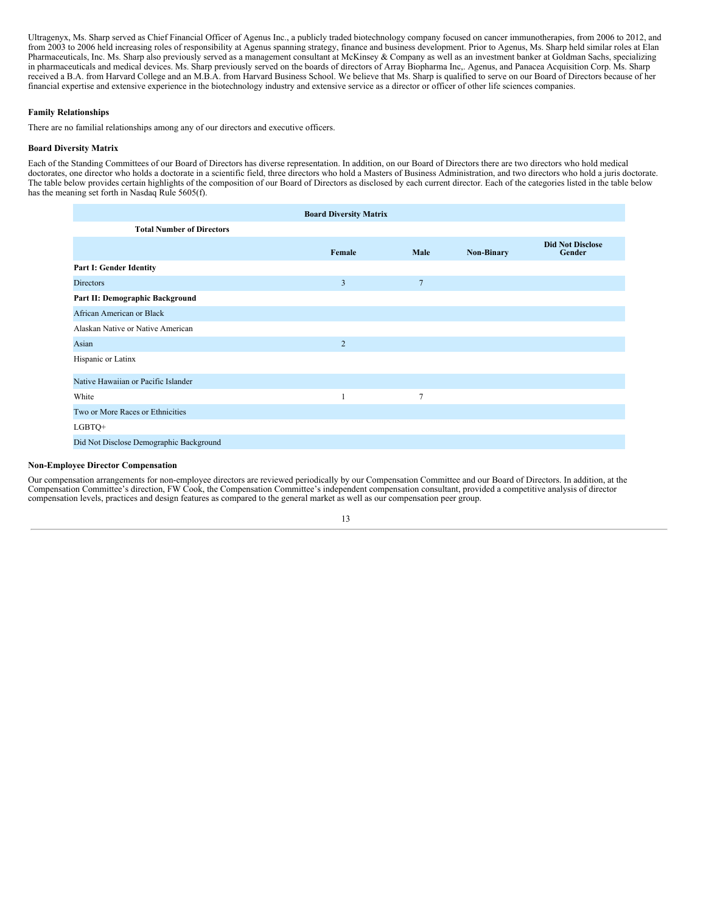Ultragenyx, Ms. Sharp served as Chief Financial Officer of Agenus Inc., a publicly traded biotechnology company focused on cancer immunotherapies, from 2006 to 2012, and from 2003 to 2006 held increasing roles of responsibility at Agenus spanning strategy, finance and business development. Prior to Agenus, Ms. Sharp held similar roles at Elan Pharmaceuticals, Inc. Ms. Sharp also previously served as a management consultant at McKinsey & Company as well as an investment banker at Goldman Sachs, specializing in pharmaceuticals and medical devices. Ms. Sharp previously served on the boards of directors of Array Biopharma Inc,. Agenus, and Panacea Acquisition Corp. Ms. Sharp received a B.A. from Harvard College and an M.B.A. from Harvard Business School. We believe that Ms. Sharp is qualified to serve on our Board of Directors because of her financial expertise and extensive experience in the biotechnology industry and extensive service as a director or officer of other life sciences companies.

**Family Relationships**

There are no familial relationships among any of our directors and executive officers.

**Board Diversity Matrix**

Each of the Standing Committees of our Board of Directors has diverse representation. In addition, on our Board of Directors there are two directors who hold medical doctorates, one director who holds a doctorate in a scientific field, three directors who hold a Masters of Business Administration, and two directors who hold a juris doctorate. The table below provides certain highlights of the composition of our Board of Directors as disclosed by each current director. Each of the categories listed in the table below has the meaning set forth in Nasdaq Rule 5605(f).

| Board Diversity Matrix | | | | |
|---|---|---|---|---|
| **Total Number of Directors** | | | | |
| | **Female** | **Male** | **Non-Binary** | **Did Not Disclose Gender** |
| **Part I: Gender Identity** | | | | |
| Directors | 3 | 7 | | |
| **Part II: Demographic Background** | | | | |
| African American or Black | | | | |
| Alaskan Native or Native American | | | | |
| Asian | 2 | | | |
| Hispanic or Latinx | | | | |
| Native Hawaiian or Pacific Islander | | | | |
| White | 1 | 7 | | |
| Two or More Races or Ethnicities | | | | |
| LGBTQ+ | | | | |
| Did Not Disclose Demographic Background | | | | |

**Non-Employee Director Compensation**

Our compensation arrangements for non-employee directors are reviewed periodically by our Compensation Committee and our Board of Directors. In addition, at the Compensation Committee's direction, FW Cook, the Compensation Committee's independent compensation consultant, provided a competitive analysis of director compensation levels, practices and design features as compared to the general market as well as our compensation peer group.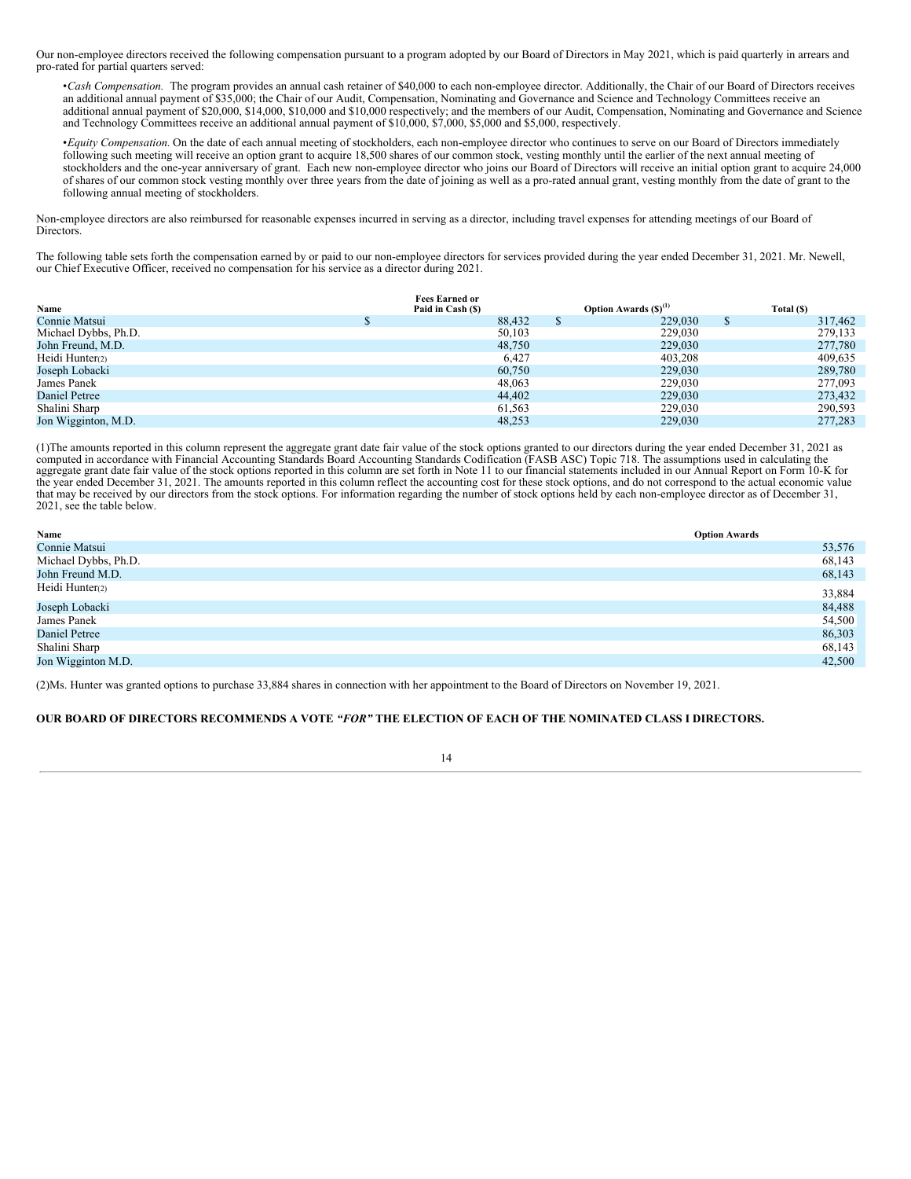Our non-employee directors received the following compensation pursuant to a program adopted by our Board of Directors in May 2021, which is paid quarterly in arrears and pro-rated for partial quarters served:

- *Cash Compensation.* The program provides an annual cash retainer of $40,000 to each non-employee director. Additionally, the Chair of our Board of Directors receives an additional annual payment of $35,000; the Chair of our Audit, Compensation, Nominating and Governance and Science and Technology Committees receive an additional annual payment of $20,000, $14,000, $10,000 and $10,000 respectively; and the members of our Audit, Compensation, Nominating and Governance and Science and Technology Committees receive an additional annual payment of $10,000, $7,000, $5,000 and $5,000, respectively.

- *Equity Compensation.* On the date of each annual meeting of stockholders, each non-employee director who continues to serve on our Board of Directors immediately following such meeting will receive an option grant to acquire 18,500 shares of our common stock, vesting monthly until the earlier of the next annual meeting of stockholders and the one-year anniversary of grant. Each new non-employee director who joins our Board of Directors will receive an initial option grant to acquire 24,000 of shares of our common stock vesting monthly over three years from the date of joining as well as a pro-rated annual grant, vesting monthly from the date of grant to the following annual meeting of stockholders.

Non-employee directors are also reimbursed for reasonable expenses incurred in serving as a director, including travel expenses for attending meetings of our Board of Directors.

The following table sets forth the compensation earned by or paid to our non-employee directors for services provided during the year ended December 31, 2021. Mr. Newell, our Chief Executive Officer, received no compensation for his service as a director during 2021.

| Name | Fees Earned or Paid in Cash ($) | Option Awards ($)[(1)] | Total ($) |
|---|---|---|---|
| Connie Matsui | $ 88,432 | $ 229,030 | $ 317,462 |
| Michael Dybbs, Ph.D. | 50,103 | 229,030 | 279,133 |
| John Freund, M.D. | 48,750 | 229,030 | 277,780 |
| Heidi Hunter(2) | 6,427 | 403,208 | 409,635 |
| Joseph Lobacki | 60,750 | 229,030 | 289,780 |
| James Panek | 48,063 | 229,030 | 277,093 |
| Daniel Petree | 44,402 | 229,030 | 273,432 |
| Shalini Sharp | 61,563 | 229,030 | 290,593 |
| Jon Wigginton, M.D. | 48,253 | 229,030 | 277,283 |

(1)The amounts reported in this column represent the aggregate grant date fair value of the stock options granted to our directors during the year ended December 31, 2021 as computed in accordance with Financial Accounting Standards Board Accounting Standards Codification (FASB ASC) Topic 718. The assumptions used in calculating the aggregate grant date fair value of the stock options reported in this column are set forth in Note 11 to our financial statements included in our Annual Report on Form 10-K for the year ended December 31, 2021. The amounts reported in this column reflect the accounting cost for these stock options, and do not correspond to the actual economic value that may be received by our directors from the stock options. For information regarding the number of stock options held by each non-employee director as of December 31, 2021, see the table below.

| Name | Option Awards |
|---|---|
| Connie Matsui | 53,576 |
| Michael Dybbs, Ph.D. | 68,143 |
| John Freund M.D. | 68,143 |
| Heidi Hunter(2) | 33,884 |
| Joseph Lobacki | 84,488 |
| James Panek | 54,500 |
| Daniel Petree | 86,303 |
| Shalini Sharp | 68,143 |
| Jon Wigginton M.D. | 42,500 |

(2)Ms. Hunter was granted options to purchase 33,884 shares in connection with her appointment to the Board of Directors on November 19, 2021.

**OUR BOARD OF DIRECTORS RECOMMENDS A VOTE *"FOR"* THE ELECTION OF EACH OF THE NOMINATED CLASS I DIRECTORS.**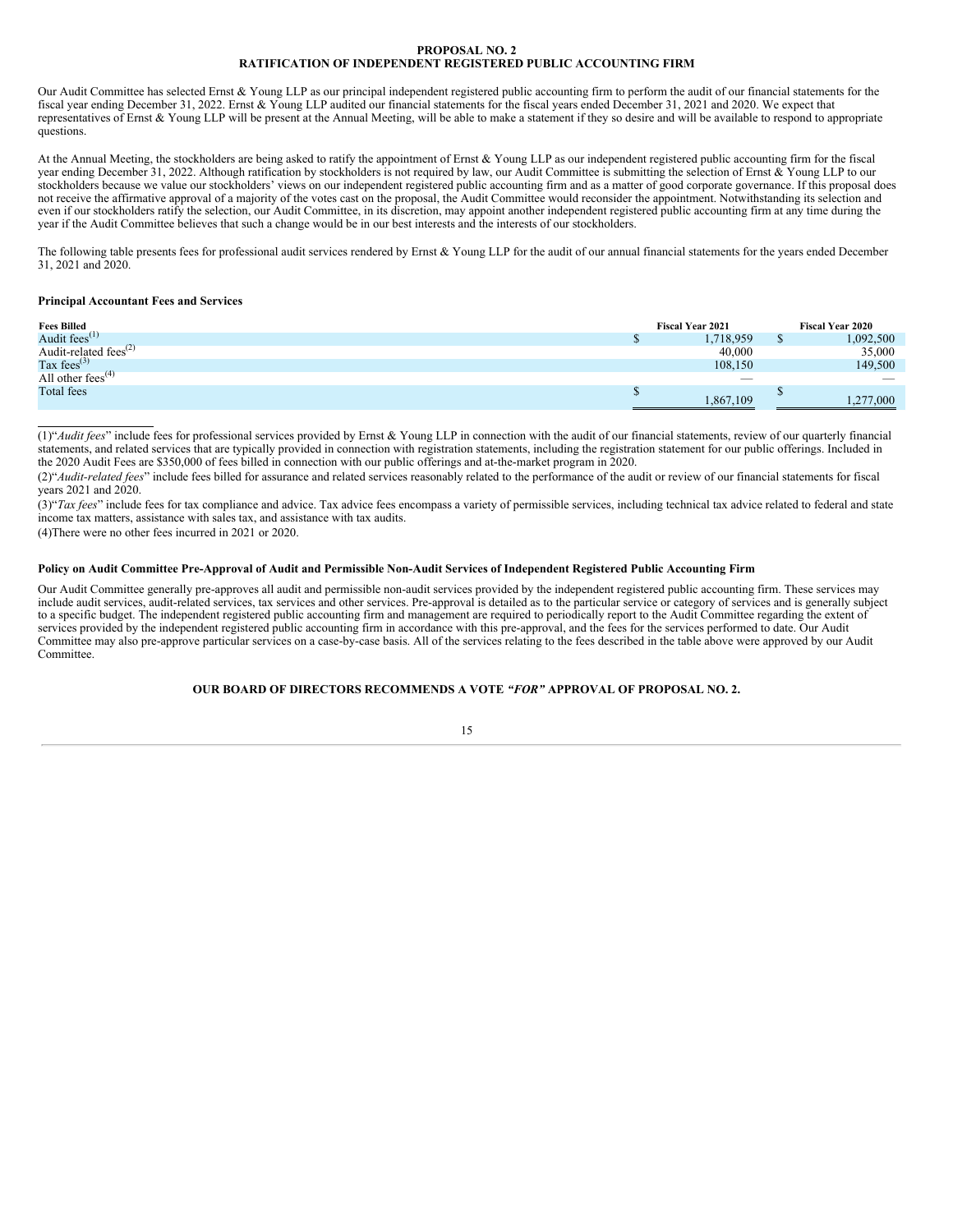# PROPOSAL NO. 2
## RATIFICATION OF INDEPENDENT REGISTERED PUBLIC ACCOUNTING FIRM

Our Audit Committee has selected Ernst & Young LLP as our principal independent registered public accounting firm to perform the audit of our financial statements for the fiscal year ending December 31, 2022. Ernst & Young LLP audited our financial statements for the fiscal years ended December 31, 2021 and 2020. We expect that representatives of Ernst & Young LLP will be present at the Annual Meeting, will be able to make a statement if they so desire and will be available to respond to appropriate questions.

At the Annual Meeting, the stockholders are being asked to ratify the appointment of Ernst & Young LLP as our independent registered public accounting firm for the fiscal year ending December 31, 2022. Although ratification by stockholders is not required by law, our Audit Committee is submitting the selection of Ernst & Young LLP to our stockholders because we value our stockholders' views on our independent registered public accounting firm and as a matter of good corporate governance. If this proposal does not receive the affirmative approval of a majority of the votes cast on the proposal, the Audit Committee would reconsider the appointment. Notwithstanding its selection and even if our stockholders ratify the selection, our Audit Committee, in its discretion, may appoint another independent registered public accounting firm at any time during the year if the Audit Committee believes that such a change would be in our best interests and the interests of our stockholders.

The following table presents fees for professional audit services rendered by Ernst & Young LLP for the audit of our annual financial statements for the years ended December 31, 2021 and 2020.

**Principal Accountant Fees and Services**

| Fees Billed | Fiscal Year 2021 | Fiscal Year 2020 |
|---|---|---|
| Audit fees[(1)] | $ 1,718,959 | $ 1,092,500 |
| Audit-related fees[(2)] | 40,000 | 35,000 |
| Tax fees[(3)] | 108,150 | 149,500 |
| All other fees[(4)] | — | — |
| Total fees | $ 1,867,109 | $ 1,277,000 |

(1)"*Audit fees*" include fees for professional services provided by Ernst & Young LLP in connection with the audit of our financial statements, review of our quarterly financial statements, and related services that are typically provided in connection with registration statements, including the registration statement for our public offerings. Included in the 2020 Audit Fees are $350,000 of fees billed in connection with our public offerings and at-the-market program in 2020.

(2)"*Audit-related fees*" include fees billed for assurance and related services reasonably related to the performance of the audit or review of our financial statements for fiscal years 2021 and 2020.

(3)"*Tax fees*" include fees for tax compliance and advice. Tax advice fees encompass a variety of permissible services, including technical tax advice related to federal and state income tax matters, assistance with sales tax, and assistance with tax audits.

(4)There were no other fees incurred in 2021 or 2020.

**Policy on Audit Committee Pre-Approval of Audit and Permissible Non-Audit Services of Independent Registered Public Accounting Firm**

Our Audit Committee generally pre-approves all audit and permissible non-audit services provided by the independent registered public accounting firm. These services may include audit services, audit-related services, tax services and other services. Pre-approval is detailed as to the particular service or category of services and is generally subject to a specific budget. The independent registered public accounting firm and management are required to periodically report to the Audit Committee regarding the extent of services provided by the independent registered public accounting firm in accordance with this pre-approval, and the fees for the services performed to date. Our Audit Committee may also pre-approve particular services on a case-by-case basis. All of the services relating to the fees described in the table above were approved by our Audit Committee.

**OUR BOARD OF DIRECTORS RECOMMENDS A VOTE *"FOR"* APPROVAL OF PROPOSAL NO. 2.**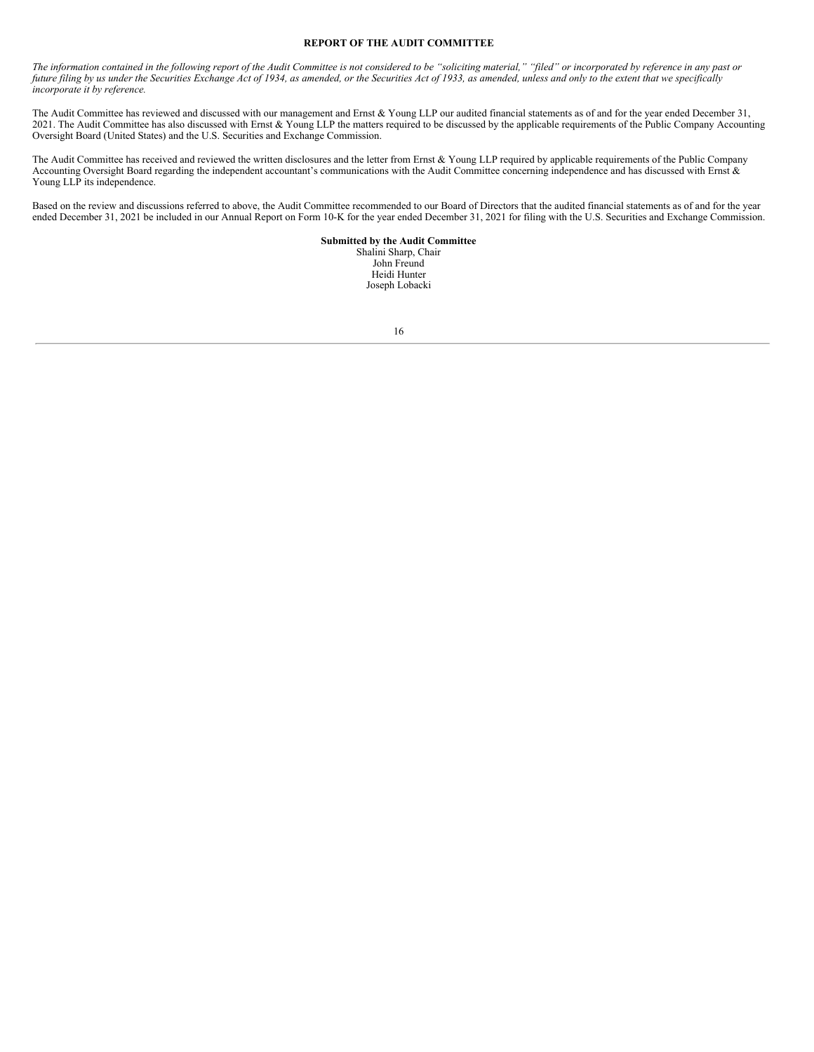## REPORT OF THE AUDIT COMMITTEE

*The information contained in the following report of the Audit Committee is not considered to be "soliciting material," "filed" or incorporated by reference in any past or future filing by us under the Securities Exchange Act of 1934, as amended, or the Securities Act of 1933, as amended, unless and only to the extent that we specifically incorporate it by reference.*

The Audit Committee has reviewed and discussed with our management and Ernst & Young LLP our audited financial statements as of and for the year ended December 31, 2021. The Audit Committee has also discussed with Ernst & Young LLP the matters required to be discussed by the applicable requirements of the Public Company Accounting Oversight Board (United States) and the U.S. Securities and Exchange Commission.

The Audit Committee has received and reviewed the written disclosures and the letter from Ernst & Young LLP required by applicable requirements of the Public Company Accounting Oversight Board regarding the independent accountant's communications with the Audit Committee concerning independence and has discussed with Ernst & Young LLP its independence.

Based on the review and discussions referred to above, the Audit Committee recommended to our Board of Directors that the audited financial statements as of and for the year ended December 31, 2021 be included in our Annual Report on Form 10-K for the year ended December 31, 2021 for filing with the U.S. Securities and Exchange Commission.

**Submitted by the Audit Committee**
Shalini Sharp, Chair
John Freund
Heidi Hunter
Joseph Lobacki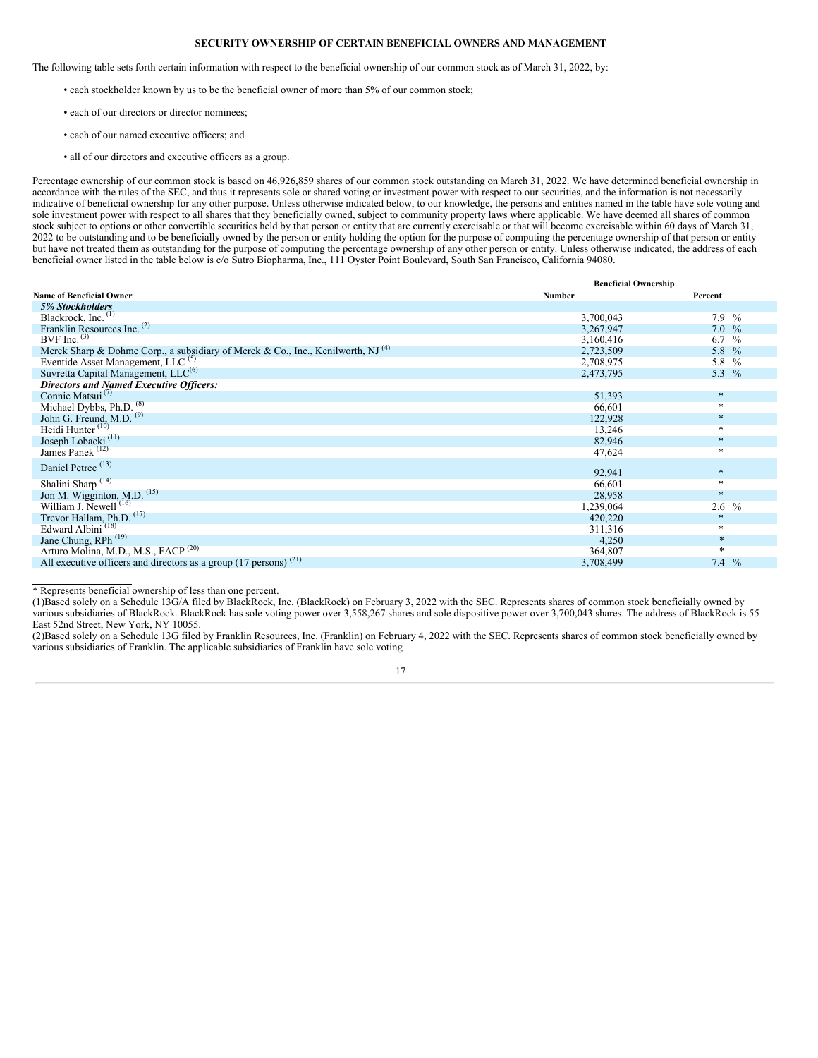## SECURITY OWNERSHIP OF CERTAIN BENEFICIAL OWNERS AND MANAGEMENT

The following table sets forth certain information with respect to the beneficial ownership of our common stock as of March 31, 2022, by:

- each stockholder known by us to be the beneficial owner of more than 5% of our common stock;
- each of our directors or director nominees;
- each of our named executive officers; and
- all of our directors and executive officers as a group.

Percentage ownership of our common stock is based on 46,926,859 shares of our common stock outstanding on March 31, 2022. We have determined beneficial ownership in accordance with the rules of the SEC, and thus it represents sole or shared voting or investment power with respect to our securities, and the information is not necessarily indicative of beneficial ownership for any other purpose. Unless otherwise indicated below, to our knowledge, the persons and entities named in the table have sole voting and sole investment power with respect to all shares that they beneficially owned, subject to community property laws where applicable. We have deemed all shares of common stock subject to options or other convertible securities held by that person or entity that are currently exercisable or that will become exercisable within 60 days of March 31, 2022 to be outstanding and to be beneficially owned by the person or entity holding the option for the purpose of computing the percentage ownership of that person or entity but have not treated them as outstanding for the purpose of computing the percentage ownership of any other person or entity. Unless otherwise indicated, the address of each beneficial owner listed in the table below is c/o Sutro Biopharma, Inc., 111 Oyster Point Boulevard, South San Francisco, California 94080.

| | Beneficial Ownership | |
|---|---|---|
| **Name of Beneficial Owner** | **Number** | **Percent** |
| ***5% Stockholders*** | | |
| Blackrock, Inc. (1) | 3,700,043 | 7.9 % |
| Franklin Resources Inc. (2) | 3,267,947 | 7.0 % |
| BVF Inc. (3) | 3,160,416 | 6.7 % |
| Merck Sharp & Dohme Corp., a subsidiary of Merck & Co., Inc., Kenilworth, NJ (4) | 2,723,509 | 5.8 % |
| Eventide Asset Management, LLC (5) | 2,708,975 | 5.8 % |
| Suvretta Capital Management, LLC(6) | 2,473,795 | 5.3 % |
| ***Directors and Named Executive Officers:*** | | |
| Connie Matsui (7) | 51,393 | * |
| Michael Dybbs, Ph.D. (8) | 66,601 | * |
| John G. Freund, M.D. (9) | 122,928 | * |
| Heidi Hunter (10) | 13,246 | * |
| Joseph Lobacki (11) | 82,946 | * |
| James Panek (12) | 47,624 | * |
| Daniel Petree (13) | 92,941 | * |
| Shalini Sharp (14) | 66,601 | * |
| Jon M. Wigginton, M.D. (15) | 28,958 | * |
| William J. Newell (16) | 1,239,064 | 2.6 % |
| Trevor Hallam, Ph.D. (17) | 420,220 | * |
| Edward Albini (18) | 311,316 | * |
| Jane Chung, RPh (19) | 4,250 | * |
| Arturo Molina, M.D., M.S., FACP (20) | 364,807 | * |
| All executive officers and directors as a group (17 persons) (21) | 3,708,499 | 7.4 % |

\* Represents beneficial ownership of less than one percent.

(1)Based solely on a Schedule 13G/A filed by BlackRock, Inc. (BlackRock) on February 3, 2022 with the SEC. Represents shares of common stock beneficially owned by various subsidiaries of BlackRock. BlackRock has sole voting power over 3,558,267 shares and sole dispositive power over 3,700,043 shares. The address of BlackRock is 55 East 52nd Street, New York, NY 10055.

(2)Based solely on a Schedule 13G filed by Franklin Resources, Inc. (Franklin) on February 4, 2022 with the SEC. Represents shares of common stock beneficially owned by various subsidiaries of Franklin. The applicable subsidiaries of Franklin have sole voting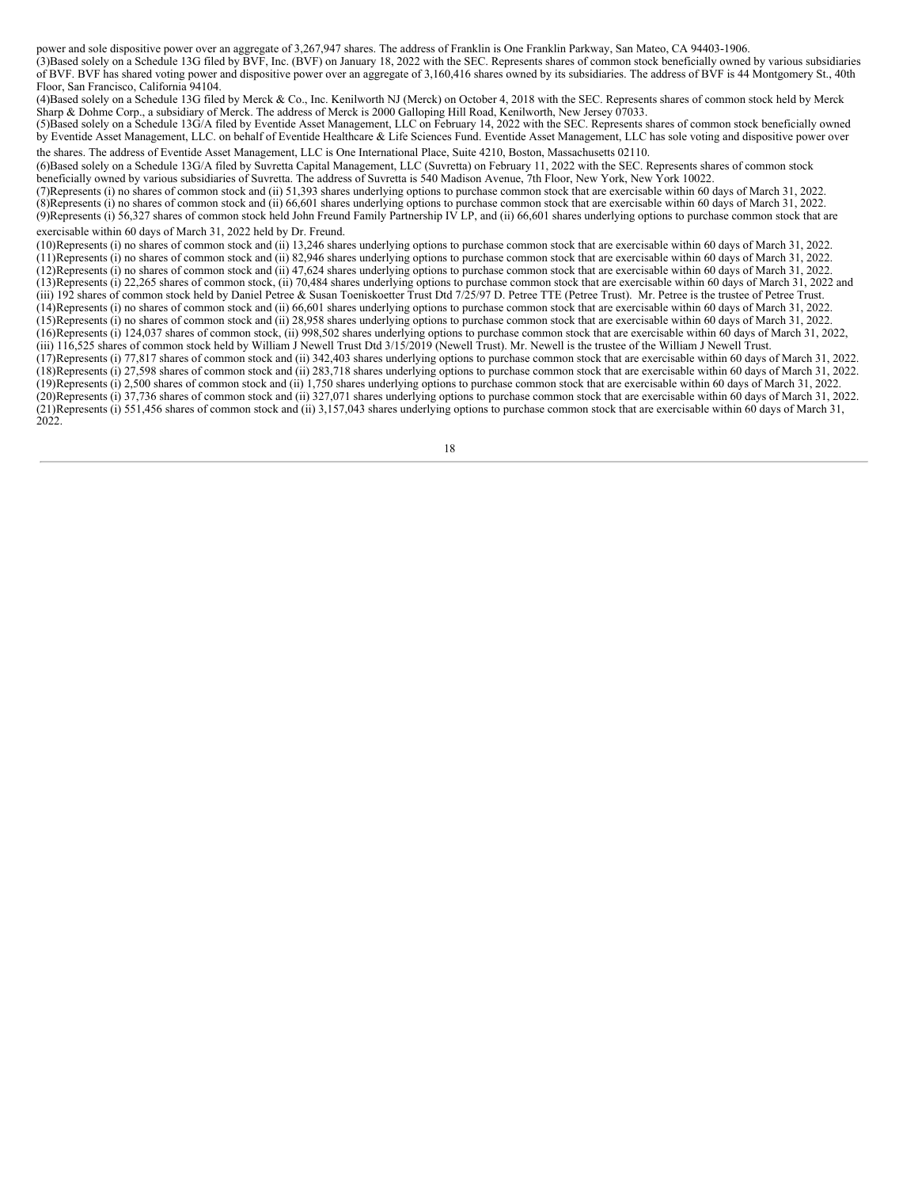power and sole dispositive power over an aggregate of 3,267,947 shares. The address of Franklin is One Franklin Parkway, San Mateo, CA 94403-1906.

(3)Based solely on a Schedule 13G filed by BVF, Inc. (BVF) on January 18, 2022 with the SEC. Represents shares of common stock beneficially owned by various subsidiaries of BVF. BVF has shared voting power and dispositive power over an aggregate of 3,160,416 shares owned by its subsidiaries. The address of BVF is 44 Montgomery St., 40th Floor, San Francisco, California 94104.

(4)Based solely on a Schedule 13G filed by Merck & Co., Inc. Kenilworth NJ (Merck) on October 4, 2018 with the SEC. Represents shares of common stock held by Merck Sharp & Dohme Corp., a subsidiary of Merck. The address of Merck is 2000 Galloping Hill Road, Kenilworth, New Jersey 07033.

(5)Based solely on a Schedule 13G/A filed by Eventide Asset Management, LLC on February 14, 2022 with the SEC. Represents shares of common stock beneficially owned by Eventide Asset Management, LLC. on behalf of Eventide Healthcare & Life Sciences Fund. Eventide Asset Management, LLC has sole voting and dispositive power over the shares. The address of Eventide Asset Management, LLC is One International Place, Suite 4210, Boston, Massachusetts 02110.

(6)Based solely on a Schedule 13G/A filed by Suvretta Capital Management, LLC (Suvretta) on February 11, 2022 with the SEC. Represents shares of common stock beneficially owned by various subsidiaries of Suvretta. The address of Suvretta is 540 Madison Avenue, 7th Floor, New York, New York 10022.

(7)Represents (i) no shares of common stock and (ii) 51,393 shares underlying options to purchase common stock that are exercisable within 60 days of March 31, 2022.

(8)Represents (i) no shares of common stock and (ii) 66,601 shares underlying options to purchase common stock that are exercisable within 60 days of March 31, 2022.

(9)Represents (i) 56,327 shares of common stock held John Freund Family Partnership IV LP, and (ii) 66,601 shares underlying options to purchase common stock that are exercisable within 60 days of March 31, 2022 held by Dr. Freund.

(10)Represents (i) no shares of common stock and (ii) 13,246 shares underlying options to purchase common stock that are exercisable within 60 days of March 31, 2022.

(11)Represents (i) no shares of common stock and (ii) 82,946 shares underlying options to purchase common stock that are exercisable within 60 days of March 31, 2022.

(12)Represents (i) no shares of common stock and (ii) 47,624 shares underlying options to purchase common stock that are exercisable within 60 days of March 31, 2022.

(13)Represents (i) 22,265 shares of common stock, (ii) 70,484 shares underlying options to purchase common stock that are exercisable within 60 days of March 31, 2022 and (iii) 192 shares of common stock held by Daniel Petree & Susan Toeniskoetter Trust Dtd 7/25/97 D. Petree TTE (Petree Trust). Mr. Petree is the trustee of Petree Trust.

(14)Represents (i) no shares of common stock and (ii) 66,601 shares underlying options to purchase common stock that are exercisable within 60 days of March 31, 2022.

(15)Represents (i) no shares of common stock and (ii) 28,958 shares underlying options to purchase common stock that are exercisable within 60 days of March 31, 2022.

(16)Represents (i) 124,037 shares of common stock, (ii) 998,502 shares underlying options to purchase common stock that are exercisable within 60 days of March 31, 2022, (iii) 116,525 shares of common stock held by William J Newell Trust Dtd 3/15/2019 (Newell Trust). Mr. Newell is the trustee of the William J Newell Trust.

(17)Represents (i) 77,817 shares of common stock and (ii) 342,403 shares underlying options to purchase common stock that are exercisable within 60 days of March 31, 2022.

(18)Represents (i) 27,598 shares of common stock and (ii) 283,718 shares underlying options to purchase common stock that are exercisable within 60 days of March 31, 2022.

(19)Represents (i) 2,500 shares of common stock and (ii) 1,750 shares underlying options to purchase common stock that are exercisable within 60 days of March 31, 2022.

(20)Represents (i) 37,736 shares of common stock and (ii) 327,071 shares underlying options to purchase common stock that are exercisable within 60 days of March 31, 2022.

(21)Represents (i) 551,456 shares of common stock and (ii) 3,157,043 shares underlying options to purchase common stock that are exercisable within 60 days of March 31, 2022.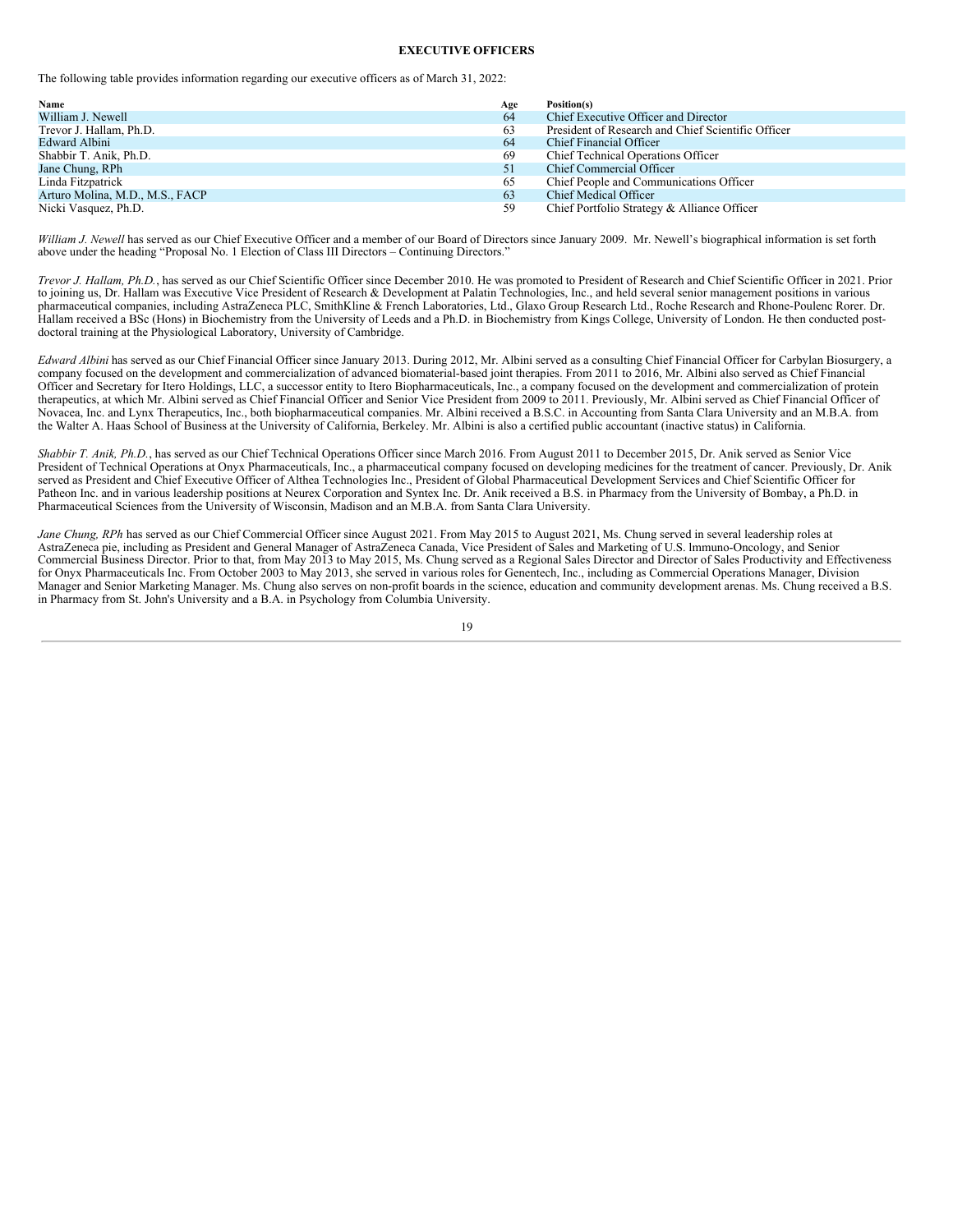## EXECUTIVE OFFICERS

The following table provides information regarding our executive officers as of March 31, 2022:

| Name | Age | Position(s) |
|---|---|---|
| William J. Newell | 64 | Chief Executive Officer and Director |
| Trevor J. Hallam, Ph.D. | 63 | President of Research and Chief Scientific Officer |
| Edward Albini | 64 | Chief Financial Officer |
| Shabbir T. Anik, Ph.D. | 69 | Chief Technical Operations Officer |
| Jane Chung, RPh | 51 | Chief Commercial Officer |
| Linda Fitzpatrick | 65 | Chief People and Communications Officer |
| Arturo Molina, M.D., M.S., FACP | 63 | Chief Medical Officer |
| Nicki Vasquez, Ph.D. | 59 | Chief Portfolio Strategy & Alliance Officer |

*William J. Newell* has served as our Chief Executive Officer and a member of our Board of Directors since January 2009. Mr. Newell's biographical information is set forth above under the heading "Proposal No. 1 Election of Class III Directors – Continuing Directors."

*Trevor J. Hallam, Ph.D.*, has served as our Chief Scientific Officer since December 2010. He was promoted to President of Research and Chief Scientific Officer in 2021. Prior to joining us, Dr. Hallam was Executive Vice President of Research & Development at Palatin Technologies, Inc., and held several senior management positions in various pharmaceutical companies, including AstraZeneca PLC, SmithKline & French Laboratories, Ltd., Glaxo Group Research Ltd., Roche Research and Rhone-Poulenc Rorer. Dr. Hallam received a BSc (Hons) in Biochemistry from the University of Leeds and a Ph.D. in Biochemistry from Kings College, University of London. He then conducted post-doctoral training at the Physiological Laboratory, University of Cambridge.

*Edward Albini* has served as our Chief Financial Officer since January 2013. During 2012, Mr. Albini served as a consulting Chief Financial Officer for Carbylan Biosurgery, a company focused on the development and commercialization of advanced biomaterial-based joint therapies. From 2011 to 2016, Mr. Albini also served as Chief Financial Officer and Secretary for Itero Holdings, LLC, a successor entity to Itero Biopharmaceuticals, Inc., a company focused on the development and commercialization of protein therapeutics, at which Mr. Albini served as Chief Financial Officer and Senior Vice President from 2009 to 2011. Previously, Mr. Albini served as Chief Financial Officer of Novacea, Inc. and Lynx Therapeutics, Inc., both biopharmaceutical companies. Mr. Albini received a B.S.C. in Accounting from Santa Clara University and an M.B.A. from the Walter A. Haas School of Business at the University of California, Berkeley. Mr. Albini is also a certified public accountant (inactive status) in California.

*Shabbir T. Anik, Ph.D.*, has served as our Chief Technical Operations Officer since March 2016. From August 2011 to December 2015, Dr. Anik served as Senior Vice President of Technical Operations at Onyx Pharmaceuticals, Inc., a pharmaceutical company focused on developing medicines for the treatment of cancer. Previously, Dr. Anik served as President and Chief Executive Officer of Althea Technologies Inc., President of Global Pharmaceutical Development Services and Chief Scientific Officer for Patheon Inc. and in various leadership positions at Neurex Corporation and Syntex Inc. Dr. Anik received a B.S. in Pharmacy from the University of Bombay, a Ph.D. in Pharmaceutical Sciences from the University of Wisconsin, Madison and an M.B.A. from Santa Clara University.

*Jane Chung, RPh* has served as our Chief Commercial Officer since August 2021. From May 2015 to August 2021, Ms. Chung served in several leadership roles at AstraZeneca pie, including as President and General Manager of AstraZeneca Canada, Vice President of Sales and Marketing of U.S. lmmuno-Oncology, and Senior Commercial Business Director. Prior to that, from May 2013 to May 2015, Ms. Chung served as a Regional Sales Director and Director of Sales Productivity and Effectiveness for Onyx Pharmaceuticals Inc. From October 2003 to May 2013, she served in various roles for Genentech, Inc., including as Commercial Operations Manager, Division Manager and Senior Marketing Manager. Ms. Chung also serves on non-profit boards in the science, education and community development arenas. Ms. Chung received a B.S. in Pharmacy from St. John's University and a B.A. in Psychology from Columbia University.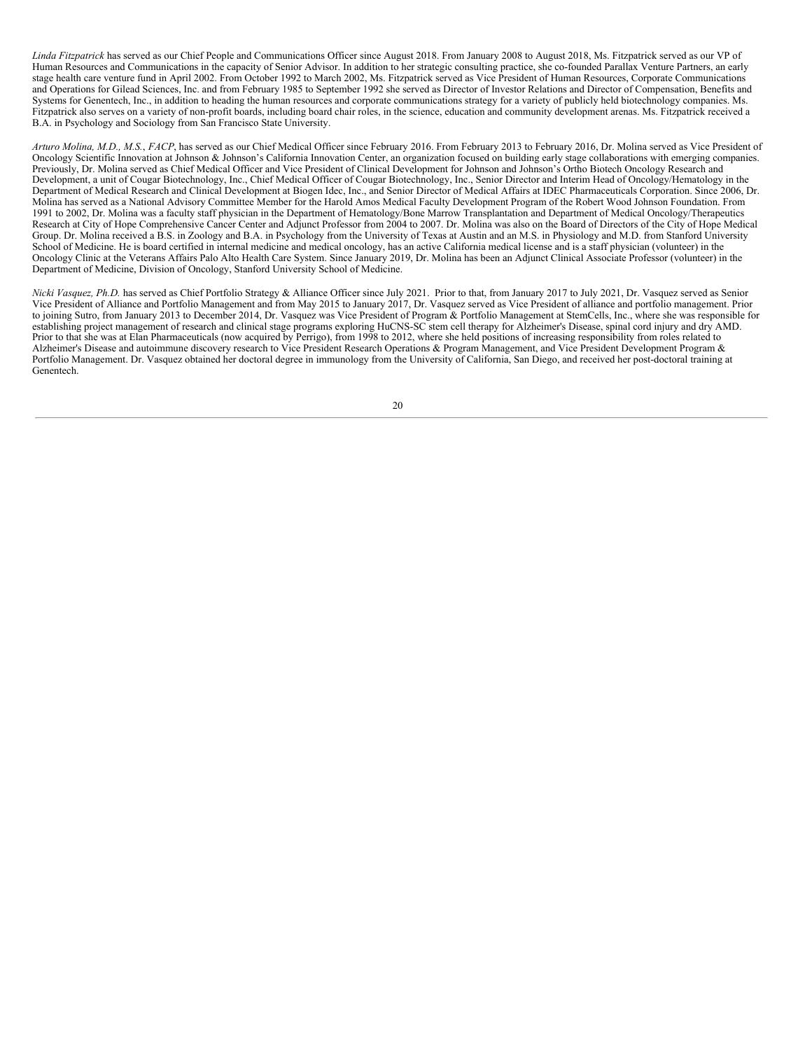*Linda Fitzpatrick* has served as our Chief People and Communications Officer since August 2018. From January 2008 to August 2018, Ms. Fitzpatrick served as our VP of Human Resources and Communications in the capacity of Senior Advisor. In addition to her strategic consulting practice, she co-founded Parallax Venture Partners, an early stage health care venture fund in April 2002. From October 1992 to March 2002, Ms. Fitzpatrick served as Vice President of Human Resources, Corporate Communications and Operations for Gilead Sciences, Inc. and from February 1985 to September 1992 she served as Director of Investor Relations and Director of Compensation, Benefits and Systems for Genentech, Inc., in addition to heading the human resources and corporate communications strategy for a variety of publicly held biotechnology companies. Ms. Fitzpatrick also serves on a variety of non-profit boards, including board chair roles, in the science, education and community development arenas. Ms. Fitzpatrick received a B.A. in Psychology and Sociology from San Francisco State University.

*Arturo Molina, M.D., M.S., FACP*, has served as our Chief Medical Officer since February 2016. From February 2013 to February 2016, Dr. Molina served as Vice President of Oncology Scientific Innovation at Johnson & Johnson's California Innovation Center, an organization focused on building early stage collaborations with emerging companies. Previously, Dr. Molina served as Chief Medical Officer and Vice President of Clinical Development for Johnson and Johnson's Ortho Biotech Oncology Research and Development, a unit of Cougar Biotechnology, Inc., Chief Medical Officer of Cougar Biotechnology, Inc., Senior Director and Interim Head of Oncology/Hematology in the Department of Medical Research and Clinical Development at Biogen Idec, Inc., and Senior Director of Medical Affairs at IDEC Pharmaceuticals Corporation. Since 2006, Dr. Molina has served as a National Advisory Committee Member for the Harold Amos Medical Faculty Development Program of the Robert Wood Johnson Foundation. From 1991 to 2002, Dr. Molina was a faculty staff physician in the Department of Hematology/Bone Marrow Transplantation and Department of Medical Oncology/Therapeutics Research at City of Hope Comprehensive Cancer Center and Adjunct Professor from 2004 to 2007. Dr. Molina was also on the Board of Directors of the City of Hope Medical Group. Dr. Molina received a B.S. in Zoology and B.A. in Psychology from the University of Texas at Austin and an M.S. in Physiology and M.D. from Stanford University School of Medicine. He is board certified in internal medicine and medical oncology, has an active California medical license and is a staff physician (volunteer) in the Oncology Clinic at the Veterans Affairs Palo Alto Health Care System. Since January 2019, Dr. Molina has been an Adjunct Clinical Associate Professor (volunteer) in the Department of Medicine, Division of Oncology, Stanford University School of Medicine.

*Nicki Vasquez, Ph.D.* has served as Chief Portfolio Strategy & Alliance Officer since July 2021. Prior to that, from January 2017 to July 2021, Dr. Vasquez served as Senior Vice President of Alliance and Portfolio Management and from May 2015 to January 2017, Dr. Vasquez served as Vice President of alliance and portfolio management. Prior to joining Sutro, from January 2013 to December 2014, Dr. Vasquez was Vice President of Program & Portfolio Management at StemCells, Inc., where she was responsible for establishing project management of research and clinical stage programs exploring HuCNS-SC stem cell therapy for Alzheimer's Disease, spinal cord injury and dry AMD. Prior to that she was at Elan Pharmaceuticals (now acquired by Perrigo), from 1998 to 2012, where she held positions of increasing responsibility from roles related to Alzheimer's Disease and autoimmune discovery research to Vice President Research Operations & Program Management, and Vice President Development Program & Portfolio Management. Dr. Vasquez obtained her doctoral degree in immunology from the University of California, San Diego, and received her post-doctoral training at Genentech.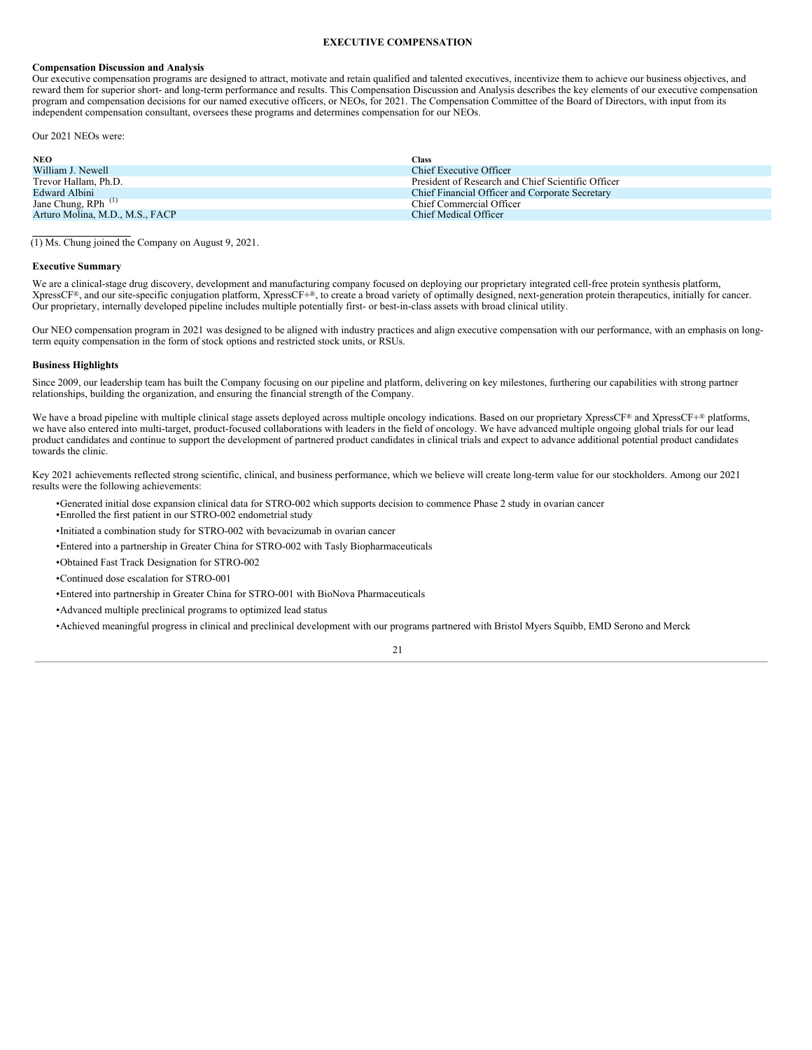# EXECUTIVE COMPENSATION

## Compensation Discussion and Analysis

Our executive compensation programs are designed to attract, motivate and retain qualified and talented executives, incentivize them to achieve our business objectives, and reward them for superior short- and long-term performance and results. This Compensation Discussion and Analysis describes the key elements of our executive compensation program and compensation decisions for our named executive officers, or NEOs, for 2021. The Compensation Committee of the Board of Directors, with input from its independent compensation consultant, oversees these programs and determines compensation for our NEOs.

Our 2021 NEOs were:

| NEO | Class |
|---|---|
| William J. Newell | Chief Executive Officer |
| Trevor Hallam, Ph.D. | President of Research and Chief Scientific Officer |
| Edward Albini | Chief Financial Officer and Corporate Secretary |
| Jane Chung, RPh [(1)] | Chief Commercial Officer |
| Arturo Molina, M.D., M.S., FACP | Chief Medical Officer |

(1) Ms. Chung joined the Company on August 9, 2021.

## Executive Summary

We are a clinical-stage drug discovery, development and manufacturing company focused on deploying our proprietary integrated cell-free protein synthesis platform, XpressCF®, and our site-specific conjugation platform, XpressCF+®, to create a broad variety of optimally designed, next-generation protein therapeutics, initially for cancer. Our proprietary, internally developed pipeline includes multiple potentially first- or best-in-class assets with broad clinical utility.

Our NEO compensation program in 2021 was designed to be aligned with industry practices and align executive compensation with our performance, with an emphasis on long-term equity compensation in the form of stock options and restricted stock units, or RSUs.

## Business Highlights

Since 2009, our leadership team has built the Company focusing on our pipeline and platform, delivering on key milestones, furthering our capabilities with strong partner relationships, building the organization, and ensuring the financial strength of the Company.

We have a broad pipeline with multiple clinical stage assets deployed across multiple oncology indications. Based on our proprietary XpressCF® and XpressCF+® platforms, we have also entered into multi-target, product-focused collaborations with leaders in the field of oncology. We have advanced multiple ongoing global trials for our lead product candidates and continue to support the development of partnered product candidates in clinical trials and expect to advance additional potential product candidates towards the clinic.

Key 2021 achievements reflected strong scientific, clinical, and business performance, which we believe will create long-term value for our stockholders. Among our 2021 results were the following achievements:

- Generated initial dose expansion clinical data for STRO-002 which supports decision to commence Phase 2 study in ovarian cancer
- Enrolled the first patient in our STRO-002 endometrial study
- Initiated a combination study for STRO-002 with bevacizumab in ovarian cancer
- Entered into a partnership in Greater China for STRO-002 with Tasly Biopharmaceuticals
- Obtained Fast Track Designation for STRO-002
- Continued dose escalation for STRO-001
- Entered into partnership in Greater China for STRO-001 with BioNova Pharmaceuticals
- Advanced multiple preclinical programs to optimized lead status
- Achieved meaningful progress in clinical and preclinical development with our programs partnered with Bristol Myers Squibb, EMD Serono and Merck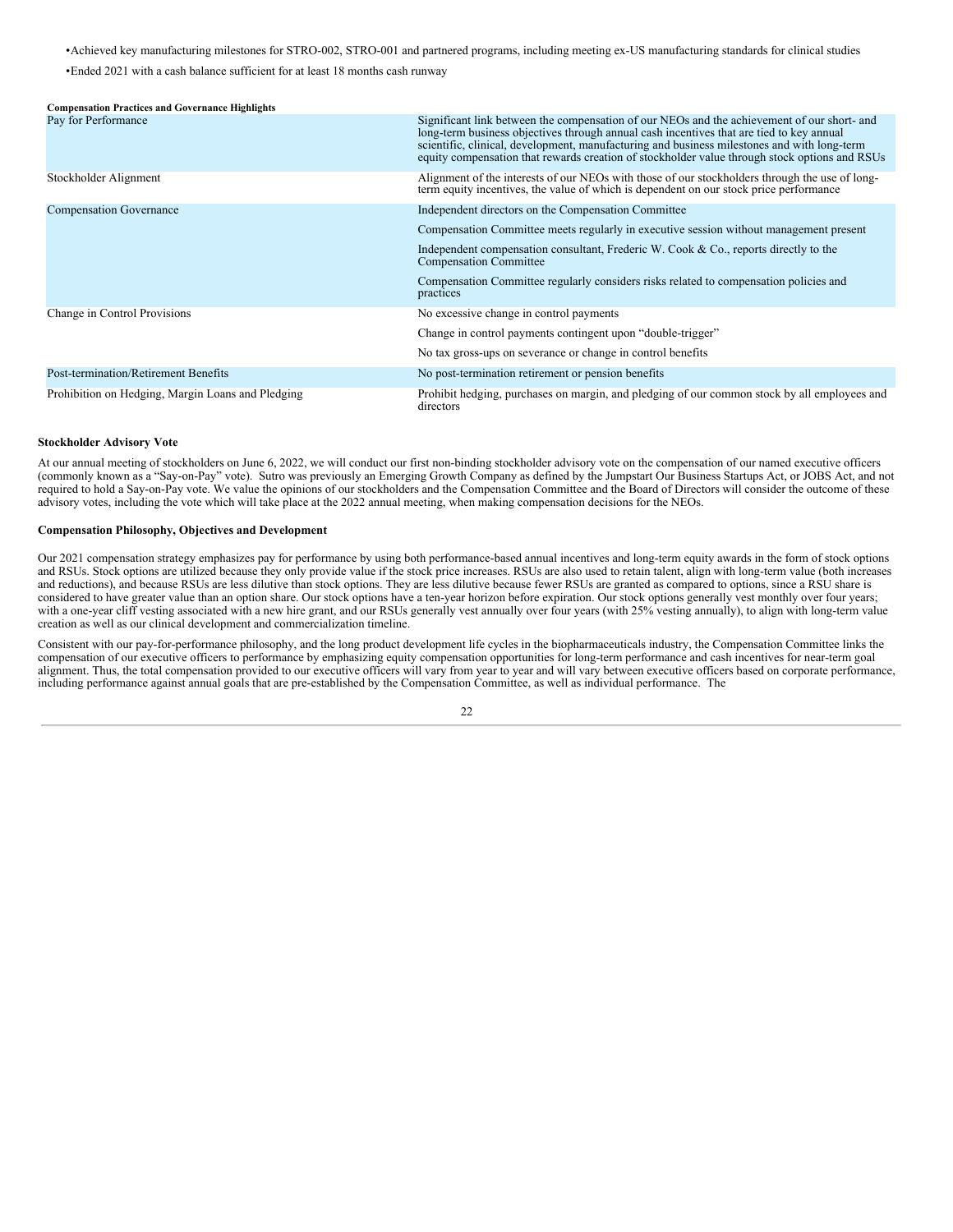- Achieved key manufacturing milestones for STRO-002, STRO-001 and partnered programs, including meeting ex-US manufacturing standards for clinical studies
- Ended 2021 with a cash balance sufficient for at least 18 months cash runway

**Compensation Practices and Governance Highlights**

| | |
|---|---|
| Pay for Performance | Significant link between the compensation of our NEOs and the achievement of our short- and long-term business objectives through annual cash incentives that are tied to key annual scientific, clinical, development, manufacturing and business milestones and with long-term equity compensation that rewards creation of stockholder value through stock options and RSUs |
| Stockholder Alignment | Alignment of the interests of our NEOs with those of our stockholders through the use of long-term equity incentives, the value of which is dependent on our stock price performance |
| Compensation Governance | Independent directors on the Compensation Committee |
| | Compensation Committee meets regularly in executive session without management present |
| | Independent compensation consultant, Frederic W. Cook & Co., reports directly to the Compensation Committee |
| | Compensation Committee regularly considers risks related to compensation policies and practices |
| Change in Control Provisions | No excessive change in control payments |
| | Change in control payments contingent upon "double-trigger" |
| | No tax gross-ups on severance or change in control benefits |
| Post-termination/Retirement Benefits | No post-termination retirement or pension benefits |
| Prohibition on Hedging, Margin Loans and Pledging | Prohibit hedging, purchases on margin, and pledging of our common stock by all employees and directors |

**Stockholder Advisory Vote**

At our annual meeting of stockholders on June 6, 2022, we will conduct our first non-binding stockholder advisory vote on the compensation of our named executive officers (commonly known as a "Say-on-Pay" vote). Sutro was previously an Emerging Growth Company as defined by the Jumpstart Our Business Startups Act, or JOBS Act, and not required to hold a Say-on-Pay vote. We value the opinions of our stockholders and the Compensation Committee and the Board of Directors will consider the outcome of these advisory votes, including the vote which will take place at the 2022 annual meeting, when making compensation decisions for the NEOs.

**Compensation Philosophy, Objectives and Development**

Our 2021 compensation strategy emphasizes pay for performance by using both performance-based annual incentives and long-term equity awards in the form of stock options and RSUs. Stock options are utilized because they only provide value if the stock price increases. RSUs are also used to retain talent, align with long-term value (both increases and reductions), and because RSUs are less dilutive than stock options. They are less dilutive because fewer RSUs are granted as compared to options, since a RSU share is considered to have greater value than an option share. Our stock options have a ten-year horizon before expiration. Our stock options generally vest monthly over four years; with a one-year cliff vesting associated with a new hire grant, and our RSUs generally vest annually over four years (with 25% vesting annually), to align with long-term value creation as well as our clinical development and commercialization timeline.

Consistent with our pay-for-performance philosophy, and the long product development life cycles in the biopharmaceuticals industry, the Compensation Committee links the compensation of our executive officers to performance by emphasizing equity compensation opportunities for long-term performance and cash incentives for near-term goal alignment. Thus, the total compensation provided to our executive officers will vary from year to year and will vary between executive officers based on corporate performance, including performance against annual goals that are pre-established by the Compensation Committee, as well as individual performance. The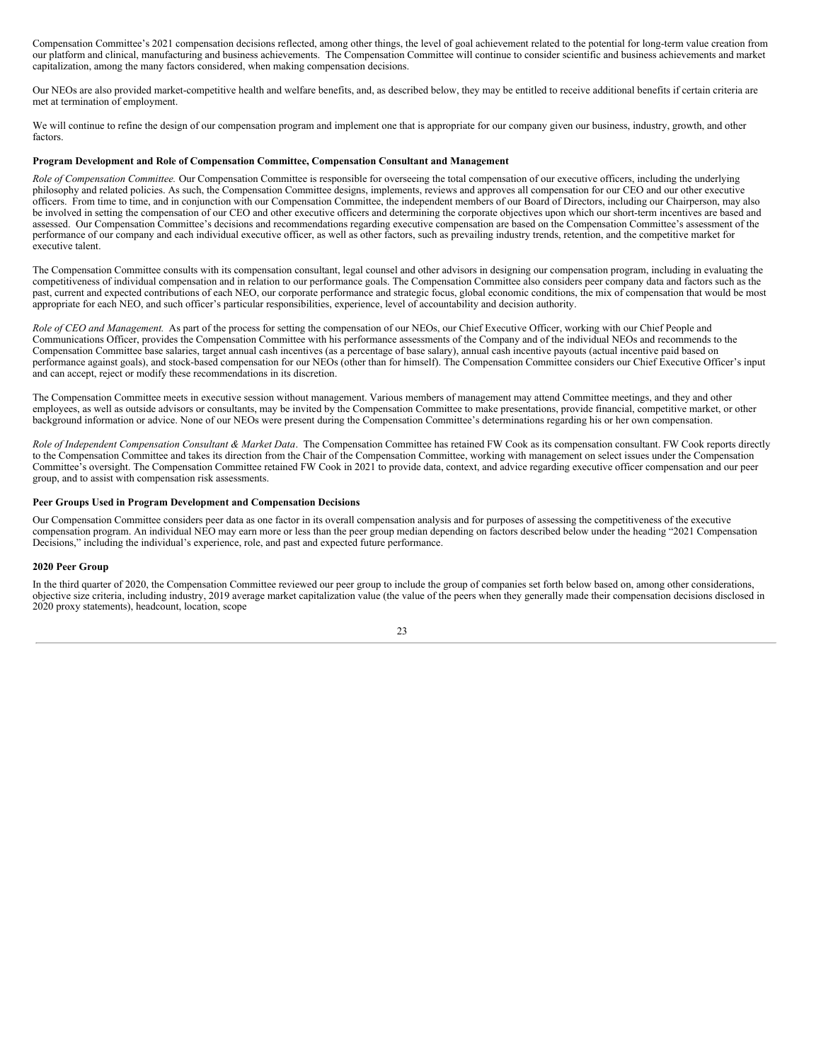Compensation Committee's 2021 compensation decisions reflected, among other things, the level of goal achievement related to the potential for long-term value creation from our platform and clinical, manufacturing and business achievements. The Compensation Committee will continue to consider scientific and business achievements and market capitalization, among the many factors considered, when making compensation decisions.

Our NEOs are also provided market-competitive health and welfare benefits, and, as described below, they may be entitled to receive additional benefits if certain criteria are met at termination of employment.

We will continue to refine the design of our compensation program and implement one that is appropriate for our company given our business, industry, growth, and other factors.

**Program Development and Role of Compensation Committee, Compensation Consultant and Management**

*Role of Compensation Committee.* Our Compensation Committee is responsible for overseeing the total compensation of our executive officers, including the underlying philosophy and related policies. As such, the Compensation Committee designs, implements, reviews and approves all compensation for our CEO and our other executive officers. From time to time, and in conjunction with our Compensation Committee, the independent members of our Board of Directors, including our Chairperson, may also be involved in setting the compensation of our CEO and other executive officers and determining the corporate objectives upon which our short-term incentives are based and assessed. Our Compensation Committee's decisions and recommendations regarding executive compensation are based on the Compensation Committee's assessment of the performance of our company and each individual executive officer, as well as other factors, such as prevailing industry trends, retention, and the competitive market for executive talent.

The Compensation Committee consults with its compensation consultant, legal counsel and other advisors in designing our compensation program, including in evaluating the competitiveness of individual compensation and in relation to our performance goals. The Compensation Committee also considers peer company data and factors such as the past, current and expected contributions of each NEO, our corporate performance and strategic focus, global economic conditions, the mix of compensation that would be most appropriate for each NEO, and such officer's particular responsibilities, experience, level of accountability and decision authority.

*Role of CEO and Management.* As part of the process for setting the compensation of our NEOs, our Chief Executive Officer, working with our Chief People and Communications Officer, provides the Compensation Committee with his performance assessments of the Company and of the individual NEOs and recommends to the Compensation Committee base salaries, target annual cash incentives (as a percentage of base salary), annual cash incentive payouts (actual incentive paid based on performance against goals), and stock-based compensation for our NEOs (other than for himself). The Compensation Committee considers our Chief Executive Officer's input and can accept, reject or modify these recommendations in its discretion.

The Compensation Committee meets in executive session without management. Various members of management may attend Committee meetings, and they and other employees, as well as outside advisors or consultants, may be invited by the Compensation Committee to make presentations, provide financial, competitive market, or other background information or advice. None of our NEOs were present during the Compensation Committee's determinations regarding his or her own compensation.

*Role of Independent Compensation Consultant & Market Data*. The Compensation Committee has retained FW Cook as its compensation consultant. FW Cook reports directly to the Compensation Committee and takes its direction from the Chair of the Compensation Committee, working with management on select issues under the Compensation Committee's oversight. The Compensation Committee retained FW Cook in 2021 to provide data, context, and advice regarding executive officer compensation and our peer group, and to assist with compensation risk assessments.

**Peer Groups Used in Program Development and Compensation Decisions**

Our Compensation Committee considers peer data as one factor in its overall compensation analysis and for purposes of assessing the competitiveness of the executive compensation program. An individual NEO may earn more or less than the peer group median depending on factors described below under the heading "2021 Compensation Decisions," including the individual's experience, role, and past and expected future performance.

**2020 Peer Group**

In the third quarter of 2020, the Compensation Committee reviewed our peer group to include the group of companies set forth below based on, among other considerations, objective size criteria, including industry, 2019 average market capitalization value (the value of the peers when they generally made their compensation decisions disclosed in 2020 proxy statements), headcount, location, scope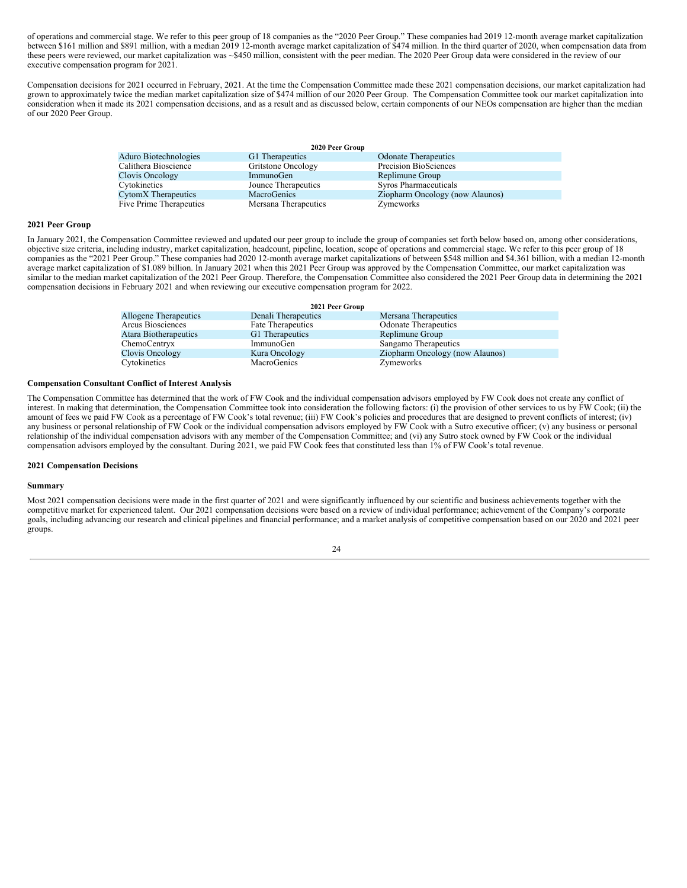of operations and commercial stage. We refer to this peer group of 18 companies as the "2020 Peer Group." These companies had 2019 12-month average market capitalization between $161 million and $891 million, with a median 2019 12-month average market capitalization of $474 million. In the third quarter of 2020, when compensation data from these peers were reviewed, our market capitalization was ~$450 million, consistent with the peer median. The 2020 Peer Group data were considered in the review of our executive compensation program for 2021.

Compensation decisions for 2021 occurred in February, 2021. At the time the Compensation Committee made these 2021 compensation decisions, our market capitalization had grown to approximately twice the median market capitalization size of $474 million of our 2020 Peer Group. The Compensation Committee took our market capitalization into consideration when it made its 2021 compensation decisions, and as a result and as discussed below, certain components of our NEOs compensation are higher than the median of our 2020 Peer Group.

| 2020 Peer Group | | |
|---|---|---|
| Aduro Biotechnologies | G1 Therapeutics | Odonate Therapeutics |
| Calithera Bioscience | Gritstone Oncology | Precision BioSciences |
| Clovis Oncology | ImmunoGen | Replimune Group |
| Cytokinetics | Jounce Therapeutics | Syros Pharmaceuticals |
| CytomX Therapeutics | MacroGenics | Ziopharm Oncology (now Alaunos) |
| Five Prime Therapeutics | Mersana Therapeutics | Zymeworks |

**2021 Peer Group**

In January 2021, the Compensation Committee reviewed and updated our peer group to include the group of companies set forth below based on, among other considerations, objective size criteria, including industry, market capitalization, headcount, pipeline, location, scope of operations and commercial stage. We refer to this peer group of 18 companies as the "2021 Peer Group." These companies had 2020 12-month average market capitalizations of between $548 million and $4.361 billion, with a median 12-month average market capitalization of $1.089 billion. In January 2021 when this 2021 Peer Group was approved by the Compensation Committee, our market capitalization was similar to the median market capitalization of the 2021 Peer Group. Therefore, the Compensation Committee also considered the 2021 Peer Group data in determining the 2021 compensation decisions in February 2021 and when reviewing our executive compensation program for 2022.

| 2021 Peer Group | | |
|---|---|---|
| Allogene Therapeutics | Denali Therapeutics | Mersana Therapeutics |
| Arcus Biosciences | Fate Therapeutics | Odonate Therapeutics |
| Atara Biotherapeutics | G1 Therapeutics | Replimune Group |
| ChemoCentryx | ImmunoGen | Sangamo Therapeutics |
| Clovis Oncology | Kura Oncology | Ziopharm Oncology (now Alaunos) |
| Cytokinetics | MacroGenics | Zymeworks |

**Compensation Consultant Conflict of Interest Analysis**

The Compensation Committee has determined that the work of FW Cook and the individual compensation advisors employed by FW Cook does not create any conflict of interest. In making that determination, the Compensation Committee took into consideration the following factors: (i) the provision of other services to us by FW Cook; (ii) the amount of fees we paid FW Cook as a percentage of FW Cook's total revenue; (iii) FW Cook's policies and procedures that are designed to prevent conflicts of interest; (iv) any business or personal relationship of FW Cook or the individual compensation advisors employed by FW Cook with a Sutro executive officer; (v) any business or personal relationship of the individual compensation advisors with any member of the Compensation Committee; and (vi) any Sutro stock owned by FW Cook or the individual compensation advisors employed by the consultant. During 2021, we paid FW Cook fees that constituted less than 1% of FW Cook's total revenue.

**2021 Compensation Decisions**

**Summary**

Most 2021 compensation decisions were made in the first quarter of 2021 and were significantly influenced by our scientific and business achievements together with the competitive market for experienced talent. Our 2021 compensation decisions were based on a review of individual performance; achievement of the Company's corporate goals, including advancing our research and clinical pipelines and financial performance; and a market analysis of competitive compensation based on our 2020 and 2021 peer groups.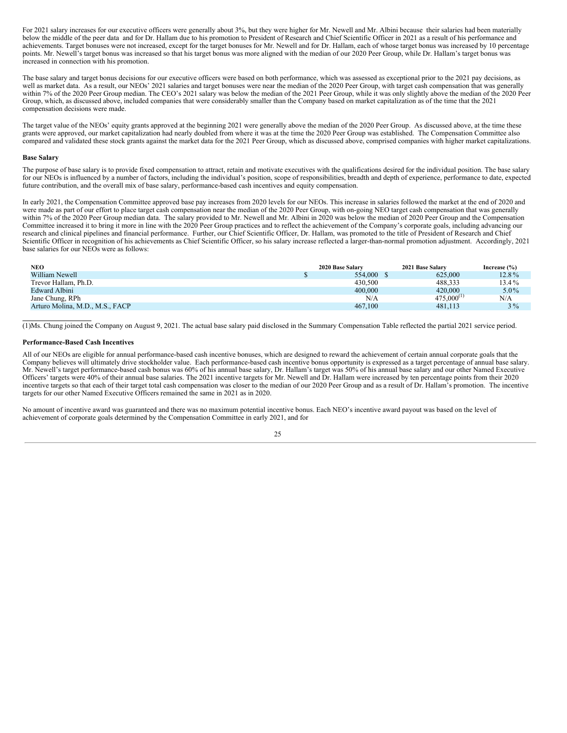For 2021 salary increases for our executive officers were generally about 3%, but they were higher for Mr. Newell and Mr. Albini because their salaries had been materially below the middle of the peer data and for Dr. Hallam due to his promotion to President of Research and Chief Scientific Officer in 2021 as a result of his performance and achievements. Target bonuses were not increased, except for the target bonuses for Mr. Newell and for Dr. Hallam, each of whose target bonus was increased by 10 percentage points. Mr. Newell's target bonus was increased so that his target bonus was more aligned with the median of our 2020 Peer Group, while Dr. Hallam's target bonus was increased in connection with his promotion.

The base salary and target bonus decisions for our executive officers were based on both performance, which was assessed as exceptional prior to the 2021 pay decisions, as well as market data. As a result, our NEOs' 2021 salaries and target bonuses were near the median of the 2020 Peer Group, with target cash compensation that was generally within 7% of the 2020 Peer Group median. The CEO's 2021 salary was below the median of the 2021 Peer Group, while it was only slightly above the median of the 2020 Peer Group, which, as discussed above, included companies that were considerably smaller than the Company based on market capitalization as of the time that the 2021 compensation decisions were made.

The target value of the NEOs' equity grants approved at the beginning 2021 were generally above the median of the 2020 Peer Group. As discussed above, at the time these grants were approved, our market capitalization had nearly doubled from where it was at the time the 2020 Peer Group was established. The Compensation Committee also compared and validated these stock grants against the market data for the 2021 Peer Group, which as discussed above, comprised companies with higher market capitalizations.

**Base Salary**

The purpose of base salary is to provide fixed compensation to attract, retain and motivate executives with the qualifications desired for the individual position. The base salary for our NEOs is influenced by a number of factors, including the individual's position, scope of responsibilities, breadth and depth of experience, performance to date, expected future contribution, and the overall mix of base salary, performance-based cash incentives and equity compensation.

In early 2021, the Compensation Committee approved base pay increases from 2020 levels for our NEOs. This increase in salaries followed the market at the end of 2020 and were made as part of our effort to place target cash compensation near the median of the 2020 Peer Group, with on-going NEO target cash compensation that was generally within 7% of the 2020 Peer Group median data. The salary provided to Mr. Newell and Mr. Albini in 2020 was below the median of 2020 Peer Group and the Compensation Committee increased it to bring it more in line with the 2020 Peer Group practices and to reflect the achievement of the Company's corporate goals, including advancing our research and clinical pipelines and financial performance. Further, our Chief Scientific Officer, Dr. Hallam, was promoted to the title of President of Research and Chief Scientific Officer in recognition of his achievements as Chief Scientific Officer, so his salary increase reflected a larger-than-normal promotion adjustment. Accordingly, 2021 base salaries for our NEOs were as follows:

| NEO | 2020 Base Salary | 2021 Base Salary | Increase (%) |
|---|---|---|---|
| William Newell | $ 554,000 | $ 625,000 | 12.8% |
| Trevor Hallam, Ph.D. | 430,500 | 488,333 | 13.4% |
| Edward Albini | 400,000 | 420,000 | 5.0% |
| Jane Chung, RPh | N/A | 475,000(1) | N/A |
| Arturo Molina, M.D., M.S., FACP | 467,100 | 481,113 | 3% |

(1)Ms. Chung joined the Company on August 9, 2021. The actual base salary paid disclosed in the Summary Compensation Table reflected the partial 2021 service period.

**Performance-Based Cash Incentives**

All of our NEOs are eligible for annual performance-based cash incentive bonuses, which are designed to reward the achievement of certain annual corporate goals that the Company believes will ultimately drive stockholder value. Each performance-based cash incentive bonus opportunity is expressed as a target percentage of annual base salary. Mr. Newell's target performance-based cash bonus was 60% of his annual base salary, Dr. Hallam's target was 50% of his annual base salary and our other Named Executive Officers' targets were 40% of their annual base salaries. The 2021 incentive targets for Mr. Newell and Dr. Hallam were increased by ten percentage points from their 2020 incentive targets so that each of their target total cash compensation was closer to the median of our 2020 Peer Group and as a result of Dr. Hallam's promotion. The incentive targets for our other Named Executive Officers remained the same in 2021 as in 2020.

No amount of incentive award was guaranteed and there was no maximum potential incentive bonus. Each NEO's incentive award payout was based on the level of achievement of corporate goals determined by the Compensation Committee in early 2021, and for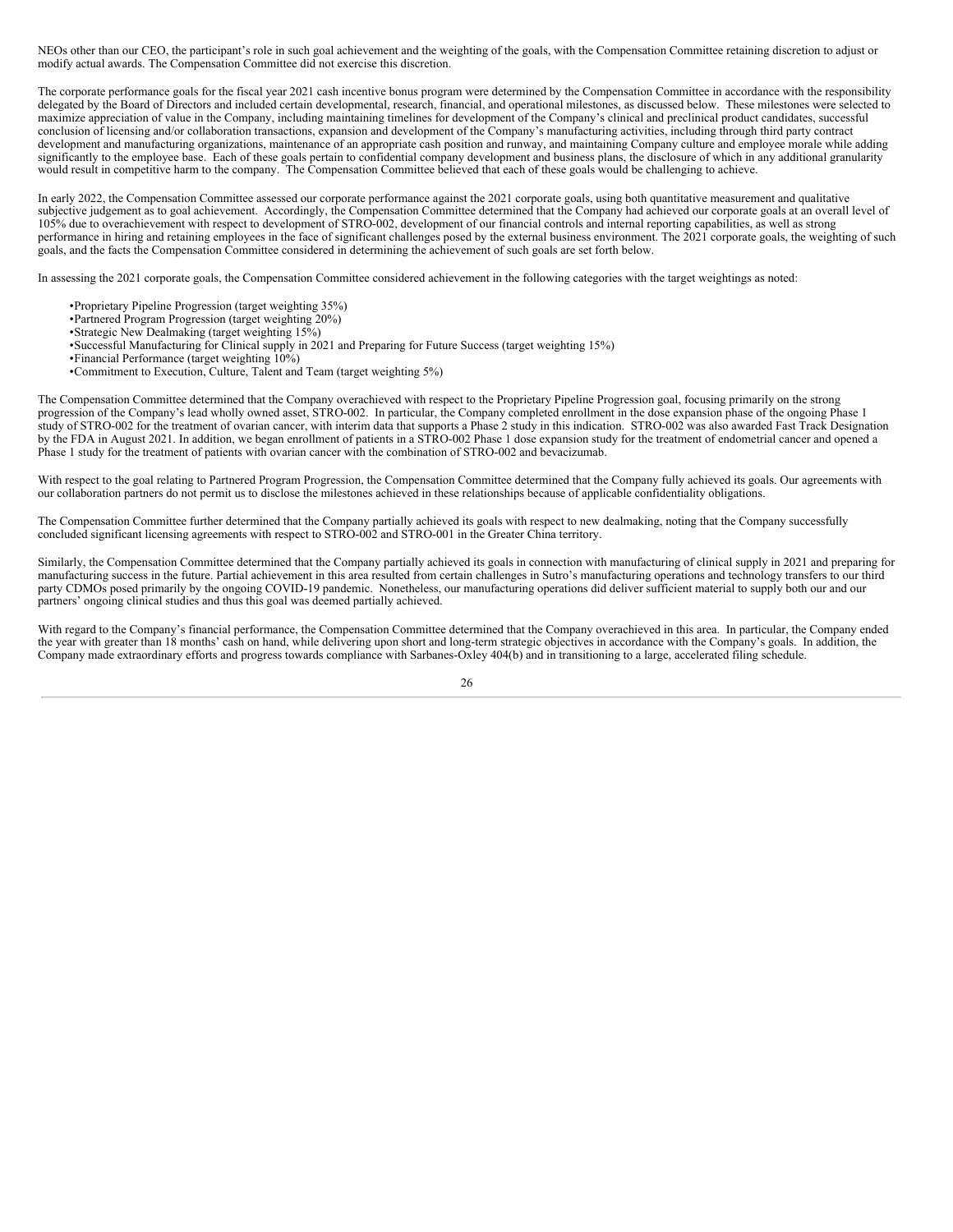NEOs other than our CEO, the participant's role in such goal achievement and the weighting of the goals, with the Compensation Committee retaining discretion to adjust or modify actual awards. The Compensation Committee did not exercise this discretion.

The corporate performance goals for the fiscal year 2021 cash incentive bonus program were determined by the Compensation Committee in accordance with the responsibility delegated by the Board of Directors and included certain developmental, research, financial, and operational milestones, as discussed below. These milestones were selected to maximize appreciation of value in the Company, including maintaining timelines for development of the Company's clinical and preclinical product candidates, successful conclusion of licensing and/or collaboration transactions, expansion and development of the Company's manufacturing activities, including through third party contract development and manufacturing organizations, maintenance of an appropriate cash position and runway, and maintaining Company culture and employee morale while adding significantly to the employee base. Each of these goals pertain to confidential company development and business plans, the disclosure of which in any additional granularity would result in competitive harm to the company. The Compensation Committee believed that each of these goals would be challenging to achieve.

In early 2022, the Compensation Committee assessed our corporate performance against the 2021 corporate goals, using both quantitative measurement and qualitative subjective judgement as to goal achievement. Accordingly, the Compensation Committee determined that the Company had achieved our corporate goals at an overall level of 105% due to overachievement with respect to development of STRO-002, development of our financial controls and internal reporting capabilities, as well as strong performance in hiring and retaining employees in the face of significant challenges posed by the external business environment. The 2021 corporate goals, the weighting of such goals, and the facts the Compensation Committee considered in determining the achievement of such goals are set forth below.

In assessing the 2021 corporate goals, the Compensation Committee considered achievement in the following categories with the target weightings as noted:

- Proprietary Pipeline Progression (target weighting 35%)
- Partnered Program Progression (target weighting 20%)
- Strategic New Dealmaking (target weighting 15%)
- Successful Manufacturing for Clinical supply in 2021 and Preparing for Future Success (target weighting 15%)
- Financial Performance (target weighting 10%)
- Commitment to Execution, Culture, Talent and Team (target weighting 5%)

The Compensation Committee determined that the Company overachieved with respect to the Proprietary Pipeline Progression goal, focusing primarily on the strong progression of the Company's lead wholly owned asset, STRO-002. In particular, the Company completed enrollment in the dose expansion phase of the ongoing Phase 1 study of STRO-002 for the treatment of ovarian cancer, with interim data that supports a Phase 2 study in this indication. STRO-002 was also awarded Fast Track Designation by the FDA in August 2021. In addition, we began enrollment of patients in a STRO-002 Phase 1 dose expansion study for the treatment of endometrial cancer and opened a Phase 1 study for the treatment of patients with ovarian cancer with the combination of STRO-002 and bevacizumab.

With respect to the goal relating to Partnered Program Progression, the Compensation Committee determined that the Company fully achieved its goals. Our agreements with our collaboration partners do not permit us to disclose the milestones achieved in these relationships because of applicable confidentiality obligations.

The Compensation Committee further determined that the Company partially achieved its goals with respect to new dealmaking, noting that the Company successfully concluded significant licensing agreements with respect to STRO-002 and STRO-001 in the Greater China territory.

Similarly, the Compensation Committee determined that the Company partially achieved its goals in connection with manufacturing of clinical supply in 2021 and preparing for manufacturing success in the future. Partial achievement in this area resulted from certain challenges in Sutro's manufacturing operations and technology transfers to our third party CDMOs posed primarily by the ongoing COVID-19 pandemic. Nonetheless, our manufacturing operations did deliver sufficient material to supply both our and our partners' ongoing clinical studies and thus this goal was deemed partially achieved.

With regard to the Company's financial performance, the Compensation Committee determined that the Company overachieved in this area. In particular, the Company ended the year with greater than 18 months' cash on hand, while delivering upon short and long-term strategic objectives in accordance with the Company's goals. In addition, the Company made extraordinary efforts and progress towards compliance with Sarbanes-Oxley 404(b) and in transitioning to a large, accelerated filing schedule.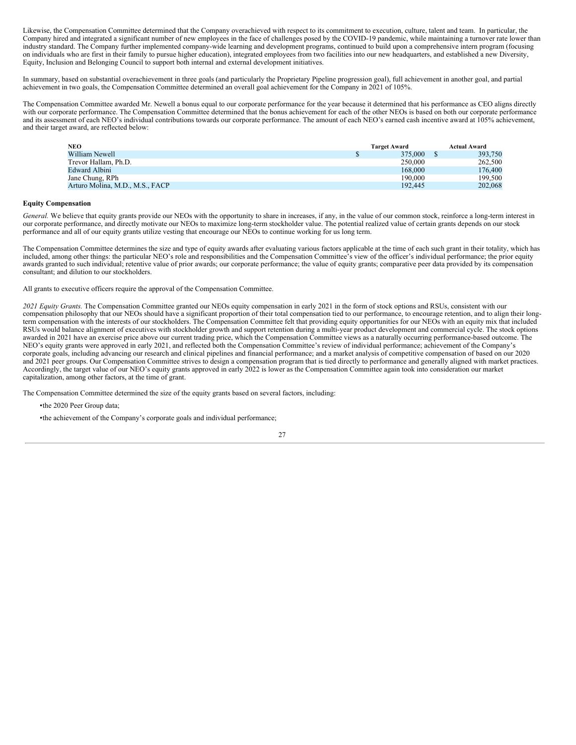Likewise, the Compensation Committee determined that the Company overachieved with respect to its commitment to execution, culture, talent and team. In particular, the Company hired and integrated a significant number of new employees in the face of challenges posed by the COVID-19 pandemic, while maintaining a turnover rate lower than industry standard. The Company further implemented company-wide learning and development programs, continued to build upon a comprehensive intern program (focusing on individuals who are first in their family to pursue higher education), integrated employees from two facilities into our new headquarters, and established a new Diversity, Equity, Inclusion and Belonging Council to support both internal and external development initiatives.

In summary, based on substantial overachievement in three goals (and particularly the Proprietary Pipeline progression goal), full achievement in another goal, and partial achievement in two goals, the Compensation Committee determined an overall goal achievement for the Company in 2021 of 105%.

The Compensation Committee awarded Mr. Newell a bonus equal to our corporate performance for the year because it determined that his performance as CEO aligns directly with our corporate performance. The Compensation Committee determined that the bonus achievement for each of the other NEOs is based on both our corporate performance and its assessment of each NEO's individual contributions towards our corporate performance. The amount of each NEO's earned cash incentive award at 105% achievement, and their target award, are reflected below:

| NEO | Target Award | Actual Award |
|---|---|---|
| William Newell | $ 375,000 | $ 393,750 |
| Trevor Hallam, Ph.D. | 250,000 | 262,500 |
| Edward Albini | 168,000 | 176,400 |
| Jane Chung, RPh | 190,000 | 199,500 |
| Arturo Molina, M.D., M.S., FACP | 192,445 | 202,068 |

**Equity Compensation**

*General.* We believe that equity grants provide our NEOs with the opportunity to share in increases, if any, in the value of our common stock, reinforce a long-term interest in our corporate performance, and directly motivate our NEOs to maximize long-term stockholder value. The potential realized value of certain grants depends on our stock performance and all of our equity grants utilize vesting that encourage our NEOs to continue working for us long term.

The Compensation Committee determines the size and type of equity awards after evaluating various factors applicable at the time of each such grant in their totality, which has included, among other things: the particular NEO's role and responsibilities and the Compensation Committee's view of the officer's individual performance; the prior equity awards granted to such individual; retentive value of prior awards; our corporate performance; the value of equity grants; comparative peer data provided by its compensation consultant; and dilution to our stockholders.

All grants to executive officers require the approval of the Compensation Committee.

*2021 Equity Grants.* The Compensation Committee granted our NEOs equity compensation in early 2021 in the form of stock options and RSUs, consistent with our compensation philosophy that our NEOs should have a significant proportion of their total compensation tied to our performance, to encourage retention, and to align their long-term compensation with the interests of our stockholders. The Compensation Committee felt that providing equity opportunities for our NEOs with an equity mix that included RSUs would balance alignment of executives with stockholder growth and support retention during a multi-year product development and commercial cycle. The stock options awarded in 2021 have an exercise price above our current trading price, which the Compensation Committee views as a naturally occurring performance-based outcome. The NEO's equity grants were approved in early 2021, and reflected both the Compensation Committee's review of individual performance; achievement of the Company's corporate goals, including advancing our research and clinical pipelines and financial performance; and a market analysis of competitive compensation of based on our 2020 and 2021 peer groups. Our Compensation Committee strives to design a compensation program that is tied directly to performance and generally aligned with market practices. Accordingly, the target value of our NEO's equity grants approved in early 2022 is lower as the Compensation Committee again took into consideration our market capitalization, among other factors, at the time of grant.

The Compensation Committee determined the size of the equity grants based on several factors, including:

- the 2020 Peer Group data;
- the achievement of the Company's corporate goals and individual performance;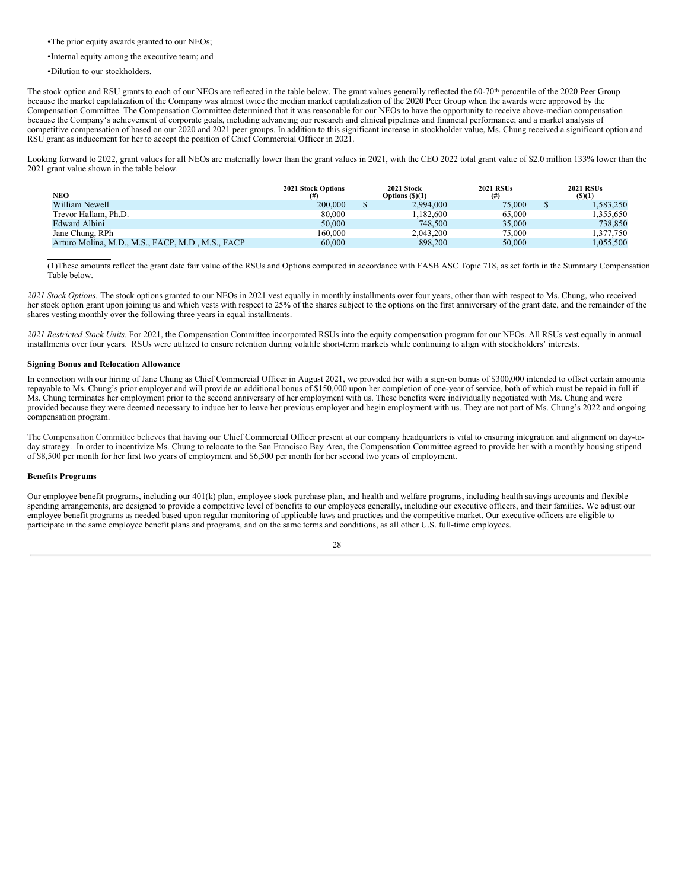- The prior equity awards granted to our NEOs;
- Internal equity among the executive team; and
- Dilution to our stockholders.

The stock option and RSU grants to each of our NEOs are reflected in the table below. The grant values generally reflected the 60-70th percentile of the 2020 Peer Group because the market capitalization of the Company was almost twice the median market capitalization of the 2020 Peer Group when the awards were approved by the Compensation Committee. The Compensation Committee determined that it was reasonable for our NEOs to have the opportunity to receive above-median compensation because the Company's achievement of corporate goals, including advancing our research and clinical pipelines and financial performance; and a market analysis of competitive compensation of based on our 2020 and 2021 peer groups. In addition to this significant increase in stockholder value, Ms. Chung received a significant option and RSU grant as inducement for her to accept the position of Chief Commercial Officer in 2021.

Looking forward to 2022, grant values for all NEOs are materially lower than the grant values in 2021, with the CEO 2022 total grant value of $2.0 million 133% lower than the 2021 grant value shown in the table below.

| NEO | 2021 Stock Options (#) | 2021 Stock Options ($)(1) | 2021 RSUs (#) | 2021 RSUs ($)(1) |
|---|---|---|---|---|
| William Newell | 200,000 | $ 2,994,000 | 75,000 | $ 1,583,250 |
| Trevor Hallam, Ph.D. | 80,000 | 1,182,600 | 65,000 | 1,355,650 |
| Edward Albini | 50,000 | 748,500 | 35,000 | 738,850 |
| Jane Chung, RPh | 160,000 | 2,043,200 | 75,000 | 1,377,750 |
| Arturo Molina, M.D., M.S., FACP, M.D., M.S., FACP | 60,000 | 898,200 | 50,000 | 1,055,500 |

(1)These amounts reflect the grant date fair value of the RSUs and Options computed in accordance with FASB ASC Topic 718, as set forth in the Summary Compensation Table below.

*2021 Stock Options.* The stock options granted to our NEOs in 2021 vest equally in monthly installments over four years, other than with respect to Ms. Chung, who received her stock option grant upon joining us and which vests with respect to 25% of the shares subject to the options on the first anniversary of the grant date, and the remainder of the shares vesting monthly over the following three years in equal installments.

*2021 Restricted Stock Units.* For 2021, the Compensation Committee incorporated RSUs into the equity compensation program for our NEOs. All RSUs vest equally in annual installments over four years. RSUs were utilized to ensure retention during volatile short-term markets while continuing to align with stockholders' interests.

**Signing Bonus and Relocation Allowance**

In connection with our hiring of Jane Chung as Chief Commercial Officer in August 2021, we provided her with a sign-on bonus of $300,000 intended to offset certain amounts repayable to Ms. Chung's prior employer and will provide an additional bonus of $150,000 upon her completion of one-year of service, both of which must be repaid in full if Ms. Chung terminates her employment prior to the second anniversary of her employment with us. These benefits were individually negotiated with Ms. Chung and were provided because they were deemed necessary to induce her to leave her previous employer and begin employment with us. They are not part of Ms. Chung's 2022 and ongoing compensation program.

The Compensation Committee believes that having our Chief Commercial Officer present at our company headquarters is vital to ensuring integration and alignment on day-to-day strategy. In order to incentivize Ms. Chung to relocate to the San Francisco Bay Area, the Compensation Committee agreed to provide her with a monthly housing stipend of $8,500 per month for her first two years of employment and $6,500 per month for her second two years of employment.

**Benefits Programs**

Our employee benefit programs, including our 401(k) plan, employee stock purchase plan, and health and welfare programs, including health savings accounts and flexible spending arrangements, are designed to provide a competitive level of benefits to our employees generally, including our executive officers, and their families. We adjust our employee benefit programs as needed based upon regular monitoring of applicable laws and practices and the competitive market. Our executive officers are eligible to participate in the same employee benefit plans and programs, and on the same terms and conditions, as all other U.S. full-time employees.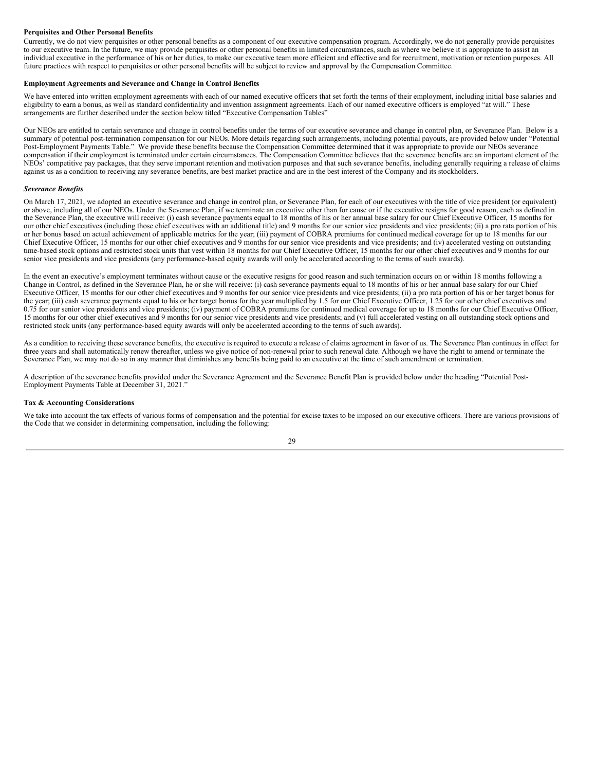**Perquisites and Other Personal Benefits**

Currently, we do not view perquisites or other personal benefits as a component of our executive compensation program. Accordingly, we do not generally provide perquisites to our executive team. In the future, we may provide perquisites or other personal benefits in limited circumstances, such as where we believe it is appropriate to assist an individual executive in the performance of his or her duties, to make our executive team more efficient and effective and for recruitment, motivation or retention purposes. All future practices with respect to perquisites or other personal benefits will be subject to review and approval by the Compensation Committee.

**Employment Agreements and Severance and Change in Control Benefits**

We have entered into written employment agreements with each of our named executive officers that set forth the terms of their employment, including initial base salaries and eligibility to earn a bonus, as well as standard confidentiality and invention assignment agreements. Each of our named executive officers is employed "at will." These arrangements are further described under the section below titled "Executive Compensation Tables"

Our NEOs are entitled to certain severance and change in control benefits under the terms of our executive severance and change in control plan, or Severance Plan. Below is a summary of potential post-termination compensation for our NEOs. More details regarding such arrangements, including potential payouts, are provided below under "Potential Post-Employment Payments Table." We provide these benefits because the Compensation Committee determined that it was appropriate to provide our NEOs severance compensation if their employment is terminated under certain circumstances. The Compensation Committee believes that the severance benefits are an important element of the NEOs' competitive pay packages, that they serve important retention and motivation purposes and that such severance benefits, including generally requiring a release of claims against us as a condition to receiving any severance benefits, are best market practice and are in the best interest of the Company and its stockholders.

***Severance Benefits***

On March 17, 2021, we adopted an executive severance and change in control plan, or Severance Plan, for each of our executives with the title of vice president (or equivalent) or above, including all of our NEOs. Under the Severance Plan, if we terminate an executive other than for cause or if the executive resigns for good reason, each as defined in the Severance Plan, the executive will receive: (i) cash severance payments equal to 18 months of his or her annual base salary for our Chief Executive Officer, 15 months for our other chief executives (including those chief executives with an additional title) and 9 months for our senior vice presidents and vice presidents; (ii) a pro rata portion of his or her bonus based on actual achievement of applicable metrics for the year; (iii) payment of COBRA premiums for continued medical coverage for up to 18 months for our Chief Executive Officer, 15 months for our other chief executives and 9 months for our senior vice presidents and vice presidents; and (iv) accelerated vesting on outstanding time-based stock options and restricted stock units that vest within 18 months for our Chief Executive Officer, 15 months for our other chief executives and 9 months for our senior vice presidents and vice presidents (any performance-based equity awards will only be accelerated according to the terms of such awards).

In the event an executive's employment terminates without cause or the executive resigns for good reason and such termination occurs on or within 18 months following a Change in Control, as defined in the Severance Plan, he or she will receive: (i) cash severance payments equal to 18 months of his or her annual base salary for our Chief Executive Officer, 15 months for our other chief executives and 9 months for our senior vice presidents and vice presidents; (ii) a pro rata portion of his or her target bonus for the year; (iii) cash severance payments equal to his or her target bonus for the year multiplied by 1.5 for our Chief Executive Officer, 1.25 for our other chief executives and 0.75 for our senior vice presidents and vice presidents; (iv) payment of COBRA premiums for continued medical coverage for up to 18 months for our Chief Executive Officer, 15 months for our other chief executives and 9 months for our senior vice presidents and vice presidents; and (v) full accelerated vesting on all outstanding stock options and restricted stock units (any performance-based equity awards will only be accelerated according to the terms of such awards).

As a condition to receiving these severance benefits, the executive is required to execute a release of claims agreement in favor of us. The Severance Plan continues in effect for three years and shall automatically renew thereafter, unless we give notice of non-renewal prior to such renewal date. Although we have the right to amend or terminate the Severance Plan, we may not do so in any manner that diminishes any benefits being paid to an executive at the time of such amendment or termination.

A description of the severance benefits provided under the Severance Agreement and the Severance Benefit Plan is provided below under the heading "Potential Post-Employment Payments Table at December 31, 2021."

**Tax & Accounting Considerations**

We take into account the tax effects of various forms of compensation and the potential for excise taxes to be imposed on our executive officers. There are various provisions of the Code that we consider in determining compensation, including the following: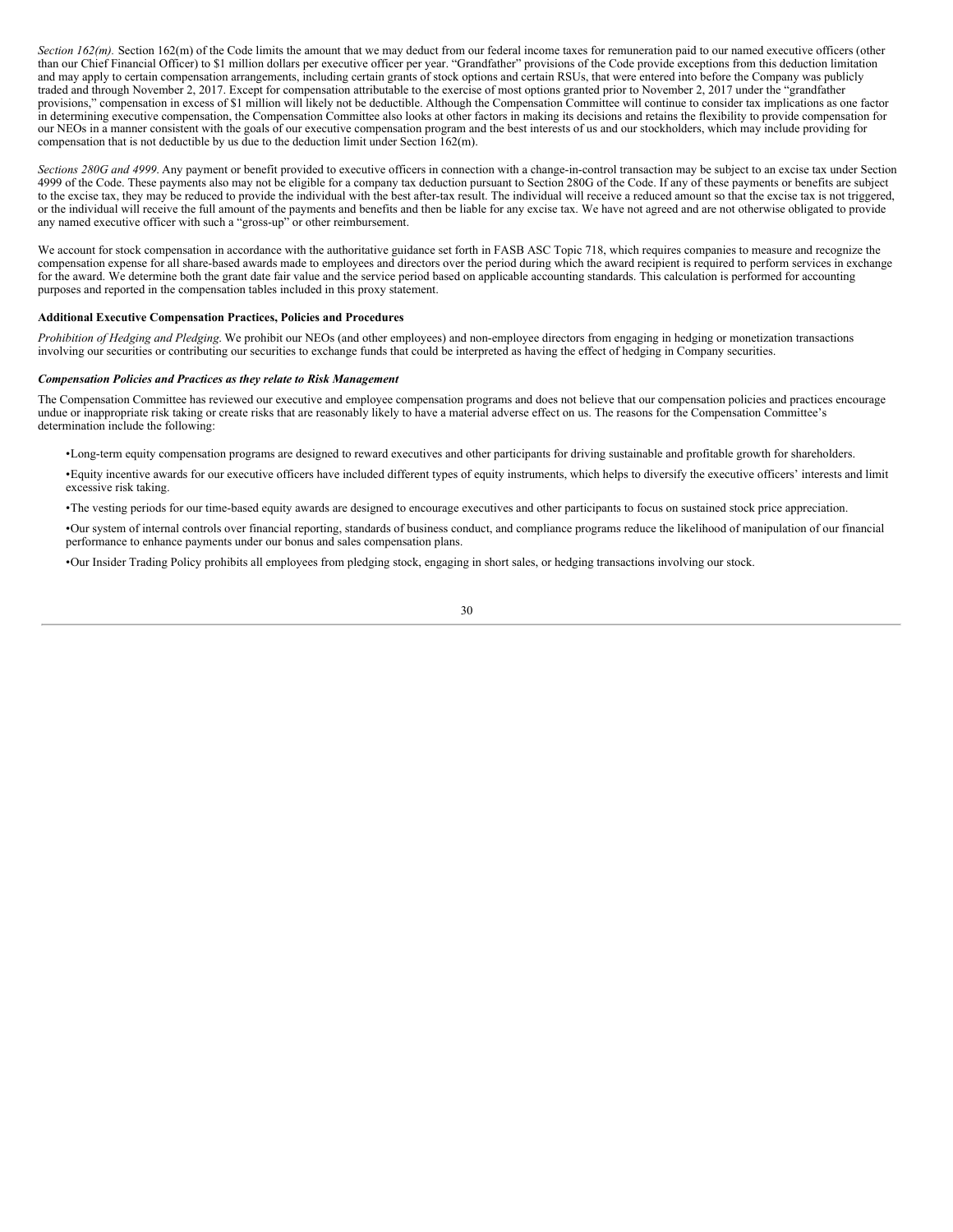*Section 162(m).* Section 162(m) of the Code limits the amount that we may deduct from our federal income taxes for remuneration paid to our named executive officers (other than our Chief Financial Officer) to $1 million dollars per executive officer per year. "Grandfather" provisions of the Code provide exceptions from this deduction limitation and may apply to certain compensation arrangements, including certain grants of stock options and certain RSUs, that were entered into before the Company was publicly traded and through November 2, 2017. Except for compensation attributable to the exercise of most options granted prior to November 2, 2017 under the "grandfather provisions," compensation in excess of $1 million will likely not be deductible. Although the Compensation Committee will continue to consider tax implications as one factor in determining executive compensation, the Compensation Committee also looks at other factors in making its decisions and retains the flexibility to provide compensation for our NEOs in a manner consistent with the goals of our executive compensation program and the best interests of us and our stockholders, which may include providing for compensation that is not deductible by us due to the deduction limit under Section 162(m).

*Sections 280G and 4999.* Any payment or benefit provided to executive officers in connection with a change-in-control transaction may be subject to an excise tax under Section 4999 of the Code. These payments also may not be eligible for a company tax deduction pursuant to Section 280G of the Code. If any of these payments or benefits are subject to the excise tax, they may be reduced to provide the individual with the best after-tax result. The individual will receive a reduced amount so that the excise tax is not triggered, or the individual will receive the full amount of the payments and benefits and then be liable for any excise tax. We have not agreed and are not otherwise obligated to provide any named executive officer with such a "gross-up" or other reimbursement.

We account for stock compensation in accordance with the authoritative guidance set forth in FASB ASC Topic 718, which requires companies to measure and recognize the compensation expense for all share-based awards made to employees and directors over the period during which the award recipient is required to perform services in exchange for the award. We determine both the grant date fair value and the service period based on applicable accounting standards. This calculation is performed for accounting purposes and reported in the compensation tables included in this proxy statement.

**Additional Executive Compensation Practices, Policies and Procedures**

*Prohibition of Hedging and Pledging.* We prohibit our NEOs (and other employees) and non-employee directors from engaging in hedging or monetization transactions involving our securities or contributing our securities to exchange funds that could be interpreted as having the effect of hedging in Company securities.

***Compensation Policies and Practices as they relate to Risk Management***

The Compensation Committee has reviewed our executive and employee compensation programs and does not believe that our compensation policies and practices encourage undue or inappropriate risk taking or create risks that are reasonably likely to have a material adverse effect on us. The reasons for the Compensation Committee's determination include the following:

- Long-term equity compensation programs are designed to reward executives and other participants for driving sustainable and profitable growth for shareholders.
- Equity incentive awards for our executive officers have included different types of equity instruments, which helps to diversify the executive officers' interests and limit excessive risk taking.
- The vesting periods for our time-based equity awards are designed to encourage executives and other participants to focus on sustained stock price appreciation.
- Our system of internal controls over financial reporting, standards of business conduct, and compliance programs reduce the likelihood of manipulation of our financial performance to enhance payments under our bonus and sales compensation plans.
- Our Insider Trading Policy prohibits all employees from pledging stock, engaging in short sales, or hedging transactions involving our stock.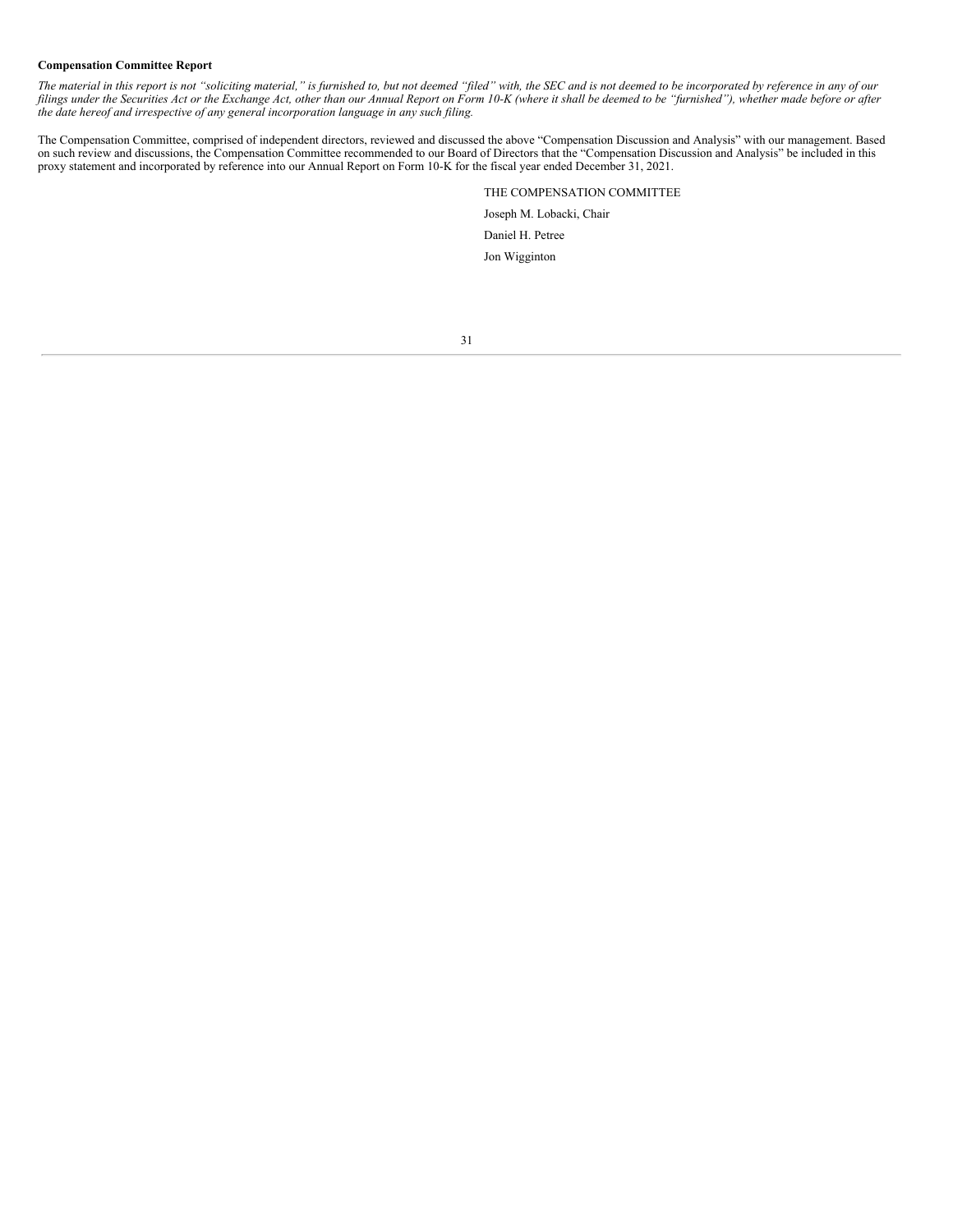**Compensation Committee Report**

*The material in this report is not "soliciting material," is furnished to, but not deemed "filed" with, the SEC and is not deemed to be incorporated by reference in any of our filings under the Securities Act or the Exchange Act, other than our Annual Report on Form 10-K (where it shall be deemed to be "furnished"), whether made before or after the date hereof and irrespective of any general incorporation language in any such filing.*

The Compensation Committee, comprised of independent directors, reviewed and discussed the above "Compensation Discussion and Analysis" with our management. Based on such review and discussions, the Compensation Committee recommended to our Board of Directors that the "Compensation Discussion and Analysis" be included in this proxy statement and incorporated by reference into our Annual Report on Form 10-K for the fiscal year ended December 31, 2021.

THE COMPENSATION COMMITTEE

Joseph M. Lobacki, Chair

Daniel H. Petree

Jon Wigginton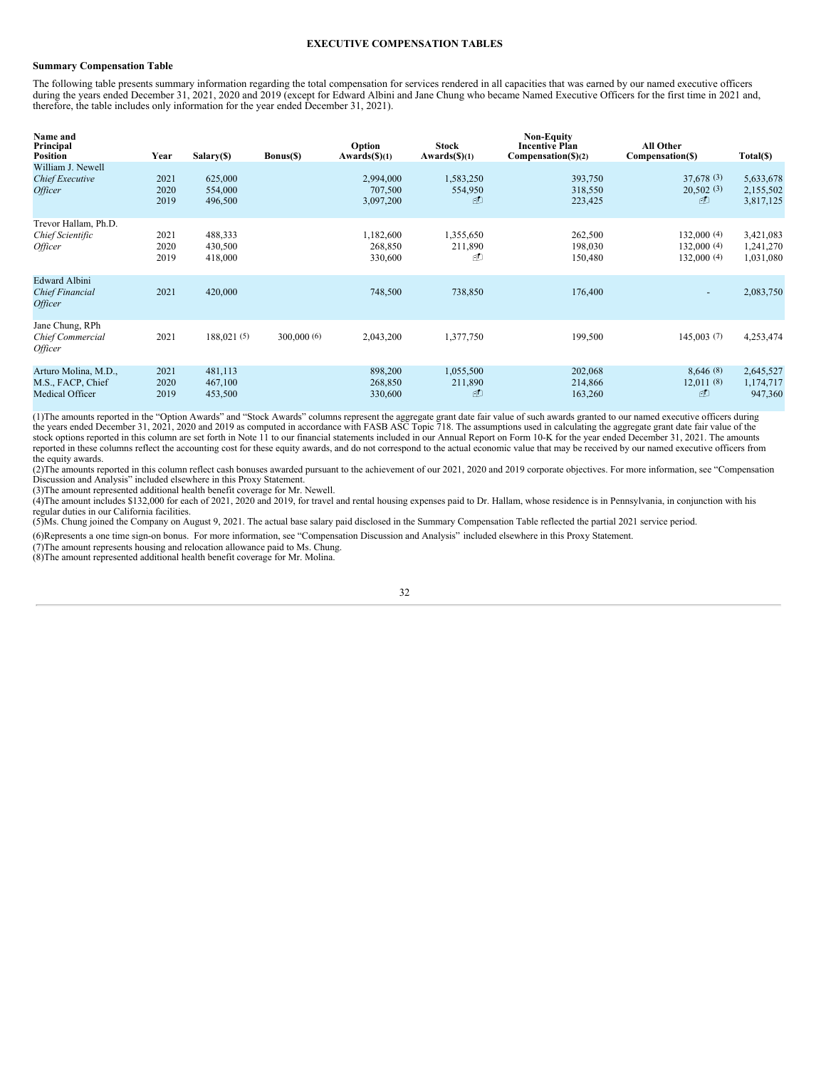**EXECUTIVE COMPENSATION TABLES**

**Summary Compensation Table**

The following table presents summary information regarding the total compensation for services rendered in all capacities that was earned by our named executive officers during the years ended December 31, 2021, 2020 and 2019 (except for Edward Albini and Jane Chung who became Named Executive Officers for the first time in 2021 and, therefore, the table includes only information for the year ended December 31, 2021).

| Name and Principal Position | Year | Salary($) | Bonus($) | Option Awards($)(1) | Stock Awards($)(1) | Non-Equity Incentive Plan Compensation($)(2) | All Other Compensation($) | Total($) |
|---|---|---|---|---|---|---|---|---|
| William J. Newell | | | | | | | | |
| *Chief Executive Officer* | 2021 | 625,000 | | 2,994,000 | 1,583,250 | 393,750 | 37,678 (3) | 5,633,678 |
| | 2020 | 554,000 | | 707,500 | 554,950 | 318,550 | 20,502 (3) | 2,155,502 |
| | 2019 | 496,500 | | 3,097,200 | — | 223,425 | — | 3,817,125 |
| Trevor Hallam, Ph.D. | | | | | | | | |
| *Chief Scientific Officer* | 2021 | 488,333 | | 1,182,600 | 1,355,650 | 262,500 | 132,000 (4) | 3,421,083 |
| | 2020 | 430,500 | | 268,850 | 211,890 | 198,030 | 132,000 (4) | 1,241,270 |
| | 2019 | 418,000 | | 330,600 | — | 150,480 | 132,000 (4) | 1,031,080 |
| Edward Albini *Chief Financial Officer* | 2021 | 420,000 | | 748,500 | 738,850 | 176,400 | - | 2,083,750 |
| Jane Chung, RPh *Chief Commercial Officer* | 2021 | 188,021 (5) | 300,000 (6) | 2,043,200 | 1,377,750 | 199,500 | 145,003 (7) | 4,253,474 |
| Arturo Molina, M.D., M.S., FACP, Chief Medical Officer | 2021 | 481,113 | | 898,200 | 1,055,500 | 202,068 | 8,646 (8) | 2,645,527 |
| | 2020 | 467,100 | | 268,850 | 211,890 | 214,866 | 12,011 (8) | 1,174,717 |
| | 2019 | 453,500 | | 330,600 | — | 163,260 | — | 947,360 |

(1)The amounts reported in the "Option Awards" and "Stock Awards" columns represent the aggregate grant date fair value of such awards granted to our named executive officers during the years ended December 31, 2021, 2020 and 2019 as computed in accordance with FASB ASC Topic 718. The assumptions used in calculating the aggregate grant date fair value of the stock options reported in this column are set forth in Note 11 to our financial statements included in our Annual Report on Form 10-K for the year ended December 31, 2021. The amounts reported in these columns reflect the accounting cost for these equity awards, and do not correspond to the actual economic value that may be received by our named executive officers from the equity awards.

(2)The amounts reported in this column reflect cash bonuses awarded pursuant to the achievement of our 2021, 2020 and 2019 corporate objectives. For more information, see "Compensation Discussion and Analysis" included elsewhere in this Proxy Statement.

(3)The amount represented additional health benefit coverage for Mr. Newell.

(4)The amount includes $132,000 for each of 2021, 2020 and 2019, for travel and rental housing expenses paid to Dr. Hallam, whose residence is in Pennsylvania, in conjunction with his regular duties in our California facilities.

(5)Ms. Chung joined the Company on August 9, 2021. The actual base salary paid disclosed in the Summary Compensation Table reflected the partial 2021 service period.

(6)Represents a one time sign-on bonus. For more information, see "Compensation Discussion and Analysis" included elsewhere in this Proxy Statement.

(7)The amount represents housing and relocation allowance paid to Ms. Chung.

(8)The amount represented additional health benefit coverage for Mr. Molina.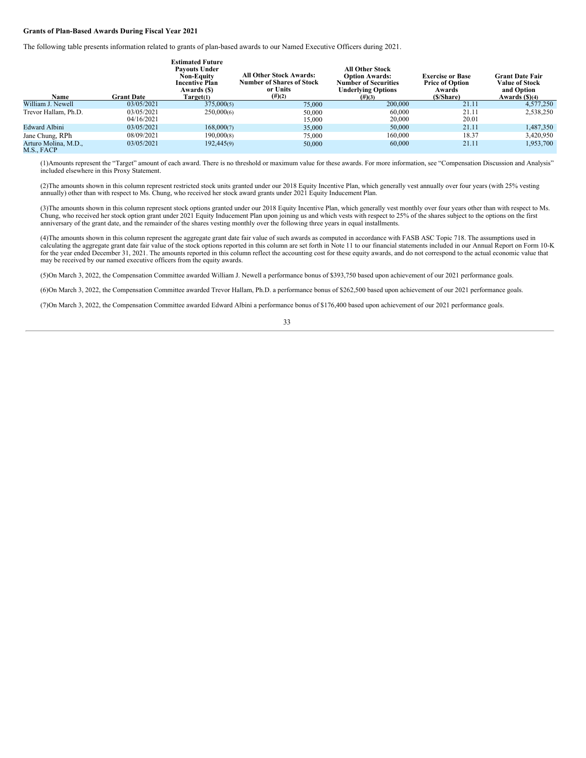**Grants of Plan-Based Awards During Fiscal Year 2021**

The following table presents information related to grants of plan-based awards to our Named Executive Officers during 2021.

| Name | Grant Date | Estimated Future Payouts Under Non-Equity Incentive Plan Awards ($) Target(1) | All Other Stock Awards: Number of Shares of Stock or Units (#)(2) | All Other Stock Option Awards: Number of Securities Underlying Options (#)(3) | Exercise or Base Price of Option Awards ($/Share) | Grant Date Fair Value of Stock and Option Awards ($)(4) |
|---|---|---|---|---|---|---|
| William J. Newell | 03/05/2021 | 375,000(5) | 75,000 | 200,000 | 21.11 | 4,577,250 |
| Trevor Hallam, Ph.D. | 03/05/2021 | 250,000(6) | 50,000 | 60,000 | 21.11 | 2,538,250 |
| | 04/16/2021 | | 15,000 | 20,000 | 20.01 | |
| Edward Albini | 03/05/2021 | 168,000(7) | 35,000 | 50,000 | 21.11 | 1,487,350 |
| Jane Chung, RPh | 08/09/2021 | 190,000(8) | 75,000 | 160,000 | 18.37 | 3,420,950 |
| Arturo Molina, M.D., M.S., FACP | 03/05/2021 | 192,445(9) | 50,000 | 60,000 | 21.11 | 1,953,700 |

(1)Amounts represent the "Target" amount of each award. There is no threshold or maximum value for these awards. For more information, see "Compensation Discussion and Analysis" included elsewhere in this Proxy Statement.

(2)The amounts shown in this column represent restricted stock units granted under our 2018 Equity Incentive Plan, which generally vest annually over four years (with 25% vesting annually) other than with respect to Ms. Chung, who received her stock award grants under 2021 Equity Inducement Plan.

(3)The amounts shown in this column represent stock options granted under our 2018 Equity Incentive Plan, which generally vest monthly over four years other than with respect to Ms. Chung, who received her stock option grant under 2021 Equity Inducement Plan upon joining us and which vests with respect to 25% of the shares subject to the options on the first anniversary of the grant date, and the remainder of the shares vesting monthly over the following three years in equal installments.

(4)The amounts shown in this column represent the aggregate grant date fair value of such awards as computed in accordance with FASB ASC Topic 718. The assumptions used in calculating the aggregate grant date fair value of the stock options reported in this column are set forth in Note 11 to our financial statements included in our Annual Report on Form 10-K for the year ended December 31, 2021. The amounts reported in this column reflect the accounting cost for these equity awards, and do not correspond to the actual economic value that may be received by our named executive officers from the equity awards.

(5)On March 3, 2022, the Compensation Committee awarded William J. Newell a performance bonus of $393,750 based upon achievement of our 2021 performance goals.

(6)On March 3, 2022, the Compensation Committee awarded Trevor Hallam, Ph.D. a performance bonus of $262,500 based upon achievement of our 2021 performance goals.

(7)On March 3, 2022, the Compensation Committee awarded Edward Albini a performance bonus of $176,400 based upon achievement of our 2021 performance goals.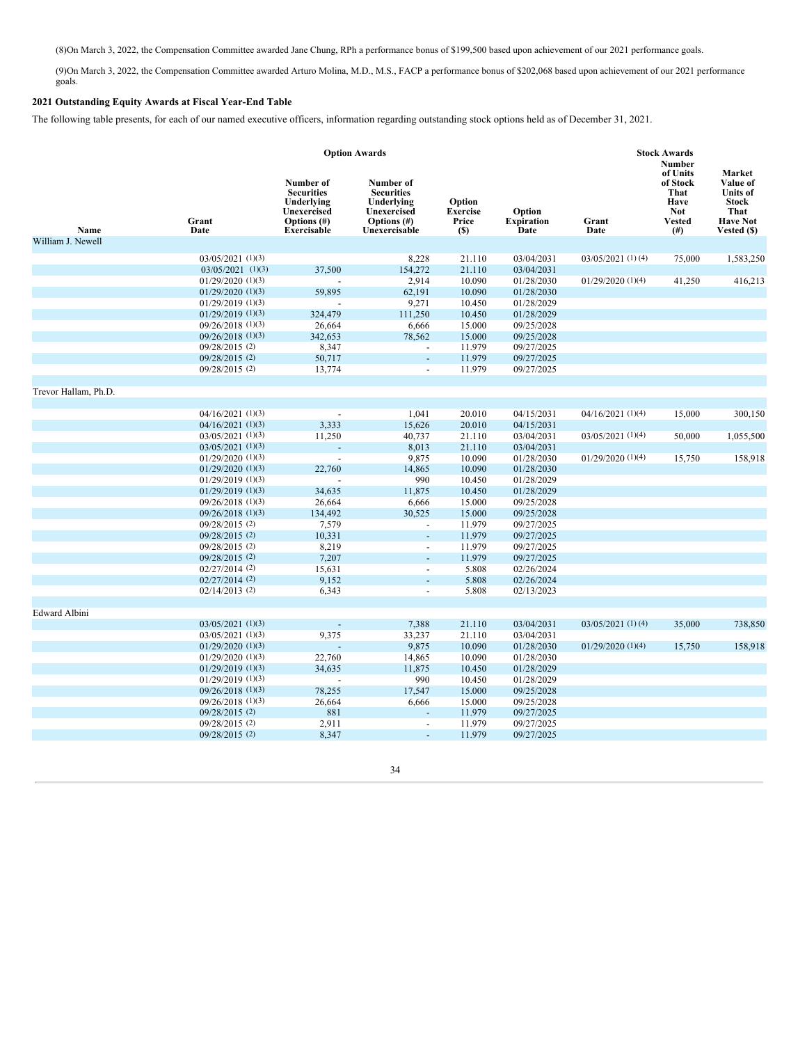(8)On March 3, 2022, the Compensation Committee awarded Jane Chung, RPh a performance bonus of $199,500 based upon achievement of our 2021 performance goals.

(9)On March 3, 2022, the Compensation Committee awarded Arturo Molina, M.D., M.S., FACP a performance bonus of $202,068 based upon achievement of our 2021 performance goals.

**2021 Outstanding Equity Awards at Fiscal Year-End Table**

The following table presents, for each of our named executive officers, information regarding outstanding stock options held as of December 31, 2021.

| | Option Awards | | | | | Stock Awards | | |
|---|---|---|---|---|---|---|---|---|
| Name | Grant Date | Number of Securities Underlying Unexercised Options (#) Exercisable | Number of Securities Underlying Unexercised Options (#) Unexercisable | Option Exercise Price ($) | Option Expiration Date | Grant Date | Number of Units of Stock That Have Not Vested (#) | Market Value of Units of Stock That Have Not Vested ($) |
| William J. Newell | | | | | | | | |
| | 03/05/2021 (1)(3) | | 8,228 | 21.110 | 03/04/2031 | 03/05/2021 (1) (4) | 75,000 | 1,583,250 |
| | 03/05/2021 (1)(3) | 37,500 | 154,272 | 21.110 | 03/04/2031 | | | |
| | 01/29/2020 (1)(3) | - | 2,914 | 10.090 | 01/28/2030 | 01/29/2020 (1)(4) | 41,250 | 416,213 |
| | 01/29/2020 (1)(3) | 59,895 | 62,191 | 10.090 | 01/28/2030 | | | |
| | 01/29/2019 (1)(3) | - | 9,271 | 10.450 | 01/28/2029 | | | |
| | 01/29/2019 (1)(3) | 324,479 | 111,250 | 10.450 | 01/28/2029 | | | |
| | 09/26/2018 (1)(3) | 26,664 | 6,666 | 15.000 | 09/25/2028 | | | |
| | 09/26/2018 (1)(3) | 342,653 | 78,562 | 15.000 | 09/25/2028 | | | |
| | 09/28/2015 (2) | 8,347 | - | 11.979 | 09/27/2025 | | | |
| | 09/28/2015 (2) | 50,717 | - | 11.979 | 09/27/2025 | | | |
| | 09/28/2015 (2) | 13,774 | - | 11.979 | 09/27/2025 | | | |
| Trevor Hallam, Ph.D. | | | | | | | | |
| | 04/16/2021 (1)(3) | - | 1,041 | 20.010 | 04/15/2031 | 04/16/2021 (1)(4) | 15,000 | 300,150 |
| | 04/16/2021 (1)(3) | 3,333 | 15,626 | 20.010 | 04/15/2031 | | | |
| | 03/05/2021 (1)(3) | 11,250 | 40,737 | 21.110 | 03/04/2031 | 03/05/2021 (1)(4) | 50,000 | 1,055,500 |
| | 03/05/2021 (1)(3) | - | 8,013 | 21.110 | 03/04/2031 | | | |
| | 01/29/2020 (1)(3) | - | 9,875 | 10.090 | 01/28/2030 | 01/29/2020 (1)(4) | 15,750 | 158,918 |
| | 01/29/2020 (1)(3) | 22,760 | 14,865 | 10.090 | 01/28/2030 | | | |
| | 01/29/2019 (1)(3) | - | 990 | 10.450 | 01/28/2029 | | | |
| | 01/29/2019 (1)(3) | 34,635 | 11,875 | 10.450 | 01/28/2029 | | | |
| | 09/26/2018 (1)(3) | 26,664 | 6,666 | 15.000 | 09/25/2028 | | | |
| | 09/26/2018 (1)(3) | 134,492 | 30,525 | 15.000 | 09/25/2028 | | | |
| | 09/28/2015 (2) | 7,579 | - | 11.979 | 09/27/2025 | | | |
| | 09/28/2015 (2) | 10,331 | - | 11.979 | 09/27/2025 | | | |
| | 09/28/2015 (2) | 8,219 | - | 11.979 | 09/27/2025 | | | |
| | 09/28/2015 (2) | 7,207 | - | 11.979 | 09/27/2025 | | | |
| | 02/27/2014 (2) | 15,631 | - | 5.808 | 02/26/2024 | | | |
| | 02/27/2014 (2) | 9,152 | - | 5.808 | 02/26/2024 | | | |
| | 02/14/2013 (2) | 6,343 | - | 5.808 | 02/13/2023 | | | |
| Edward Albini | | | | | | | | |
| | 03/05/2021 (1)(3) | - | 7,388 | 21.110 | 03/04/2031 | 03/05/2021 (1) (4) | 35,000 | 738,850 |
| | 03/05/2021 (1)(3) | 9,375 | 33,237 | 21.110 | 03/04/2031 | | | |
| | 01/29/2020 (1)(3) | - | 9,875 | 10.090 | 01/28/2030 | 01/29/2020 (1)(4) | 15,750 | 158,918 |
| | 01/29/2020 (1)(3) | 22,760 | 14,865 | 10.090 | 01/28/2030 | | | |
| | 01/29/2019 (1)(3) | 34,635 | 11,875 | 10.450 | 01/28/2029 | | | |
| | 01/29/2019 (1)(3) | - | 990 | 10.450 | 01/28/2029 | | | |
| | 09/26/2018 (1)(3) | 78,255 | 17,547 | 15.000 | 09/25/2028 | | | |
| | 09/26/2018 (1)(3) | 26,664 | 6,666 | 15.000 | 09/25/2028 | | | |
| | 09/28/2015 (2) | 881 | - | 11.979 | 09/27/2025 | | | |
| | 09/28/2015 (2) | 2,911 | - | 11.979 | 09/27/2025 | | | |
| | 09/28/2015 (2) | 8,347 | - | 11.979 | 09/27/2025 | | | |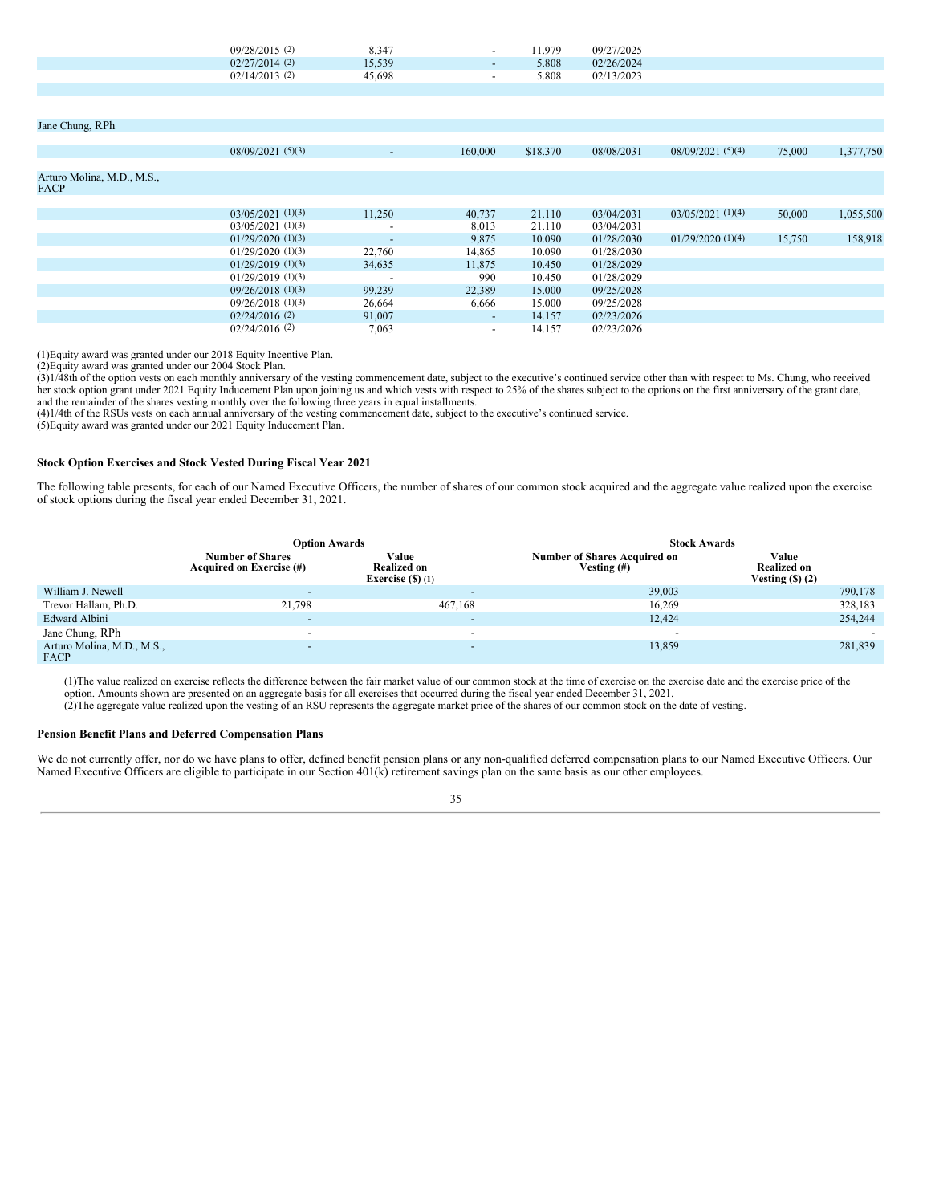| Name | Grant Date | Number of Securities Underlying Unexercised Options Exercisable (#) | Number of Securities Underlying Unexercised Options Unexercisable (#) | Option Exercise Price ($) | Option Expiration Date | Stock Award Grant Date | Number of Shares or Units of Stock That Have Not Vested (#) | Market Value of Shares or Units of Stock That Have Not Vested ($) |
|---|---|---|---|---|---|---|---|---|
| | 09/28/2015 (2) | 8,347 | - | 11.979 | 09/27/2025 | | | |
| | 02/27/2014 (2) | 15,539 | - | 5.808 | 02/26/2024 | | | |
| | 02/14/2013 (2) | 45,698 | - | 5.808 | 02/13/2023 | | | |
| Jane Chung, RPh | | | | | | | | |
| | 08/09/2021 (5)(3) | - | 160,000 | $18.370 | 08/08/2031 | 08/09/2021 (5)(4) | 75,000 | 1,377,750 |
| Arturo Molina, M.D., M.S., FACP | | | | | | | | |
| | 03/05/2021 (1)(3) | 11,250 | 40,737 | 21.110 | 03/04/2031 | 03/05/2021 (1)(4) | 50,000 | 1,055,500 |
| | 03/05/2021 (1)(3) | - | 8,013 | 21.110 | 03/04/2031 | | | |
| | 01/29/2020 (1)(3) | - | 9,875 | 10.090 | 01/28/2030 | 01/29/2020 (1)(4) | 15,750 | 158,918 |
| | 01/29/2020 (1)(3) | 22,760 | 14,865 | 10.090 | 01/28/2030 | | | |
| | 01/29/2019 (1)(3) | 34,635 | 11,875 | 10.450 | 01/28/2029 | | | |
| | 01/29/2019 (1)(3) | - | 990 | 10.450 | 01/28/2029 | | | |
| | 09/26/2018 (1)(3) | 99,239 | 22,389 | 15.000 | 09/25/2028 | | | |
| | 09/26/2018 (1)(3) | 26,664 | 6,666 | 15.000 | 09/25/2028 | | | |
| | 02/24/2016 (2) | 91,007 | - | 14.157 | 02/23/2026 | | | |
| | 02/24/2016 (2) | 7,063 | - | 14.157 | 02/23/2026 | | | |

(1)Equity award was granted under our 2018 Equity Incentive Plan.
(2)Equity award was granted under our 2004 Stock Plan.
(3)1/48th of the option vests on each monthly anniversary of the vesting commencement date, subject to the executive's continued service other than with respect to Ms. Chung, who received her stock option grant under 2021 Equity Inducement Plan upon joining us and which vests with respect to 25% of the shares subject to the options on the first anniversary of the grant date, and the remainder of the shares vesting monthly over the following three years in equal installments.
(4)1/4th of the RSUs vests on each annual anniversary of the vesting commencement date, subject to the executive's continued service.
(5)Equity award was granted under our 2021 Equity Inducement Plan.

**Stock Option Exercises and Stock Vested During Fiscal Year 2021**

The following table presents, for each of our Named Executive Officers, the number of shares of our common stock acquired and the aggregate value realized upon the exercise of stock options during the fiscal year ended December 31, 2021.

| | Option Awards | | Stock Awards | |
|---|---|---|---|---|
| | Number of Shares Acquired on Exercise (#) | Value Realized on Exercise ($) (1) | Number of Shares Acquired on Vesting (#) | Value Realized on Vesting ($) (2) |
| William J. Newell | - | - | 39,003 | 790,178 |
| Trevor Hallam, Ph.D. | 21,798 | 467,168 | 16,269 | 328,183 |
| Edward Albini | - | - | 12,424 | 254,244 |
| Jane Chung, RPh | - | - | - | - |
| Arturo Molina, M.D., M.S., FACP | - | - | 13,859 | 281,839 |

(1)The value realized on exercise reflects the difference between the fair market value of our common stock at the time of exercise on the exercise date and the exercise price of the option. Amounts shown are presented on an aggregate basis for all exercises that occurred during the fiscal year ended December 31, 2021.
(2)The aggregate value realized upon the vesting of an RSU represents the aggregate market price of the shares of our common stock on the date of vesting.

**Pension Benefit Plans and Deferred Compensation Plans**

We do not currently offer, nor do we have plans to offer, defined benefit pension plans or any non-qualified deferred compensation plans to our Named Executive Officers. Our Named Executive Officers are eligible to participate in our Section 401(k) retirement savings plan on the same basis as our other employees.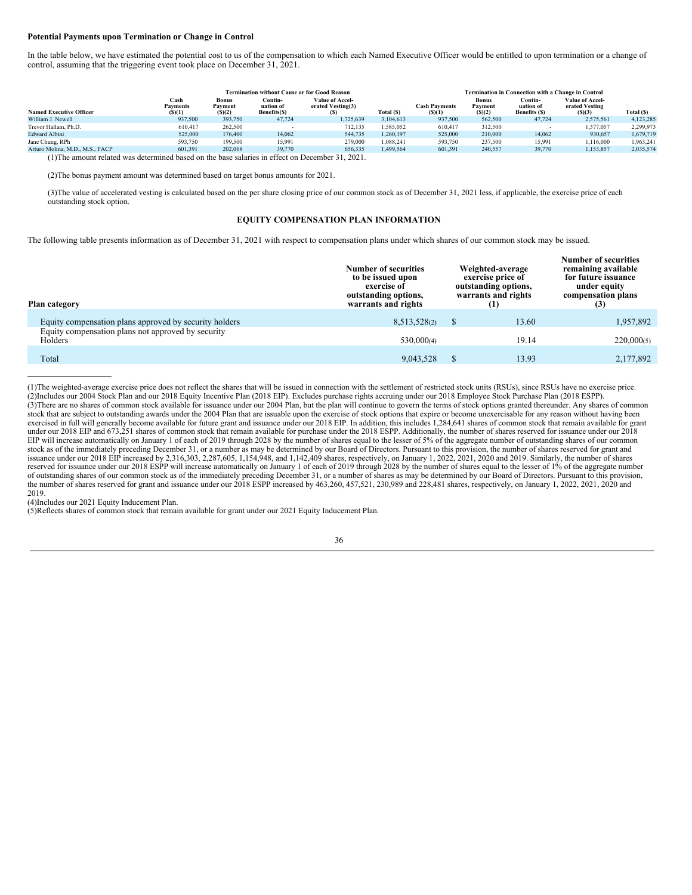**Potential Payments upon Termination or Change in Control**

In the table below, we have estimated the potential cost to us of the compensation to which each Named Executive Officer would be entitled to upon termination or a change of control, assuming that the triggering event took place on December 31, 2021.

| | Termination without Cause or for Good Reason | | | | | Termination in Connection with a Change in Control | | | | |
|---|---|---|---|---|---|---|---|---|---|---|
| Named Executive Officer | Cash Payments ($)(1) | Bonus Payment ($)(2) | Continuation of Benefits($) | Value of Accelerated Vesting(3) ($) | Total ($) | Cash Payments ($)(1) | Bonus Payment ($)(2) | Continuation of Benefits ($) | Value of Accelerated Vesting ($)(3) | Total ($) |
| William J. Newell | 937,500 | 393,750 | 47,724 | 1,725,639 | 3,104,613 | 937,500 | 562,500 | 47,724 | 2,575,561 | 4,123,285 |
| Trevor Hallam, Ph.D. | 610,417 | 262,500 | - | 712,135 | 1,585,052 | 610,417 | 312,500 | - | 1,377,057 | 2,299,973 |
| Edward Albini | 525,000 | 176,400 | 14,062 | 544,735 | 1,260,197 | 525,000 | 210,000 | 14,062 | 930,657 | 1,679,719 |
| Jane Chung, RPh | 593,750 | 199,500 | 15,991 | 279,000 | 1,088,241 | 593,750 | 237,500 | 15,991 | 1,116,000 | 1,963,241 |
| Arturo Molina, M.D., M.S., FACP | 601,391 | 202,068 | 39,770 | 656,335 | 1,499,564 | 601,391 | 240,557 | 39,770 | 1,153,857 | 2,035,574 |

(1)The amount related was determined based on the base salaries in effect on December 31, 2021.

(2)The bonus payment amount was determined based on target bonus amounts for 2021.

(3)The value of accelerated vesting is calculated based on the per share closing price of our common stock as of December 31, 2021 less, if applicable, the exercise price of each outstanding stock option.

## EQUITY COMPENSATION PLAN INFORMATION

The following table presents information as of December 31, 2021 with respect to compensation plans under which shares of our common stock may be issued.

| Plan category | Number of securities to be issued upon exercise of outstanding options, warrants and rights | Weighted-average exercise price of outstanding options, warrants and rights (1) | Number of securities remaining available for future issuance under equity compensation plans (3) |
|---|---|---|---|
| Equity compensation plans approved by security holders | 8,513,528(2) | $ 13.60 | 1,957,892 |
| Equity compensation plans not approved by security Holders | 530,000(4) | 19.14 | 220,000(5) |
| Total | 9,043,528 | $ 13.93 | 2,177,892 |

(1)The weighted-average exercise price does not reflect the shares that will be issued in connection with the settlement of restricted stock units (RSUs), since RSUs have no exercise price.
(2)Includes our 2004 Stock Plan and our 2018 Equity Incentive Plan (2018 EIP). Excludes purchase rights accruing under our 2018 Employee Stock Purchase Plan (2018 ESPP).
(3)There are no shares of common stock available for issuance under our 2004 Plan, but the plan will continue to govern the terms of stock options granted thereunder. Any shares of common stock that are subject to outstanding awards under the 2004 Plan that are issuable upon the exercise of stock options that expire or become unexercisable for any reason without having been exercised in full will generally become available for future grant and issuance under our 2018 EIP. In addition, this includes 1,284,641 shares of common stock that remain available for grant under our 2018 EIP and 673,251 shares of common stock that remain available for purchase under the 2018 ESPP. Additionally, the number of shares reserved for issuance under our 2018 EIP will increase automatically on January 1 of each of 2019 through 2028 by the number of shares equal to the lesser of 5% of the aggregate number of outstanding shares of our common stock as of the immediately preceding December 31, or a number as may be determined by our Board of Directors. Pursuant to this provision, the number of shares reserved for grant and issuance under our 2018 EIP increased by 2,316,303, 2,287,605, 1,154,948, and 1,142,409 shares, respectively, on January 1, 2022, 2021, 2020 and 2019. Similarly, the number of shares reserved for issuance under our 2018 ESPP will increase automatically on January 1 of each of 2019 through 2028 by the number of shares equal to the lesser of 1% of the aggregate number of outstanding shares of our common stock as of the immediately preceding December 31, or a number of shares as may be determined by our Board of Directors. Pursuant to this provision, the number of shares reserved for grant and issuance under our 2018 ESPP increased by 463,260, 457,521, 230,989 and 228,481 shares, respectively, on January 1, 2022, 2021, 2020 and 2019.
(4)Includes our 2021 Equity Inducement Plan.
(5)Reflects shares of common stock that remain available for grant under our 2021 Equity Inducement Plan.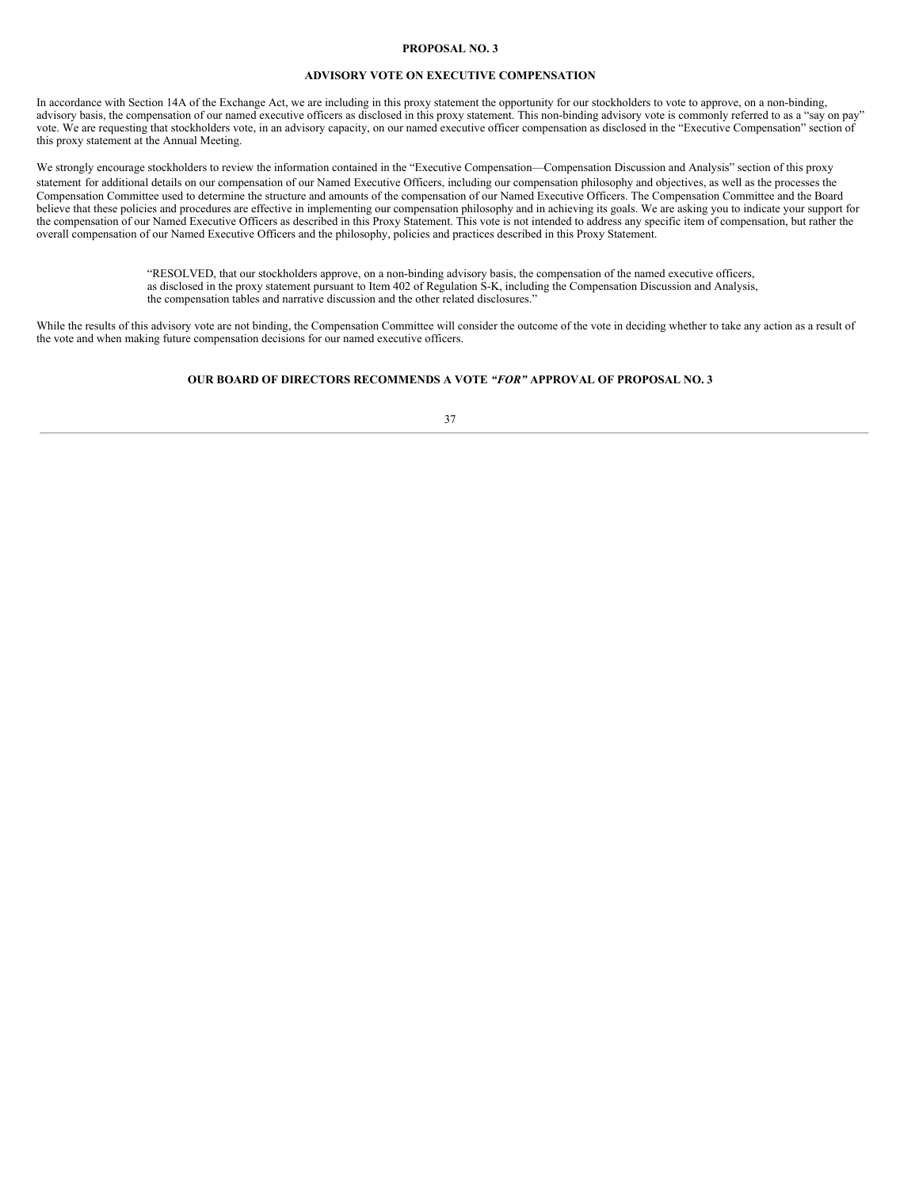## PROPOSAL NO. 3

## ADVISORY VOTE ON EXECUTIVE COMPENSATION

In accordance with Section 14A of the Exchange Act, we are including in this proxy statement the opportunity for our stockholders to vote to approve, on a non-binding, advisory basis, the compensation of our named executive officers as disclosed in this proxy statement. This non-binding advisory vote is commonly referred to as a "say on pay" vote. We are requesting that stockholders vote, in an advisory capacity, on our named executive officer compensation as disclosed in the "Executive Compensation" section of this proxy statement at the Annual Meeting.

We strongly encourage stockholders to review the information contained in the "Executive Compensation—Compensation Discussion and Analysis" section of this proxy statement for additional details on our compensation of our Named Executive Officers, including our compensation philosophy and objectives, as well as the processes the Compensation Committee used to determine the structure and amounts of the compensation of our Named Executive Officers. The Compensation Committee and the Board believe that these policies and procedures are effective in implementing our compensation philosophy and in achieving its goals. We are asking you to indicate your support for the compensation of our Named Executive Officers as described in this Proxy Statement. This vote is not intended to address any specific item of compensation, but rather the overall compensation of our Named Executive Officers and the philosophy, policies and practices described in this Proxy Statement.

> "RESOLVED, that our stockholders approve, on a non-binding advisory basis, the compensation of the named executive officers, as disclosed in the proxy statement pursuant to Item 402 of Regulation S-K, including the Compensation Discussion and Analysis, the compensation tables and narrative discussion and the other related disclosures."

While the results of this advisory vote are not binding, the Compensation Committee will consider the outcome of the vote in deciding whether to take any action as a result of the vote and when making future compensation decisions for our named executive officers.

**OUR BOARD OF DIRECTORS RECOMMENDS A VOTE *"FOR"* APPROVAL OF PROPOSAL NO. 3**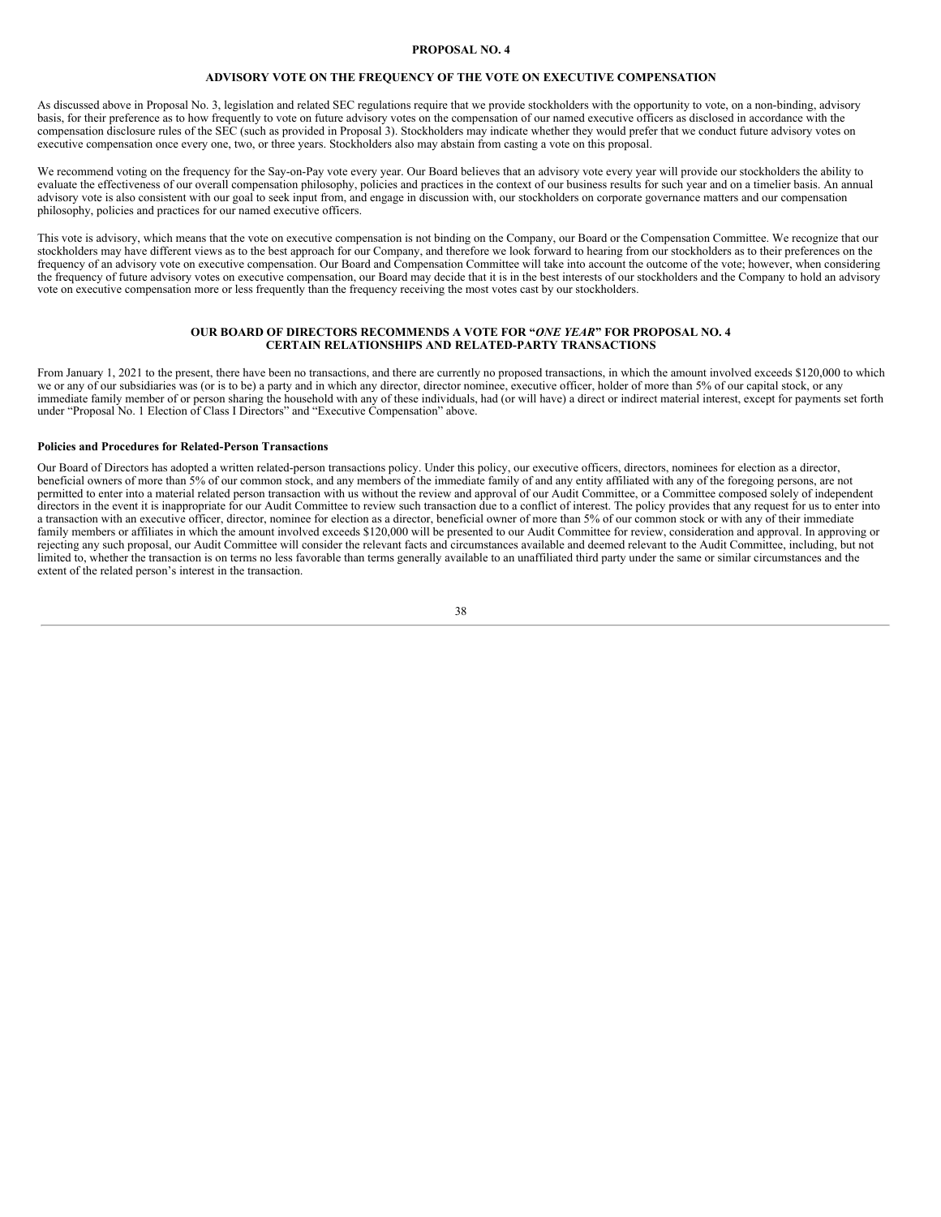## PROPOSAL NO. 4

## ADVISORY VOTE ON THE FREQUENCY OF THE VOTE ON EXECUTIVE COMPENSATION

As discussed above in Proposal No. 3, legislation and related SEC regulations require that we provide stockholders with the opportunity to vote, on a non-binding, advisory basis, for their preference as to how frequently to vote on future advisory votes on the compensation of our named executive officers as disclosed in accordance with the compensation disclosure rules of the SEC (such as provided in Proposal 3). Stockholders may indicate whether they would prefer that we conduct future advisory votes on executive compensation once every one, two, or three years. Stockholders also may abstain from casting a vote on this proposal.

We recommend voting on the frequency for the Say-on-Pay vote every year. Our Board believes that an advisory vote every year will provide our stockholders the ability to evaluate the effectiveness of our overall compensation philosophy, policies and practices in the context of our business results for such year and on a timelier basis. An annual advisory vote is also consistent with our goal to seek input from, and engage in discussion with, our stockholders on corporate governance matters and our compensation philosophy, policies and practices for our named executive officers.

This vote is advisory, which means that the vote on executive compensation is not binding on the Company, our Board or the Compensation Committee. We recognize that our stockholders may have different views as to the best approach for our Company, and therefore we look forward to hearing from our stockholders as to their preferences on the frequency of an advisory vote on executive compensation. Our Board and Compensation Committee will take into account the outcome of the vote; however, when considering the frequency of future advisory votes on executive compensation, our Board may decide that it is in the best interests of our stockholders and the Company to hold an advisory vote on executive compensation more or less frequently than the frequency receiving the most votes cast by our stockholders.

**OUR BOARD OF DIRECTORS RECOMMENDS A VOTE FOR "*ONE YEAR*" FOR PROPOSAL NO. 4**

## CERTAIN RELATIONSHIPS AND RELATED-PARTY TRANSACTIONS

From January 1, 2021 to the present, there have been no transactions, and there are currently no proposed transactions, in which the amount involved exceeds $120,000 to which we or any of our subsidiaries was (or is to be) a party and in which any director, director nominee, executive officer, holder of more than 5% of our capital stock, or any immediate family member of or person sharing the household with any of these individuals, had (or will have) a direct or indirect material interest, except for payments set forth under "Proposal No. 1 Election of Class I Directors" and "Executive Compensation" above.

### Policies and Procedures for Related-Person Transactions

Our Board of Directors has adopted a written related-person transactions policy. Under this policy, our executive officers, directors, nominees for election as a director, beneficial owners of more than 5% of our common stock, and any members of the immediate family of and any entity affiliated with any of the foregoing persons, are not permitted to enter into a material related person transaction with us without the review and approval of our Audit Committee, or a Committee composed solely of independent directors in the event it is inappropriate for our Audit Committee to review such transaction due to a conflict of interest. The policy provides that any request for us to enter into a transaction with an executive officer, director, nominee for election as a director, beneficial owner of more than 5% of our common stock or with any of their immediate family members or affiliates in which the amount involved exceeds $120,000 will be presented to our Audit Committee for review, consideration and approval. In approving or rejecting any such proposal, our Audit Committee will consider the relevant facts and circumstances available and deemed relevant to the Audit Committee, including, but not limited to, whether the transaction is on terms no less favorable than terms generally available to an unaffiliated third party under the same or similar circumstances and the extent of the related person's interest in the transaction.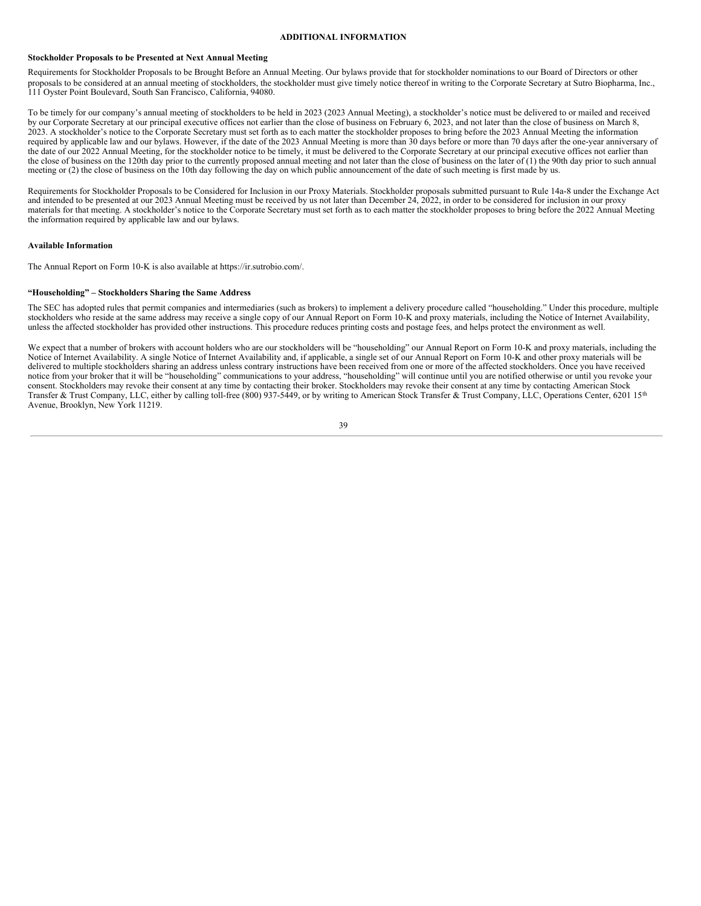## ADDITIONAL INFORMATION

### Stockholder Proposals to be Presented at Next Annual Meeting

Requirements for Stockholder Proposals to be Brought Before an Annual Meeting. Our bylaws provide that for stockholder nominations to our Board of Directors or other proposals to be considered at an annual meeting of stockholders, the stockholder must give timely notice thereof in writing to the Corporate Secretary at Sutro Biopharma, Inc., 111 Oyster Point Boulevard, South San Francisco, California, 94080.

To be timely for our company's annual meeting of stockholders to be held in 2023 (2023 Annual Meeting), a stockholder's notice must be delivered to or mailed and received by our Corporate Secretary at our principal executive offices not earlier than the close of business on February 6, 2023, and not later than the close of business on March 8, 2023. A stockholder's notice to the Corporate Secretary must set forth as to each matter the stockholder proposes to bring before the 2023 Annual Meeting the information required by applicable law and our bylaws. However, if the date of the 2023 Annual Meeting is more than 30 days before or more than 70 days after the one-year anniversary of the date of our 2022 Annual Meeting, for the stockholder notice to be timely, it must be delivered to the Corporate Secretary at our principal executive offices not earlier than the close of business on the 120th day prior to the currently proposed annual meeting and not later than the close of business on the later of (1) the 90th day prior to such annual meeting or (2) the close of business on the 10th day following the day on which public announcement of the date of such meeting is first made by us.

Requirements for Stockholder Proposals to be Considered for Inclusion in our Proxy Materials. Stockholder proposals submitted pursuant to Rule 14a-8 under the Exchange Act and intended to be presented at our 2023 Annual Meeting must be received by us not later than December 24, 2022, in order to be considered for inclusion in our proxy materials for that meeting. A stockholder's notice to the Corporate Secretary must set forth as to each matter the stockholder proposes to bring before the 2022 Annual Meeting the information required by applicable law and our bylaws.

### Available Information

The Annual Report on Form 10-K is also available at https://ir.sutrobio.com/.

### "Householding" – Stockholders Sharing the Same Address

The SEC has adopted rules that permit companies and intermediaries (such as brokers) to implement a delivery procedure called "householding." Under this procedure, multiple stockholders who reside at the same address may receive a single copy of our Annual Report on Form 10-K and proxy materials, including the Notice of Internet Availability, unless the affected stockholder has provided other instructions. This procedure reduces printing costs and postage fees, and helps protect the environment as well.

We expect that a number of brokers with account holders who are our stockholders will be "householding" our Annual Report on Form 10-K and proxy materials, including the Notice of Internet Availability. A single Notice of Internet Availability and, if applicable, a single set of our Annual Report on Form 10-K and other proxy materials will be delivered to multiple stockholders sharing an address unless contrary instructions have been received from one or more of the affected stockholders. Once you have received notice from your broker that it will be "householding" communications to your address, "householding" will continue until you are notified otherwise or until you revoke your consent. Stockholders may revoke their consent at any time by contacting their broker. Stockholders may revoke their consent at any time by contacting American Stock Transfer & Trust Company, LLC, either by calling toll-free (800) 937-5449, or by writing to American Stock Transfer & Trust Company, LLC, Operations Center, 6201 15th Avenue, Brooklyn, New York 11219.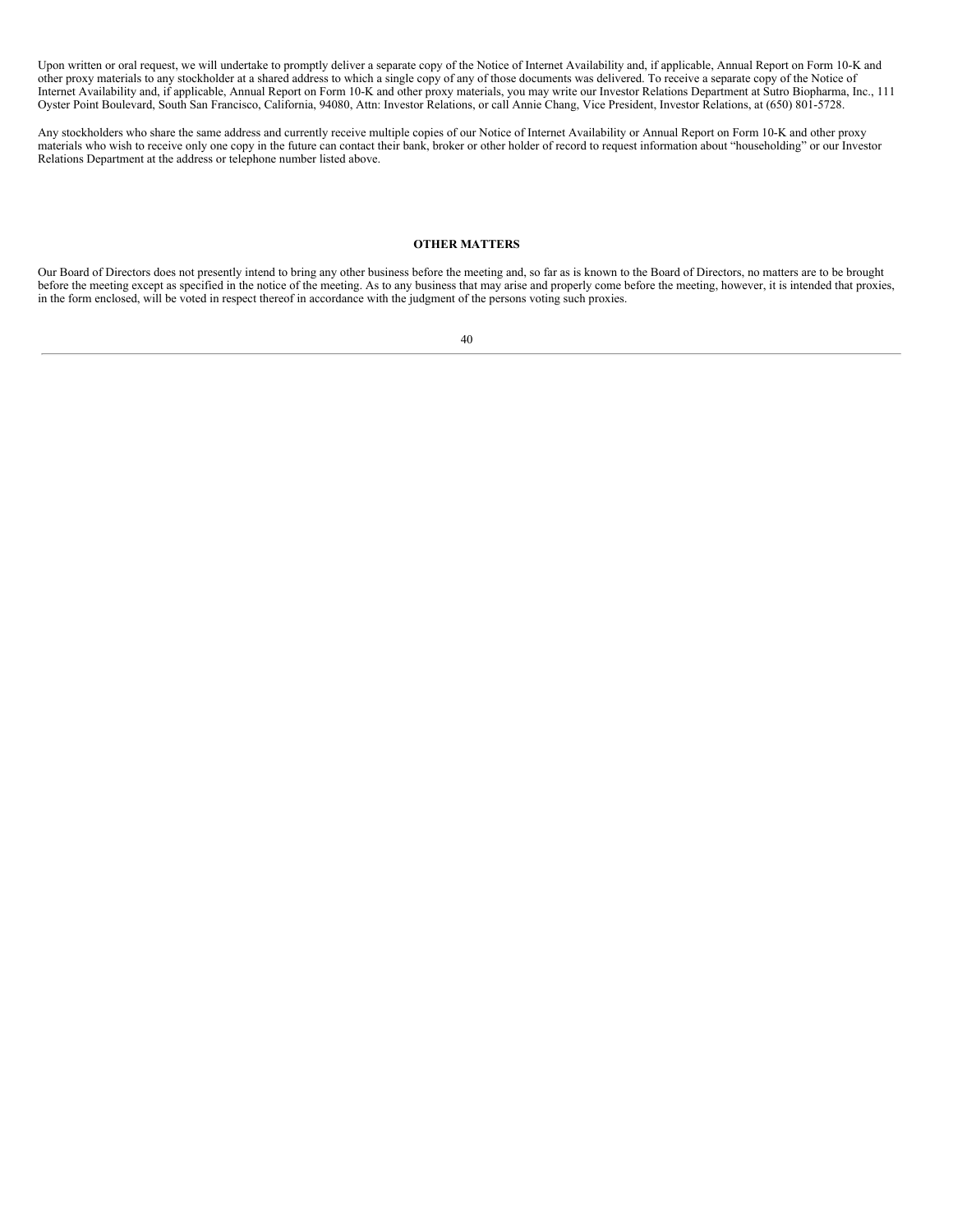Upon written or oral request, we will undertake to promptly deliver a separate copy of the Notice of Internet Availability and, if applicable, Annual Report on Form 10-K and other proxy materials to any stockholder at a shared address to which a single copy of any of those documents was delivered. To receive a separate copy of the Notice of Internet Availability and, if applicable, Annual Report on Form 10-K and other proxy materials, you may write our Investor Relations Department at Sutro Biopharma, Inc., 111 Oyster Point Boulevard, South San Francisco, California, 94080, Attn: Investor Relations, or call Annie Chang, Vice President, Investor Relations, at (650) 801-5728.

Any stockholders who share the same address and currently receive multiple copies of our Notice of Internet Availability or Annual Report on Form 10-K and other proxy materials who wish to receive only one copy in the future can contact their bank, broker or other holder of record to request information about "householding" or our Investor Relations Department at the address or telephone number listed above.

## OTHER MATTERS

Our Board of Directors does not presently intend to bring any other business before the meeting and, so far as is known to the Board of Directors, no matters are to be brought before the meeting except as specified in the notice of the meeting. As to any business that may arise and properly come before the meeting, however, it is intended that proxies, in the form enclosed, will be voted in respect thereof in accordance with the judgment of the persons voting such proxies.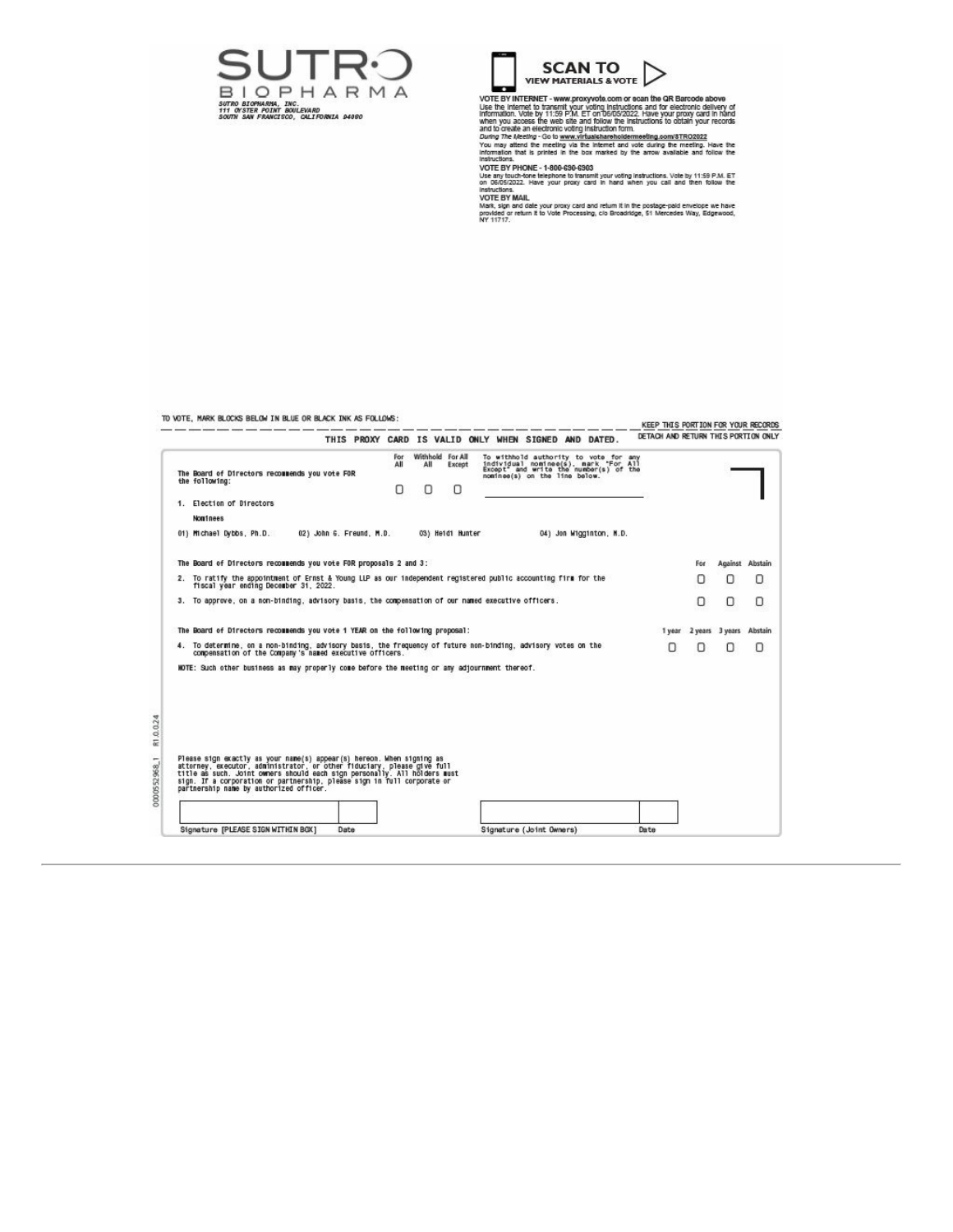SUTRO BIOPHARMA

SUTRO BIOPHARMA, INC.
111 OYSTER POINT BOULEVARD
SOUTH SAN FRANCISCO, CALIFORNIA 94080

**SCAN TO VIEW MATERIALS & VOTE**

**VOTE BY INTERNET - www.proxyvote.com or scan the QR Barcode above**
Use the Internet to transmit your voting instructions and for electronic delivery of information. Vote by 11:59 P.M. ET on 06/05/2022. Have your proxy card in hand when you access the web site and follow the instructions to obtain your records and to create an electronic voting instruction form.

*During The Meeting* - Go to **www.virtualshareholdermeeting.com/STRO2022**
You may attend the meeting via the Internet and vote during the meeting. Have the information that is printed in the box marked by the arrow available and follow the instructions.

**VOTE BY PHONE - 1-800-690-6903**
Use any touch-tone telephone to transmit your voting instructions. Vote by 11:59 P.M. ET on 06/05/2022. Have your proxy card in hand when you call and then follow the instructions.

**VOTE BY MAIL**
Mark, sign and date your proxy card and return it in the postage-paid envelope we have provided or return it to Vote Processing, c/o Broadridge, 51 Mercedes Way, Edgewood, NY 11717.

TO VOTE, MARK BLOCKS BELOW IN BLUE OR BLACK INK AS FOLLOWS:

KEEP THIS PORTION FOR YOUR RECORDS

THIS PROXY CARD IS VALID ONLY WHEN SIGNED AND DATED.

DETACH AND RETURN THIS PORTION ONLY

The Board of Directors recommends you vote FOR the following:

| For All | Withhold All | For All Except |
|---|---|---|
| ☐ | ☐ | ☐ |

To withhold authority to vote for any individual nominee(s), mark "For All Except" and write the number(s) of the nominee(s) on the line below.

1. Election of Directors

Nominees

01) Michael Dybbs, Ph.D. 02) John G. Freund, M.D. 03) Heidi Hunter 04) Jon Wigginton, M.D.

The Board of Directors recommends you vote FOR proposals 2 and 3:

| | For | Against | Abstain |
|---|---|---|---|
| 2. To ratify the appointment of Ernst & Young LLP as our independent registered public accounting firm for the fiscal year ending December 31, 2022. | ☐ | ☐ | ☐ |
| 3. To approve, on a non-binding, advisory basis, the compensation of our named executive officers. | ☐ | ☐ | ☐ |

The Board of Directors recommends you vote 1 YEAR on the following proposal:

| | 1 year | 2 years | 3 years | Abstain |
|---|---|---|---|---|
| 4. To determine, on a non-binding, advisory basis, the frequency of future non-binding, advisory votes on the compensation of the Company's named executive officers. | ☐ | ☐ | ☐ | ☐ |

NOTE: Such other business as may properly come before the meeting or any adjournment thereof.

Please sign exactly as your name(s) appear(s) hereon. When signing as attorney, executor, administrator, or other fiduciary, please give full title as such. Joint owners should each sign personally. All holders must sign. If a corporation or partnership, please sign in full corporate or partnership name by authorized officer.

Signature [PLEASE SIGN WITHIN BOX] Date

Signature (Joint Owners) Date

0000552968_1 R1.0.0.24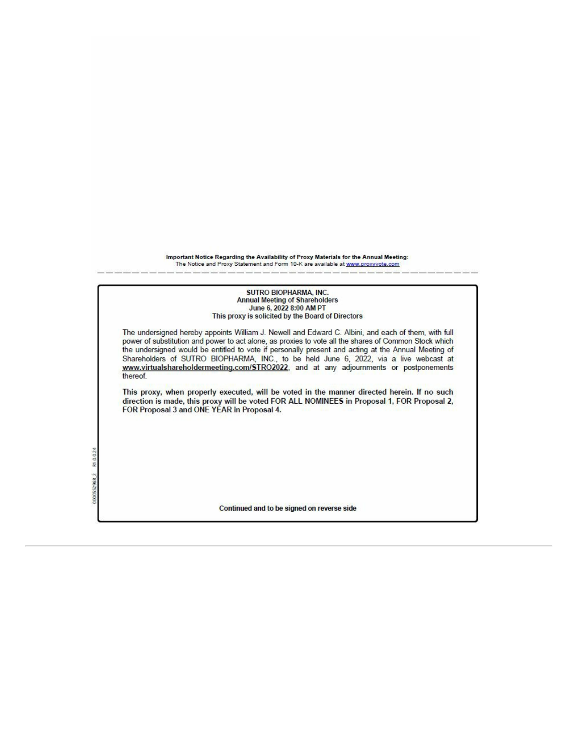**Important Notice Regarding the Availability of Proxy Materials for the Annual Meeting:**
The Notice and Proxy Statement and Form 10-K are available at www.proxyvote.com

**SUTRO BIOPHARMA, INC.**
**Annual Meeting of Shareholders**
**June 6, 2022 8:00 AM PT**
**This proxy is solicited by the Board of Directors**

The undersigned hereby appoints William J. Newell and Edward C. Albini, and each of them, with full power of substitution and power to act alone, as proxies to vote all the shares of Common Stock which the undersigned would be entitled to vote if personally present and acting at the Annual Meeting of Shareholders of SUTRO BIOPHARMA, INC., to be held June 6, 2022, via a live webcast at **www.virtualshareholdermeeting.com/STRO2022**, and at any adjournments or postponements thereof.

**This proxy, when properly executed, will be voted in the manner directed herein. If no such direction is made, this proxy will be voted FOR ALL NOMINEES in Proposal 1, FOR Proposal 2, FOR Proposal 3 and ONE YEAR in Proposal 4.**

0000552968_2 R1.0.0.24

**Continued and to be signed on reverse side**